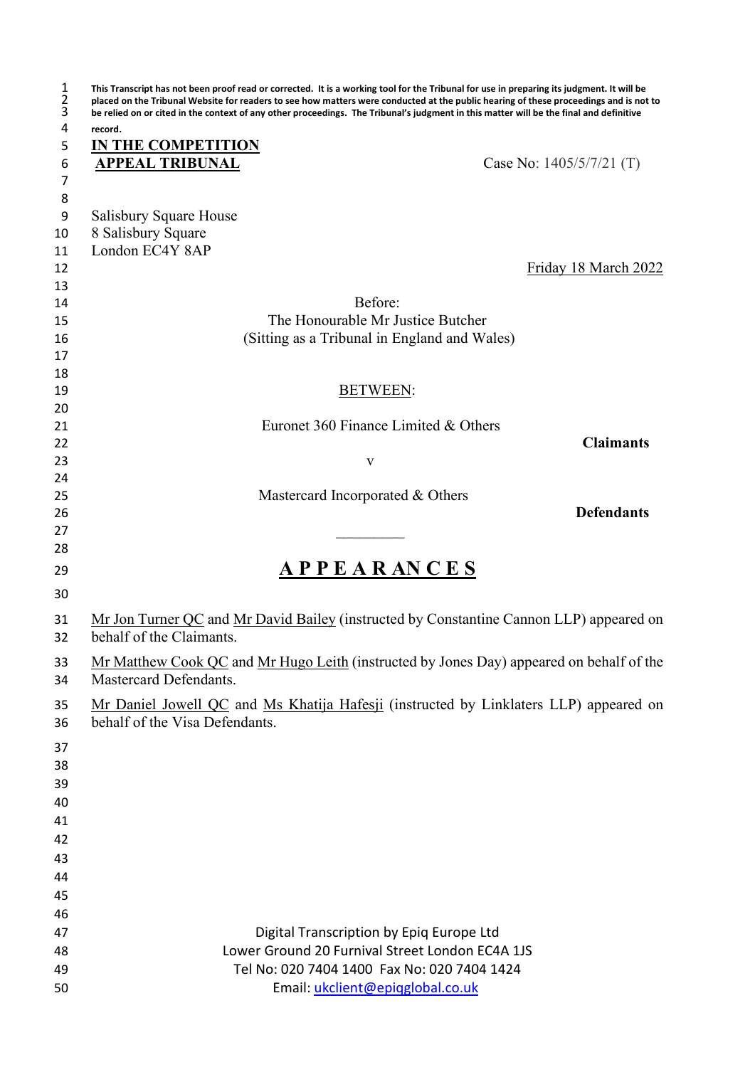**This Transcript has not been proof read or corrected. It is a working tool for the Tribunal for use in preparing its judgment. It will be placed on the Tribunal Website for readers to see how matters were conducted at the public hearing of these proceedings and is not to be relied on or cited in the context of any other proceedings. The Tribunal's judgment in this matter will be the final and definitive record.**

**IN THE COMPETITION APPEAL TRIBUNAL**

Case No: 1405/5/7/21 (T)

Salisbury Square House
8 Salisbury Square
London EC4Y 8AP

Friday 18 March 2022

Before:
The Honourable Mr Justice Butcher
(Sitting as a Tribunal in England and Wales)

BETWEEN:

Euronet 360 Finance Limited & Others

**Claimants**

v

Mastercard Incorporated & Others

**Defendants**

_________

# A P P E A R A N C E S

Mr Jon Turner QC and Mr David Bailey (instructed by Constantine Cannon LLP) appeared on behalf of the Claimants.

Mr Matthew Cook QC and Mr Hugo Leith (instructed by Jones Day) appeared on behalf of the Mastercard Defendants.

Mr Daniel Jowell QC and Ms Khatija Hafesji (instructed by Linklaters LLP) appeared on behalf of the Visa Defendants.

Digital Transcription by Epiq Europe Ltd
Lower Ground 20 Furnival Street London EC4A 1JS
Tel No: 020 7404 1400 Fax No: 020 7404 1424
Email: ukclient@epiqglobal.co.uk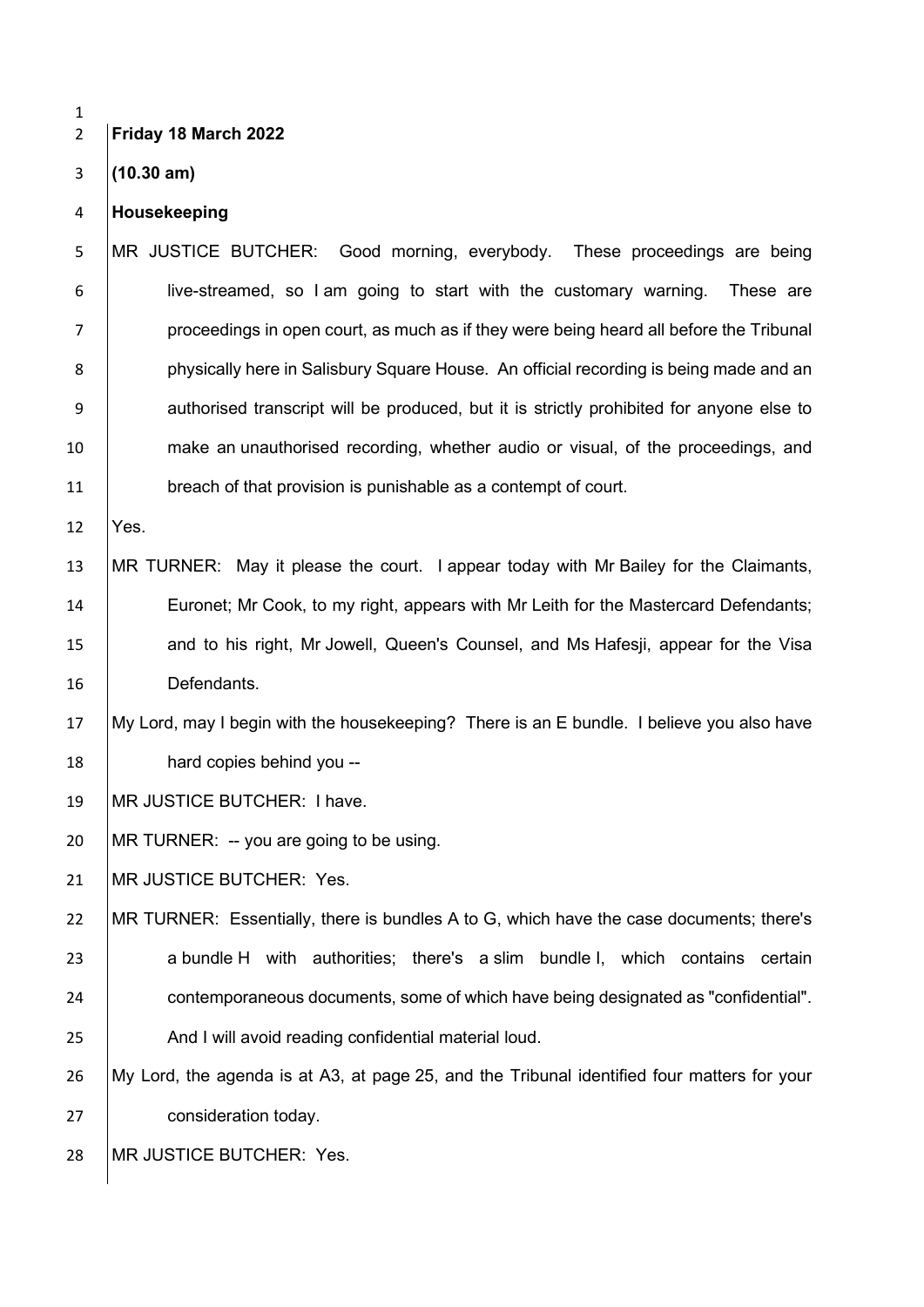**Friday 18 March 2022**

**(10.30 am)**

**Housekeeping**

MR JUSTICE BUTCHER: Good morning, everybody. These proceedings are being live-streamed, so I am going to start with the customary warning. These are proceedings in open court, as much as if they were being heard all before the Tribunal physically here in Salisbury Square House. An official recording is being made and an authorised transcript will be produced, but it is strictly prohibited for anyone else to make an unauthorised recording, whether audio or visual, of the proceedings, and breach of that provision is punishable as a contempt of court.

Yes.

MR TURNER: May it please the court. I appear today with Mr Bailey for the Claimants, Euronet; Mr Cook, to my right, appears with Mr Leith for the Mastercard Defendants; and to his right, Mr Jowell, Queen's Counsel, and Ms Hafesji, appear for the Visa Defendants.

My Lord, may I begin with the housekeeping? There is an E bundle. I believe you also have hard copies behind you --

MR JUSTICE BUTCHER: I have.

MR TURNER: -- you are going to be using.

MR JUSTICE BUTCHER: Yes.

MR TURNER: Essentially, there is bundles A to G, which have the case documents; there's a bundle H with authorities; there's a slim bundle I, which contains certain contemporaneous documents, some of which have being designated as "confidential". And I will avoid reading confidential material loud.

My Lord, the agenda is at A3, at page 25, and the Tribunal identified four matters for your consideration today.

MR JUSTICE BUTCHER: Yes.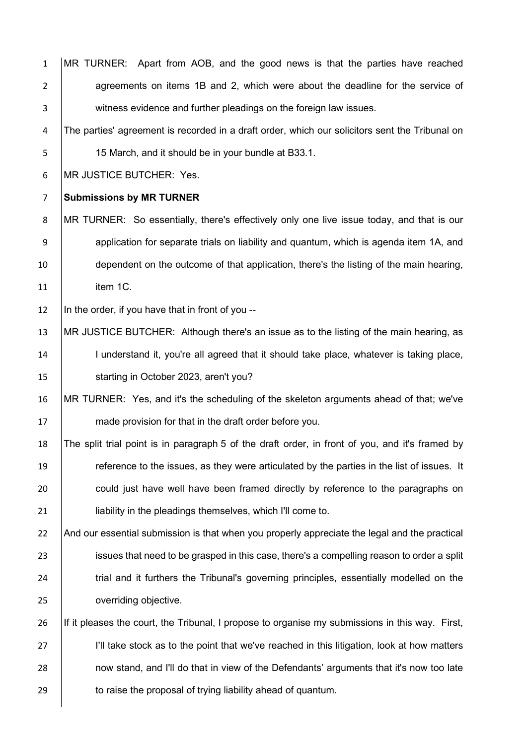MR TURNER: Apart from AOB, and the good news is that the parties have reached agreements on items 1B and 2, which were about the deadline for the service of witness evidence and further pleadings on the foreign law issues.

The parties' agreement is recorded in a draft order, which our solicitors sent the Tribunal on 15 March, and it should be in your bundle at B33.1.

MR JUSTICE BUTCHER: Yes.

**Submissions by MR TURNER**

MR TURNER: So essentially, there's effectively only one live issue today, and that is our application for separate trials on liability and quantum, which is agenda item 1A, and dependent on the outcome of that application, there's the listing of the main hearing, item 1C.

In the order, if you have that in front of you --

MR JUSTICE BUTCHER: Although there's an issue as to the listing of the main hearing, as I understand it, you're all agreed that it should take place, whatever is taking place, starting in October 2023, aren't you?

MR TURNER: Yes, and it's the scheduling of the skeleton arguments ahead of that; we've made provision for that in the draft order before you.

The split trial point is in paragraph 5 of the draft order, in front of you, and it's framed by reference to the issues, as they were articulated by the parties in the list of issues. It could just have well have been framed directly by reference to the paragraphs on liability in the pleadings themselves, which I'll come to.

And our essential submission is that when you properly appreciate the legal and the practical issues that need to be grasped in this case, there's a compelling reason to order a split trial and it furthers the Tribunal's governing principles, essentially modelled on the overriding objective.

If it pleases the court, the Tribunal, I propose to organise my submissions in this way. First, I'll take stock as to the point that we've reached in this litigation, look at how matters now stand, and I'll do that in view of the Defendants' arguments that it's now too late to raise the proposal of trying liability ahead of quantum.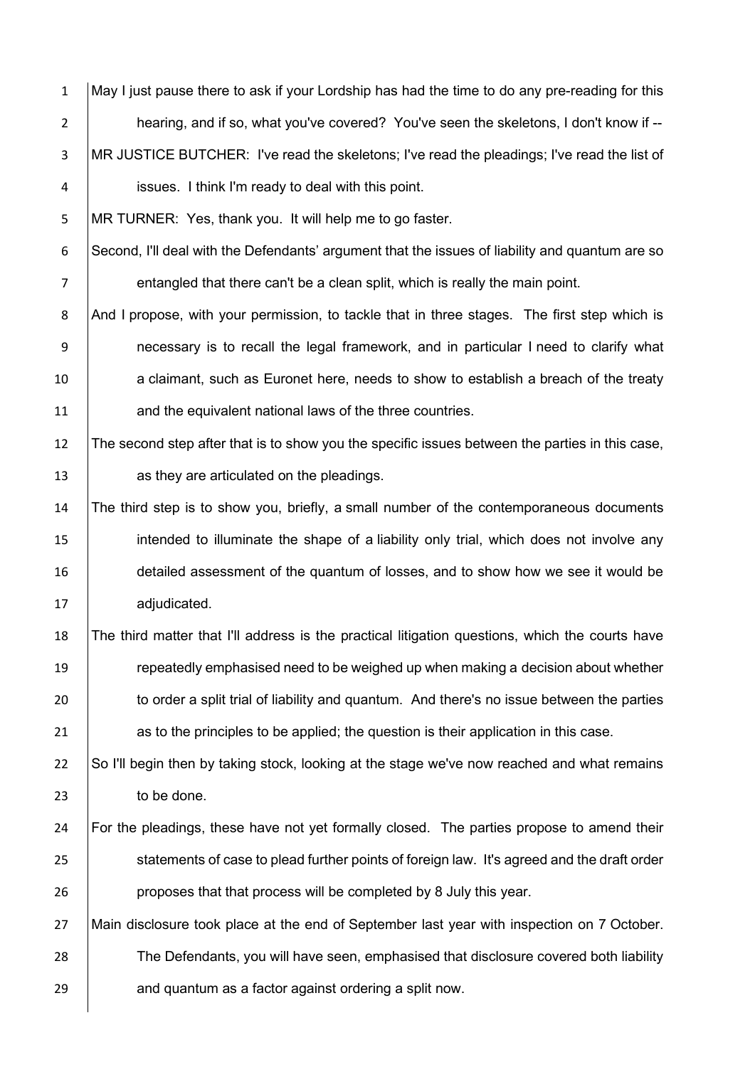May I just pause there to ask if your Lordship has had the time to do any pre-reading for this hearing, and if so, what you've covered? You've seen the skeletons, I don't know if --

MR JUSTICE BUTCHER: I've read the skeletons; I've read the pleadings; I've read the list of issues. I think I'm ready to deal with this point.

MR TURNER: Yes, thank you. It will help me to go faster.

Second, I'll deal with the Defendants' argument that the issues of liability and quantum are so entangled that there can't be a clean split, which is really the main point.

And I propose, with your permission, to tackle that in three stages. The first step which is necessary is to recall the legal framework, and in particular I need to clarify what a claimant, such as Euronet here, needs to show to establish a breach of the treaty and the equivalent national laws of the three countries.

The second step after that is to show you the specific issues between the parties in this case, as they are articulated on the pleadings.

The third step is to show you, briefly, a small number of the contemporaneous documents intended to illuminate the shape of a liability only trial, which does not involve any detailed assessment of the quantum of losses, and to show how we see it would be adjudicated.

The third matter that I'll address is the practical litigation questions, which the courts have repeatedly emphasised need to be weighed up when making a decision about whether to order a split trial of liability and quantum. And there's no issue between the parties as to the principles to be applied; the question is their application in this case.

So I'll begin then by taking stock, looking at the stage we've now reached and what remains to be done.

For the pleadings, these have not yet formally closed. The parties propose to amend their statements of case to plead further points of foreign law. It's agreed and the draft order proposes that that process will be completed by 8 July this year.

Main disclosure took place at the end of September last year with inspection on 7 October. The Defendants, you will have seen, emphasised that disclosure covered both liability and quantum as a factor against ordering a split now.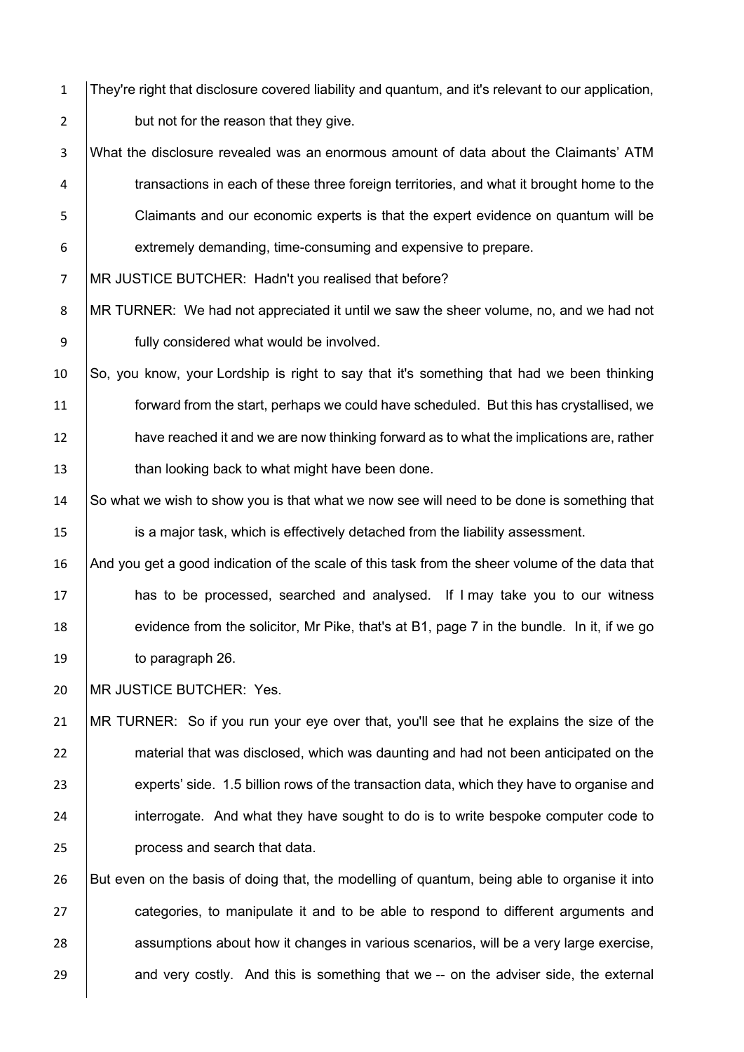They're right that disclosure covered liability and quantum, and it's relevant to our application, but not for the reason that they give.

What the disclosure revealed was an enormous amount of data about the Claimants' ATM transactions in each of these three foreign territories, and what it brought home to the Claimants and our economic experts is that the expert evidence on quantum will be extremely demanding, time-consuming and expensive to prepare.

MR JUSTICE BUTCHER: Hadn't you realised that before?

MR TURNER: We had not appreciated it until we saw the sheer volume, no, and we had not fully considered what would be involved.

So, you know, your Lordship is right to say that it's something that had we been thinking forward from the start, perhaps we could have scheduled. But this has crystallised, we have reached it and we are now thinking forward as to what the implications are, rather than looking back to what might have been done.

So what we wish to show you is that what we now see will need to be done is something that is a major task, which is effectively detached from the liability assessment.

And you get a good indication of the scale of this task from the sheer volume of the data that has to be processed, searched and analysed. If I may take you to our witness evidence from the solicitor, Mr Pike, that's at B1, page 7 in the bundle. In it, if we go to paragraph 26.

MR JUSTICE BUTCHER: Yes.

MR TURNER: So if you run your eye over that, you'll see that he explains the size of the material that was disclosed, which was daunting and had not been anticipated on the experts' side. 1.5 billion rows of the transaction data, which they have to organise and interrogate. And what they have sought to do is to write bespoke computer code to process and search that data.

But even on the basis of doing that, the modelling of quantum, being able to organise it into categories, to manipulate it and to be able to respond to different arguments and assumptions about how it changes in various scenarios, will be a very large exercise, and very costly. And this is something that we -- on the adviser side, the external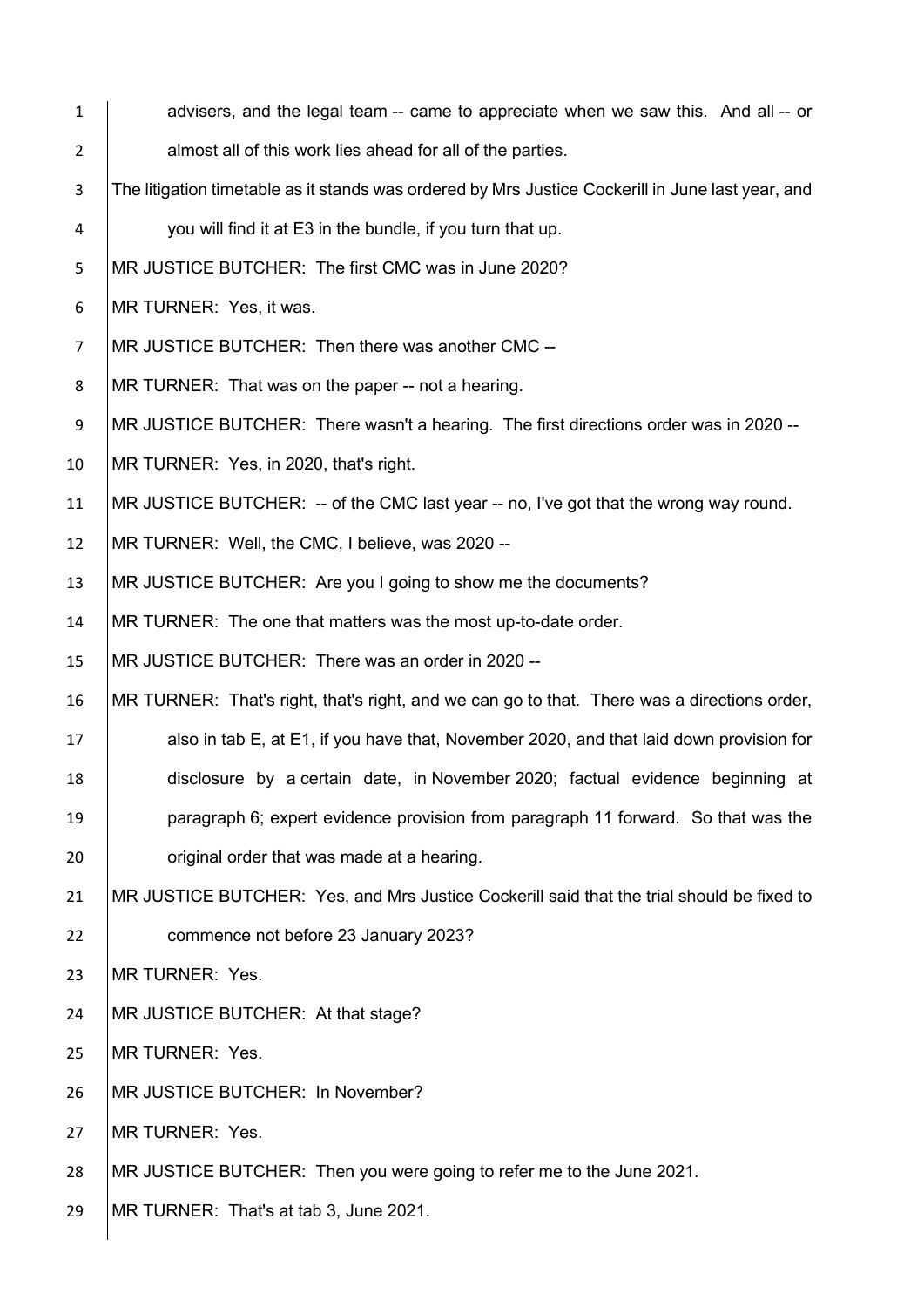advisers, and the legal team -- came to appreciate when we saw this. And all -- or almost all of this work lies ahead for all of the parties.

The litigation timetable as it stands was ordered by Mrs Justice Cockerill in June last year, and you will find it at E3 in the bundle, if you turn that up.

MR JUSTICE BUTCHER: The first CMC was in June 2020?

MR TURNER: Yes, it was.

MR JUSTICE BUTCHER: Then there was another CMC --

MR TURNER: That was on the paper -- not a hearing.

MR JUSTICE BUTCHER: There wasn't a hearing. The first directions order was in 2020 --

MR TURNER: Yes, in 2020, that's right.

MR JUSTICE BUTCHER: -- of the CMC last year -- no, I've got that the wrong way round.

MR TURNER: Well, the CMC, I believe, was 2020 --

MR JUSTICE BUTCHER: Are you I going to show me the documents?

MR TURNER: The one that matters was the most up-to-date order.

MR JUSTICE BUTCHER: There was an order in 2020 --

MR TURNER: That's right, that's right, and we can go to that. There was a directions order, also in tab E, at E1, if you have that, November 2020, and that laid down provision for disclosure by a certain date, in November 2020; factual evidence beginning at paragraph 6; expert evidence provision from paragraph 11 forward. So that was the original order that was made at a hearing.

MR JUSTICE BUTCHER: Yes, and Mrs Justice Cockerill said that the trial should be fixed to commence not before 23 January 2023?

MR TURNER: Yes.

MR JUSTICE BUTCHER: At that stage?

MR TURNER: Yes.

MR JUSTICE BUTCHER: In November?

MR TURNER: Yes.

MR JUSTICE BUTCHER: Then you were going to refer me to the June 2021.

MR TURNER: That's at tab 3, June 2021.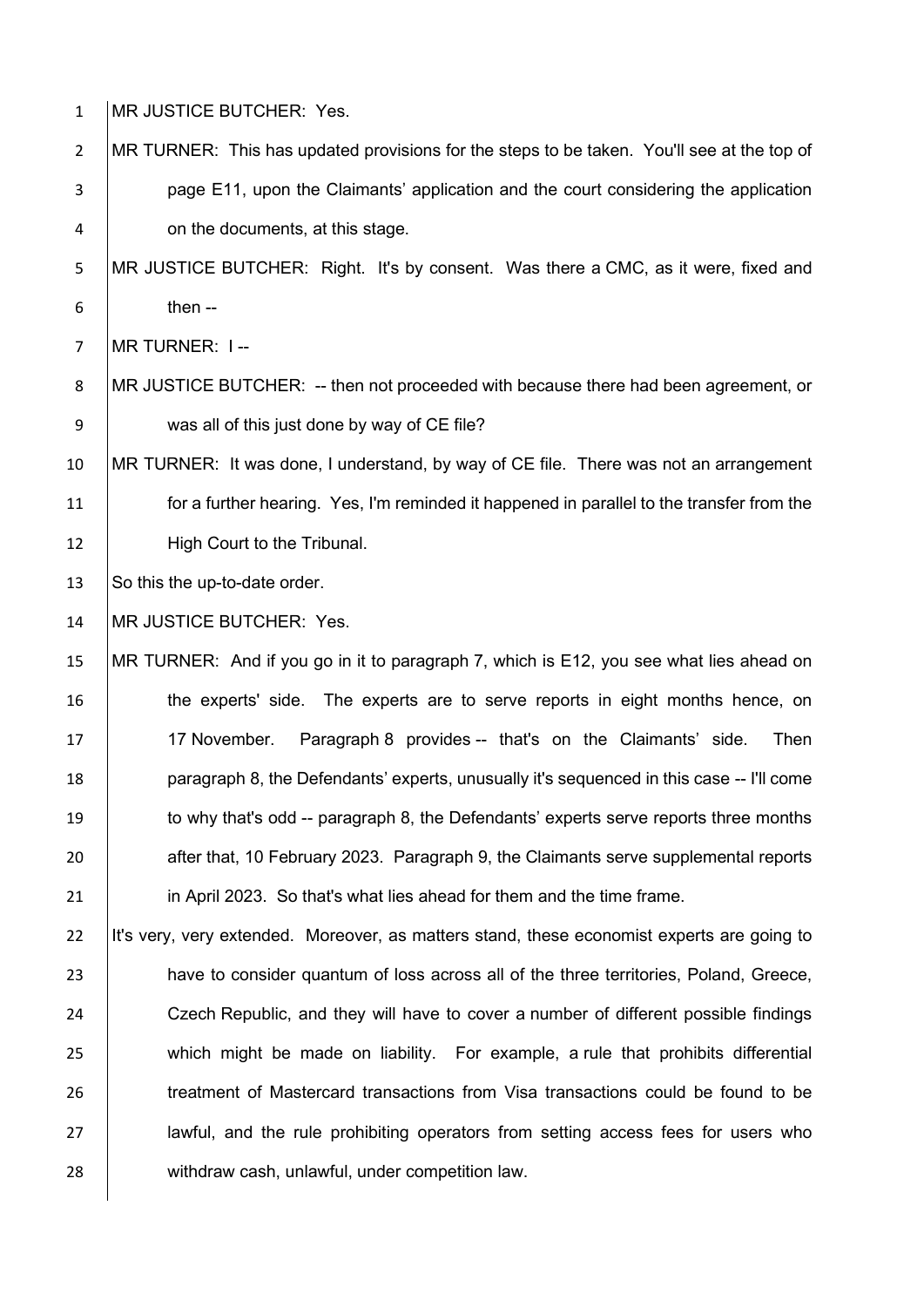MR JUSTICE BUTCHER: Yes.

MR TURNER: This has updated provisions for the steps to be taken. You'll see at the top of page E11, upon the Claimants' application and the court considering the application on the documents, at this stage.

MR JUSTICE BUTCHER: Right. It's by consent. Was there a CMC, as it were, fixed and then --

MR TURNER: I --

MR JUSTICE BUTCHER: -- then not proceeded with because there had been agreement, or was all of this just done by way of CE file?

MR TURNER: It was done, I understand, by way of CE file. There was not an arrangement for a further hearing. Yes, I'm reminded it happened in parallel to the transfer from the High Court to the Tribunal.

So this the up-to-date order.

MR JUSTICE BUTCHER: Yes.

MR TURNER: And if you go in it to paragraph 7, which is E12, you see what lies ahead on the experts' side. The experts are to serve reports in eight months hence, on 17 November. Paragraph 8 provides -- that's on the Claimants' side. Then paragraph 8, the Defendants' experts, unusually it's sequenced in this case -- I'll come to why that's odd -- paragraph 8, the Defendants' experts serve reports three months after that, 10 February 2023. Paragraph 9, the Claimants serve supplemental reports in April 2023. So that's what lies ahead for them and the time frame.

It's very, very extended. Moreover, as matters stand, these economist experts are going to have to consider quantum of loss across all of the three territories, Poland, Greece, Czech Republic, and they will have to cover a number of different possible findings which might be made on liability. For example, a rule that prohibits differential treatment of Mastercard transactions from Visa transactions could be found to be lawful, and the rule prohibiting operators from setting access fees for users who withdraw cash, unlawful, under competition law.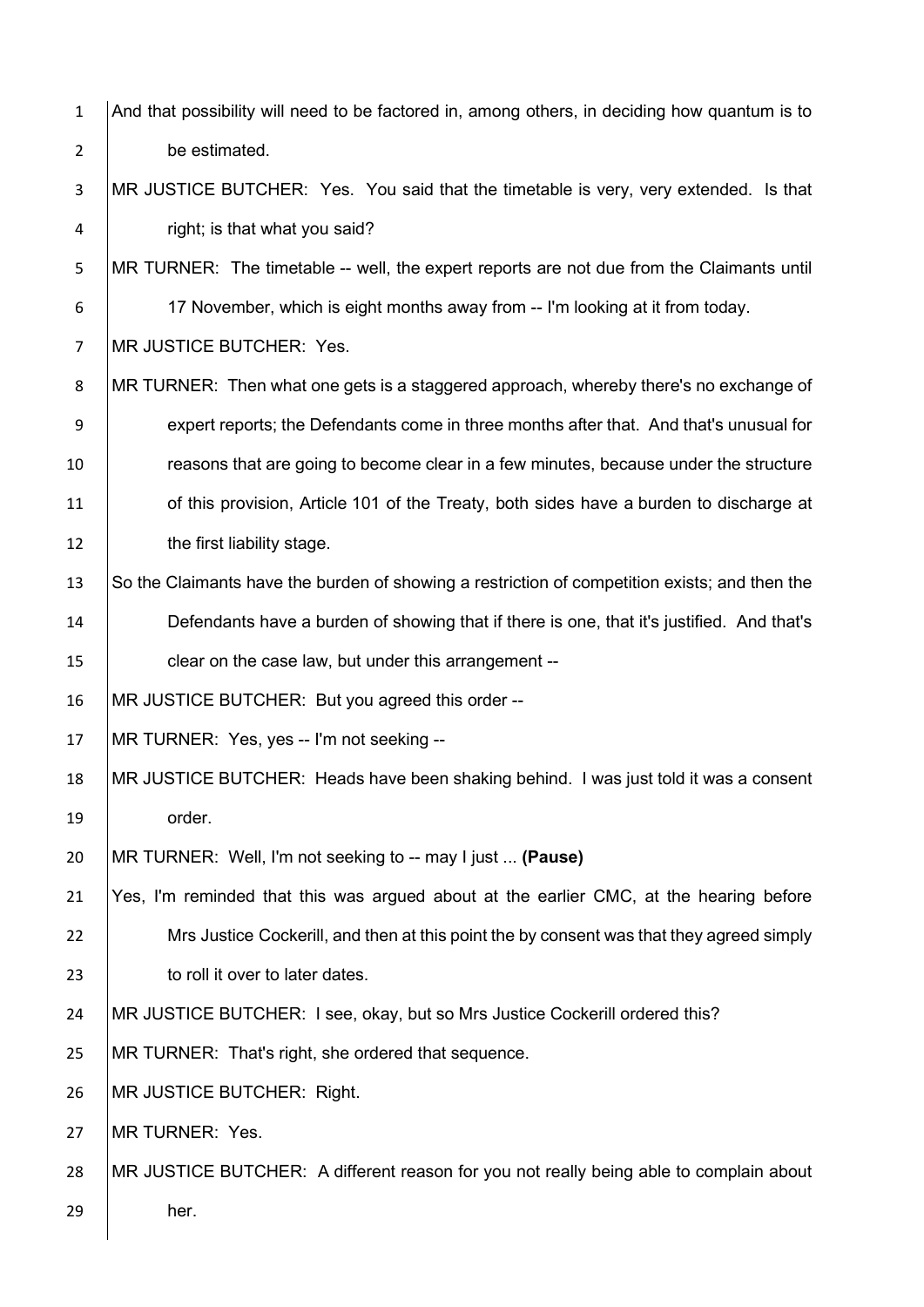And that possibility will need to be factored in, among others, in deciding how quantum is to be estimated.

MR JUSTICE BUTCHER: Yes. You said that the timetable is very, very extended. Is that right; is that what you said?

MR TURNER: The timetable -- well, the expert reports are not due from the Claimants until 17 November, which is eight months away from -- I'm looking at it from today.

MR JUSTICE BUTCHER: Yes.

MR TURNER: Then what one gets is a staggered approach, whereby there's no exchange of expert reports; the Defendants come in three months after that. And that's unusual for reasons that are going to become clear in a few minutes, because under the structure of this provision, Article 101 of the Treaty, both sides have a burden to discharge at the first liability stage.

So the Claimants have the burden of showing a restriction of competition exists; and then the Defendants have a burden of showing that if there is one, that it's justified. And that's clear on the case law, but under this arrangement --

MR JUSTICE BUTCHER: But you agreed this order --

MR TURNER: Yes, yes -- I'm not seeking --

MR JUSTICE BUTCHER: Heads have been shaking behind. I was just told it was a consent order.

MR TURNER: Well, I'm not seeking to -- may I just ... **(Pause)**

Yes, I'm reminded that this was argued about at the earlier CMC, at the hearing before Mrs Justice Cockerill, and then at this point the by consent was that they agreed simply to roll it over to later dates.

MR JUSTICE BUTCHER: I see, okay, but so Mrs Justice Cockerill ordered this?

MR TURNER: That's right, she ordered that sequence.

MR JUSTICE BUTCHER: Right.

MR TURNER: Yes.

MR JUSTICE BUTCHER: A different reason for you not really being able to complain about her.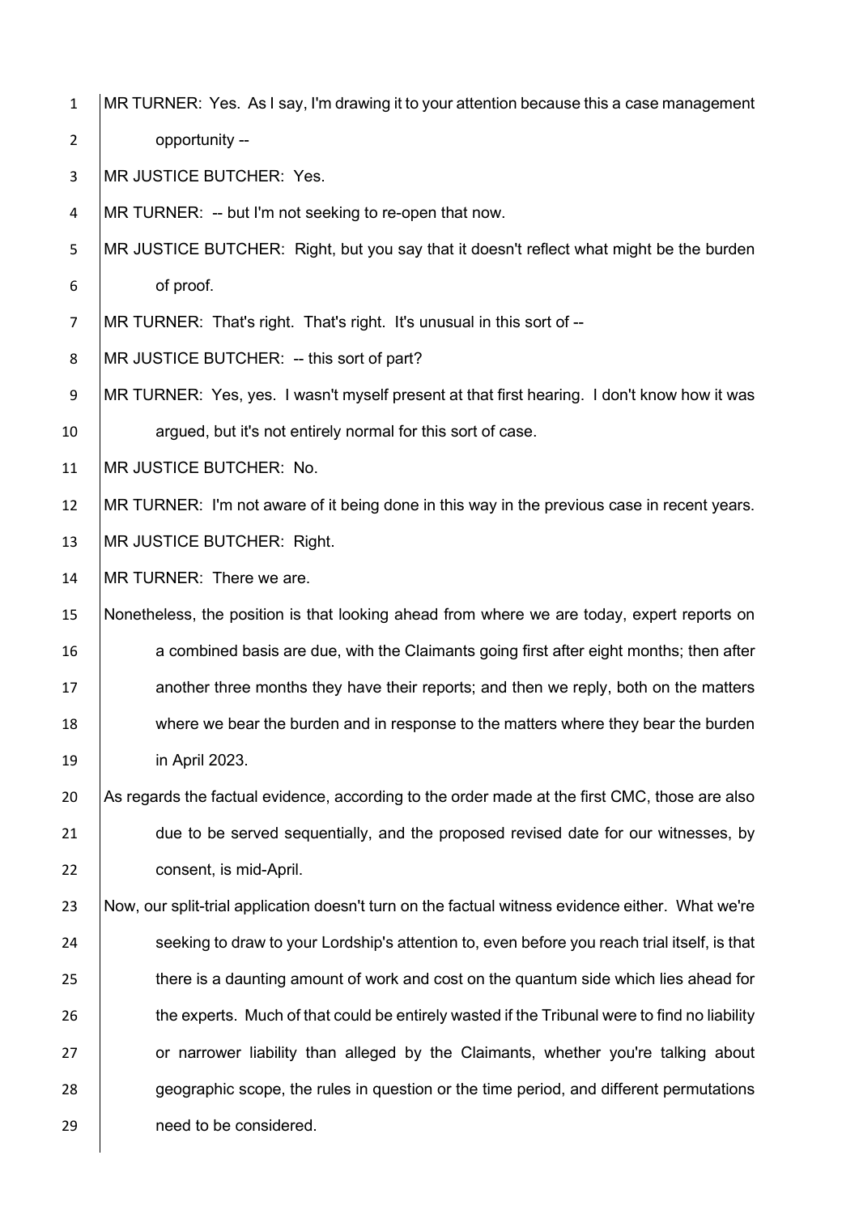MR TURNER: Yes. As I say, I'm drawing it to your attention because this a case management opportunity --

MR JUSTICE BUTCHER: Yes.

MR TURNER: -- but I'm not seeking to re-open that now.

MR JUSTICE BUTCHER: Right, but you say that it doesn't reflect what might be the burden of proof.

MR TURNER: That's right. That's right. It's unusual in this sort of --

MR JUSTICE BUTCHER: -- this sort of part?

MR TURNER: Yes, yes. I wasn't myself present at that first hearing. I don't know how it was argued, but it's not entirely normal for this sort of case.

MR JUSTICE BUTCHER: No.

MR TURNER: I'm not aware of it being done in this way in the previous case in recent years.

MR JUSTICE BUTCHER: Right.

MR TURNER: There we are.

Nonetheless, the position is that looking ahead from where we are today, expert reports on a combined basis are due, with the Claimants going first after eight months; then after another three months they have their reports; and then we reply, both on the matters where we bear the burden and in response to the matters where they bear the burden in April 2023.

As regards the factual evidence, according to the order made at the first CMC, those are also due to be served sequentially, and the proposed revised date for our witnesses, by consent, is mid-April.

Now, our split-trial application doesn't turn on the factual witness evidence either. What we're seeking to draw to your Lordship's attention to, even before you reach trial itself, is that there is a daunting amount of work and cost on the quantum side which lies ahead for the experts. Much of that could be entirely wasted if the Tribunal were to find no liability or narrower liability than alleged by the Claimants, whether you're talking about geographic scope, the rules in question or the time period, and different permutations need to be considered.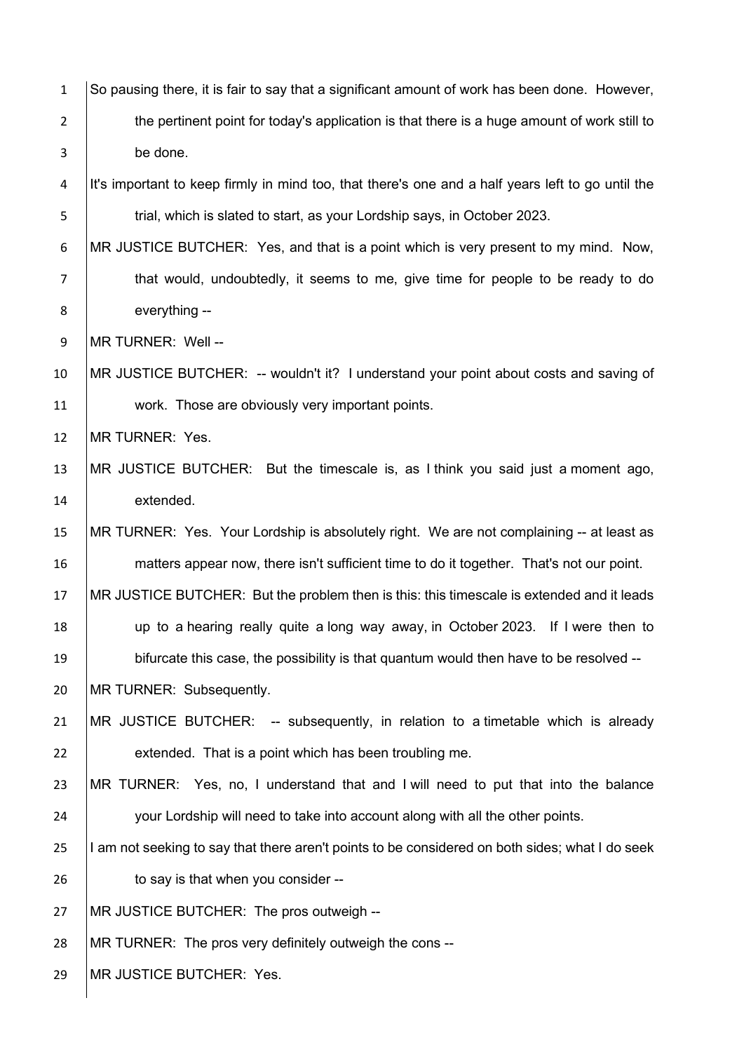So pausing there, it is fair to say that a significant amount of work has been done. However, the pertinent point for today's application is that there is a huge amount of work still to be done.

It's important to keep firmly in mind too, that there's one and a half years left to go until the trial, which is slated to start, as your Lordship says, in October 2023.

MR JUSTICE BUTCHER: Yes, and that is a point which is very present to my mind. Now, that would, undoubtedly, it seems to me, give time for people to be ready to do everything --

MR TURNER: Well --

MR JUSTICE BUTCHER: -- wouldn't it? I understand your point about costs and saving of work. Those are obviously very important points.

MR TURNER: Yes.

MR JUSTICE BUTCHER: But the timescale is, as I think you said just a moment ago, extended.

MR TURNER: Yes. Your Lordship is absolutely right. We are not complaining -- at least as matters appear now, there isn't sufficient time to do it together. That's not our point.

MR JUSTICE BUTCHER: But the problem then is this: this timescale is extended and it leads up to a hearing really quite a long way away, in October 2023. If I were then to bifurcate this case, the possibility is that quantum would then have to be resolved --

MR TURNER: Subsequently.

MR JUSTICE BUTCHER: -- subsequently, in relation to a timetable which is already extended. That is a point which has been troubling me.

MR TURNER: Yes, no, I understand that and I will need to put that into the balance your Lordship will need to take into account along with all the other points.

I am not seeking to say that there aren't points to be considered on both sides; what I do seek to say is that when you consider --

MR JUSTICE BUTCHER: The pros outweigh --

MR TURNER: The pros very definitely outweigh the cons --

MR JUSTICE BUTCHER: Yes.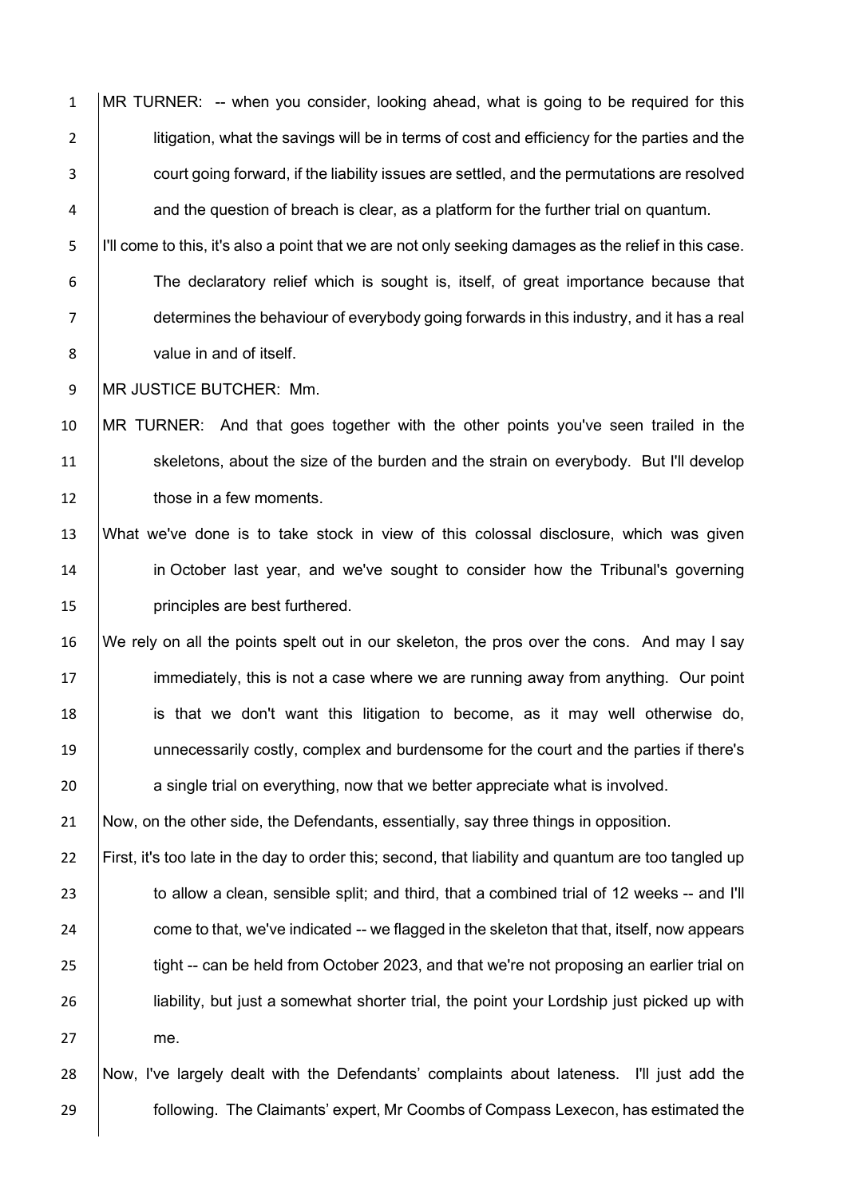MR TURNER: -- when you consider, looking ahead, what is going to be required for this litigation, what the savings will be in terms of cost and efficiency for the parties and the court going forward, if the liability issues are settled, and the permutations are resolved and the question of breach is clear, as a platform for the further trial on quantum.

I'll come to this, it's also a point that we are not only seeking damages as the relief in this case. The declaratory relief which is sought is, itself, of great importance because that determines the behaviour of everybody going forwards in this industry, and it has a real value in and of itself.

MR JUSTICE BUTCHER: Mm.

MR TURNER: And that goes together with the other points you've seen trailed in the skeletons, about the size of the burden and the strain on everybody. But I'll develop those in a few moments.

What we've done is to take stock in view of this colossal disclosure, which was given in October last year, and we've sought to consider how the Tribunal's governing principles are best furthered.

We rely on all the points spelt out in our skeleton, the pros over the cons. And may I say immediately, this is not a case where we are running away from anything. Our point is that we don't want this litigation to become, as it may well otherwise do, unnecessarily costly, complex and burdensome for the court and the parties if there's a single trial on everything, now that we better appreciate what is involved.

Now, on the other side, the Defendants, essentially, say three things in opposition.

First, it's too late in the day to order this; second, that liability and quantum are too tangled up to allow a clean, sensible split; and third, that a combined trial of 12 weeks -- and I'll come to that, we've indicated -- we flagged in the skeleton that that, itself, now appears tight -- can be held from October 2023, and that we're not proposing an earlier trial on liability, but just a somewhat shorter trial, the point your Lordship just picked up with me.

Now, I've largely dealt with the Defendants' complaints about lateness. I'll just add the following. The Claimants' expert, Mr Coombs of Compass Lexecon, has estimated the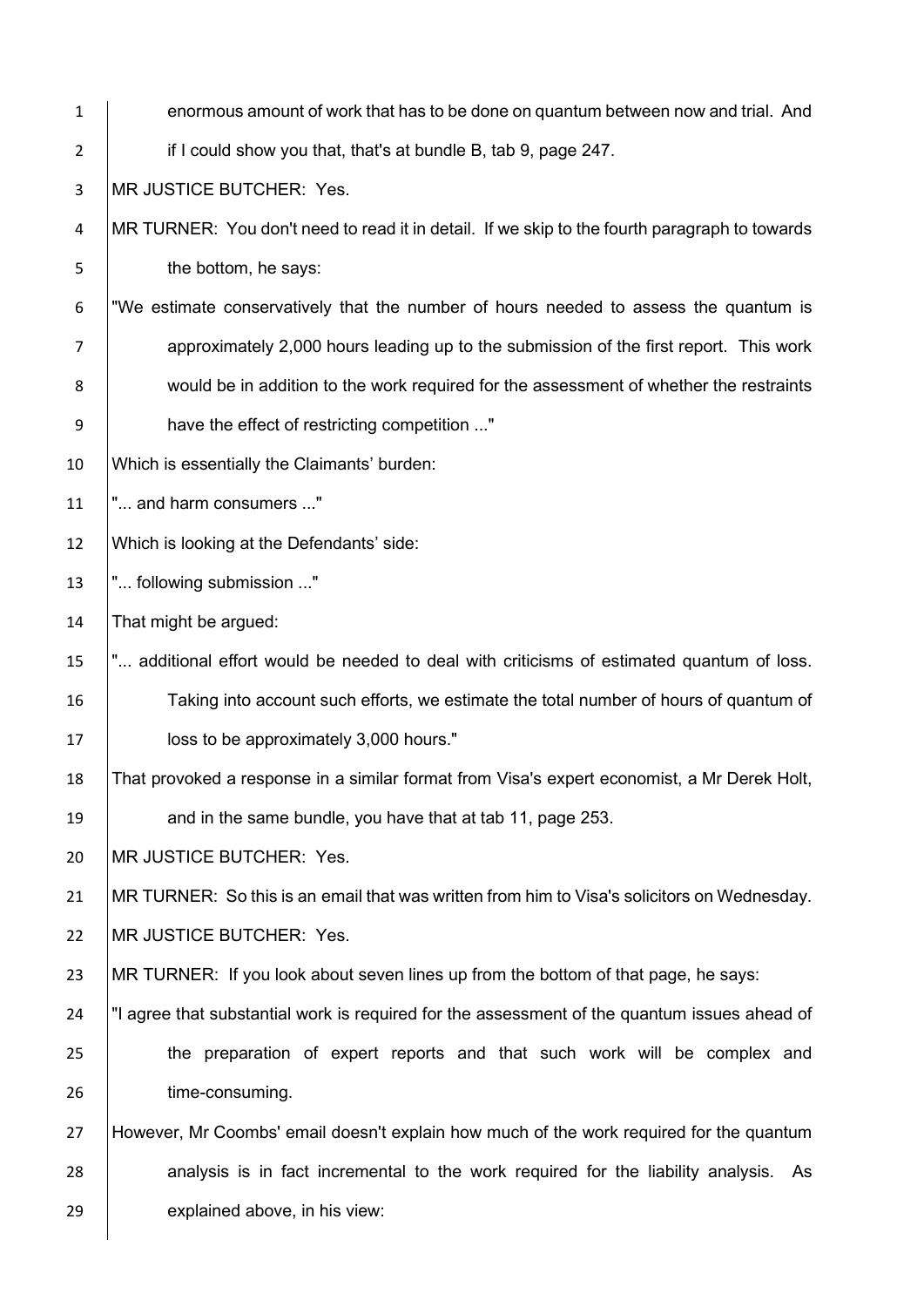enormous amount of work that has to be done on quantum between now and trial. And if I could show you that, that's at bundle B, tab 9, page 247.

MR JUSTICE BUTCHER: Yes.

MR TURNER: You don't need to read it in detail. If we skip to the fourth paragraph to towards the bottom, he says:

"We estimate conservatively that the number of hours needed to assess the quantum is approximately 2,000 hours leading up to the submission of the first report. This work would be in addition to the work required for the assessment of whether the restraints have the effect of restricting competition ..."

Which is essentially the Claimants' burden:

"... and harm consumers ..."

Which is looking at the Defendants' side:

"... following submission ..."

That might be argued:

"... additional effort would be needed to deal with criticisms of estimated quantum of loss. Taking into account such efforts, we estimate the total number of hours of quantum of loss to be approximately 3,000 hours."

That provoked a response in a similar format from Visa's expert economist, a Mr Derek Holt, and in the same bundle, you have that at tab 11, page 253.

MR JUSTICE BUTCHER: Yes.

MR TURNER: So this is an email that was written from him to Visa's solicitors on Wednesday.

MR JUSTICE BUTCHER: Yes.

MR TURNER: If you look about seven lines up from the bottom of that page, he says:

"I agree that substantial work is required for the assessment of the quantum issues ahead of the preparation of expert reports and that such work will be complex and time-consuming.

However, Mr Coombs' email doesn't explain how much of the work required for the quantum analysis is in fact incremental to the work required for the liability analysis. As explained above, in his view: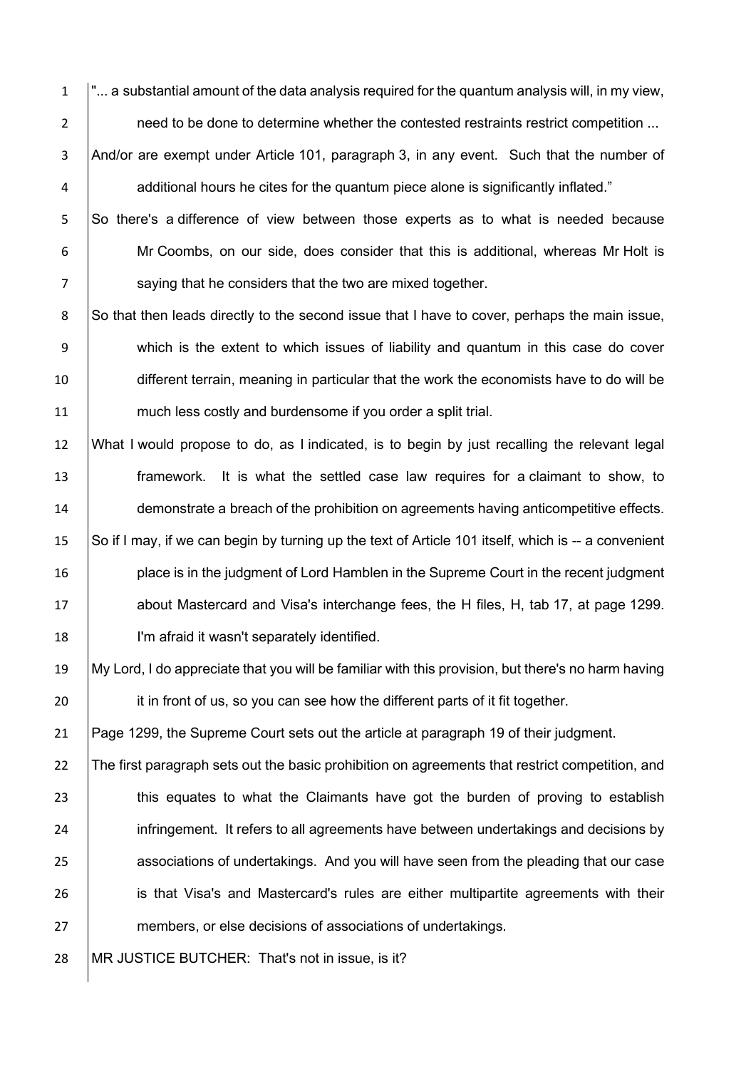"... a substantial amount of the data analysis required for the quantum analysis will, in my view, need to be done to determine whether the contested restraints restrict competition ...

And/or are exempt under Article 101, paragraph 3, in any event. Such that the number of additional hours he cites for the quantum piece alone is significantly inflated."

So there's a difference of view between those experts as to what is needed because Mr Coombs, on our side, does consider that this is additional, whereas Mr Holt is saying that he considers that the two are mixed together.

So that then leads directly to the second issue that I have to cover, perhaps the main issue, which is the extent to which issues of liability and quantum in this case do cover different terrain, meaning in particular that the work the economists have to do will be much less costly and burdensome if you order a split trial.

What I would propose to do, as I indicated, is to begin by just recalling the relevant legal framework. It is what the settled case law requires for a claimant to show, to demonstrate a breach of the prohibition on agreements having anticompetitive effects.

So if I may, if we can begin by turning up the text of Article 101 itself, which is -- a convenient place is in the judgment of Lord Hamblen in the Supreme Court in the recent judgment about Mastercard and Visa's interchange fees, the H files, H, tab 17, at page 1299. I'm afraid it wasn't separately identified.

My Lord, I do appreciate that you will be familiar with this provision, but there's no harm having it in front of us, so you can see how the different parts of it fit together.

Page 1299, the Supreme Court sets out the article at paragraph 19 of their judgment.

The first paragraph sets out the basic prohibition on agreements that restrict competition, and this equates to what the Claimants have got the burden of proving to establish infringement. It refers to all agreements have between undertakings and decisions by associations of undertakings. And you will have seen from the pleading that our case is that Visa's and Mastercard's rules are either multipartite agreements with their members, or else decisions of associations of undertakings.

MR JUSTICE BUTCHER: That's not in issue, is it?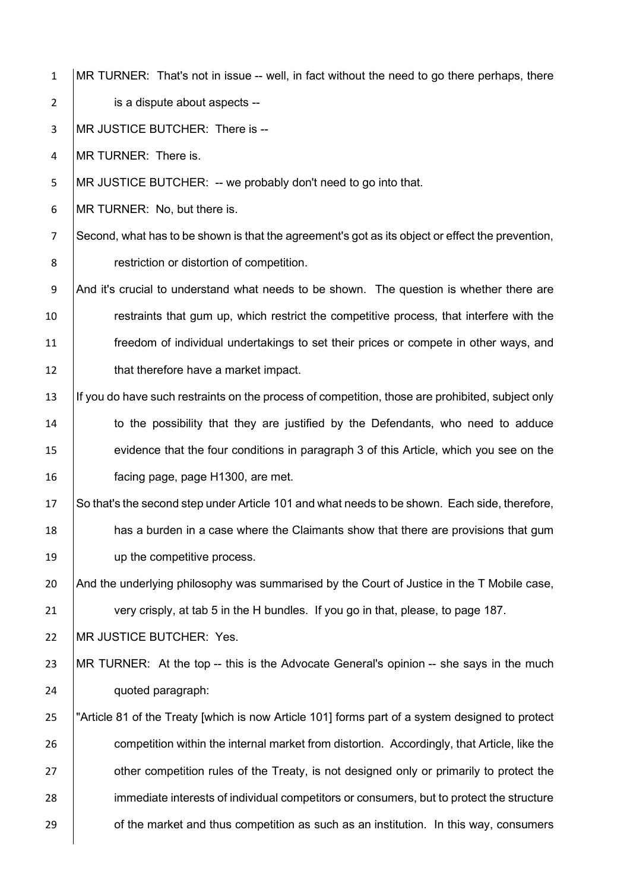MR TURNER: That's not in issue -- well, in fact without the need to go there perhaps, there is a dispute about aspects --

MR JUSTICE BUTCHER: There is --

MR TURNER: There is.

MR JUSTICE BUTCHER: -- we probably don't need to go into that.

MR TURNER: No, but there is.

Second, what has to be shown is that the agreement's got as its object or effect the prevention, restriction or distortion of competition.

And it's crucial to understand what needs to be shown. The question is whether there are restraints that gum up, which restrict the competitive process, that interfere with the freedom of individual undertakings to set their prices or compete in other ways, and that therefore have a market impact.

If you do have such restraints on the process of competition, those are prohibited, subject only to the possibility that they are justified by the Defendants, who need to adduce evidence that the four conditions in paragraph 3 of this Article, which you see on the facing page, page H1300, are met.

So that's the second step under Article 101 and what needs to be shown. Each side, therefore, has a burden in a case where the Claimants show that there are provisions that gum up the competitive process.

And the underlying philosophy was summarised by the Court of Justice in the T Mobile case, very crisply, at tab 5 in the H bundles. If you go in that, please, to page 187.

MR JUSTICE BUTCHER: Yes.

MR TURNER: At the top -- this is the Advocate General's opinion -- she says in the much quoted paragraph:

"Article 81 of the Treaty [which is now Article 101] forms part of a system designed to protect competition within the internal market from distortion. Accordingly, that Article, like the other competition rules of the Treaty, is not designed only or primarily to protect the immediate interests of individual competitors or consumers, but to protect the structure of the market and thus competition as such as an institution. In this way, consumers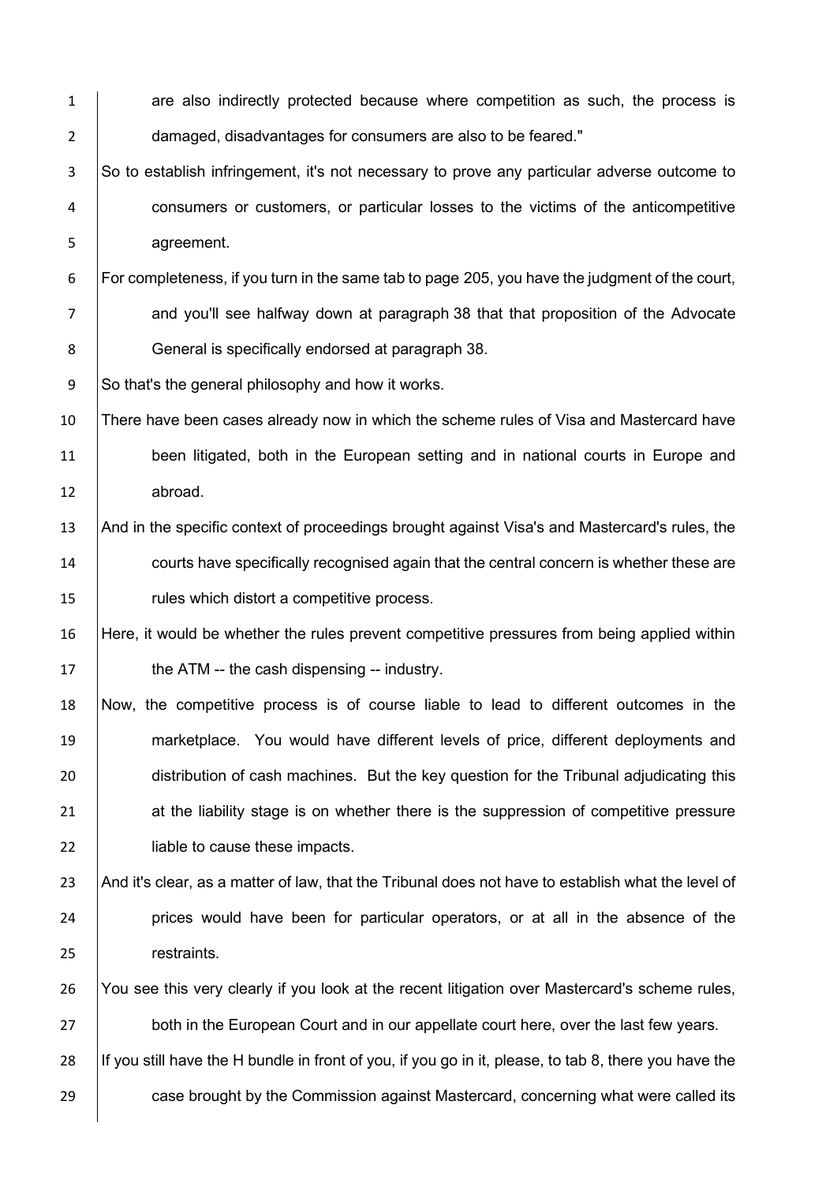are also indirectly protected because where competition as such, the process is damaged, disadvantages for consumers are also to be feared."

So to establish infringement, it's not necessary to prove any particular adverse outcome to consumers or customers, or particular losses to the victims of the anticompetitive agreement.

For completeness, if you turn in the same tab to page 205, you have the judgment of the court, and you'll see halfway down at paragraph 38 that that proposition of the Advocate General is specifically endorsed at paragraph 38.

So that's the general philosophy and how it works.

There have been cases already now in which the scheme rules of Visa and Mastercard have been litigated, both in the European setting and in national courts in Europe and abroad.

And in the specific context of proceedings brought against Visa's and Mastercard's rules, the courts have specifically recognised again that the central concern is whether these are rules which distort a competitive process.

Here, it would be whether the rules prevent competitive pressures from being applied within the ATM -- the cash dispensing -- industry.

Now, the competitive process is of course liable to lead to different outcomes in the marketplace. You would have different levels of price, different deployments and distribution of cash machines. But the key question for the Tribunal adjudicating this at the liability stage is on whether there is the suppression of competitive pressure liable to cause these impacts.

And it's clear, as a matter of law, that the Tribunal does not have to establish what the level of prices would have been for particular operators, or at all in the absence of the restraints.

You see this very clearly if you look at the recent litigation over Mastercard's scheme rules, both in the European Court and in our appellate court here, over the last few years.

If you still have the H bundle in front of you, if you go in it, please, to tab 8, there you have the case brought by the Commission against Mastercard, concerning what were called its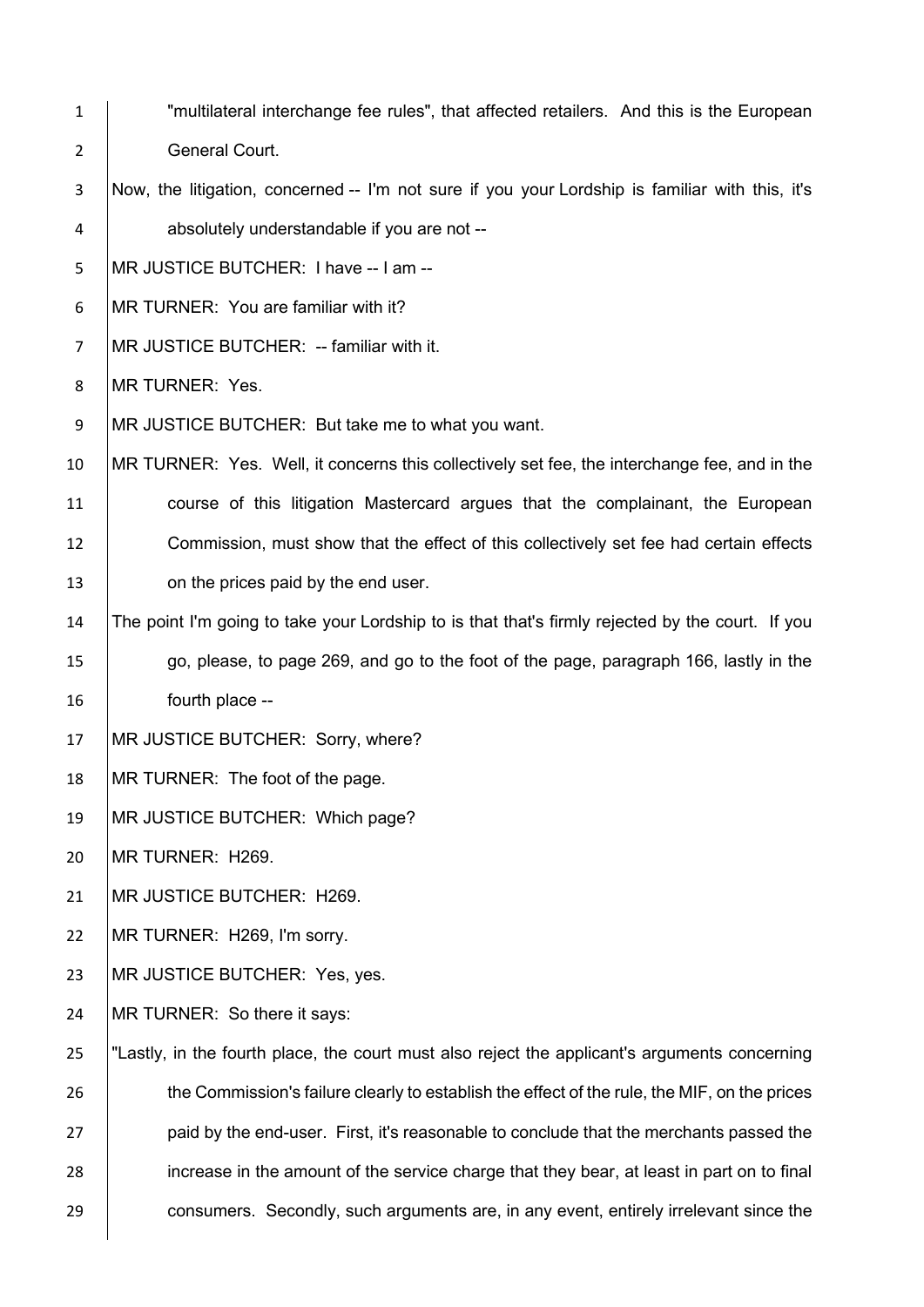"multilateral interchange fee rules", that affected retailers. And this is the European General Court.

Now, the litigation, concerned -- I'm not sure if you your Lordship is familiar with this, it's absolutely understandable if you are not --

MR JUSTICE BUTCHER: I have -- I am --

MR TURNER: You are familiar with it?

MR JUSTICE BUTCHER: -- familiar with it.

MR TURNER: Yes.

MR JUSTICE BUTCHER: But take me to what you want.

MR TURNER: Yes. Well, it concerns this collectively set fee, the interchange fee, and in the course of this litigation Mastercard argues that the complainant, the European Commission, must show that the effect of this collectively set fee had certain effects on the prices paid by the end user.

The point I'm going to take your Lordship to is that that's firmly rejected by the court. If you go, please, to page 269, and go to the foot of the page, paragraph 166, lastly in the fourth place --

MR JUSTICE BUTCHER: Sorry, where?

MR TURNER: The foot of the page.

MR JUSTICE BUTCHER: Which page?

MR TURNER: H269.

MR JUSTICE BUTCHER: H269.

MR TURNER: H269, I'm sorry.

MR JUSTICE BUTCHER: Yes, yes.

MR TURNER: So there it says:

"Lastly, in the fourth place, the court must also reject the applicant's arguments concerning the Commission's failure clearly to establish the effect of the rule, the MIF, on the prices paid by the end-user. First, it's reasonable to conclude that the merchants passed the increase in the amount of the service charge that they bear, at least in part on to final consumers. Secondly, such arguments are, in any event, entirely irrelevant since the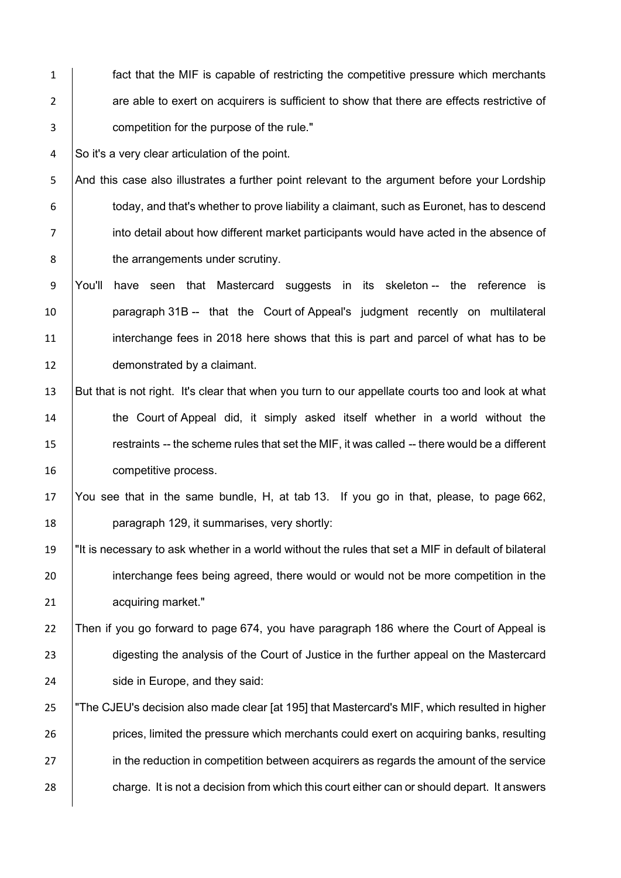fact that the MIF is capable of restricting the competitive pressure which merchants are able to exert on acquirers is sufficient to show that there are effects restrictive of competition for the purpose of the rule."

So it's a very clear articulation of the point.

And this case also illustrates a further point relevant to the argument before your Lordship today, and that's whether to prove liability a claimant, such as Euronet, has to descend into detail about how different market participants would have acted in the absence of the arrangements under scrutiny.

You'll have seen that Mastercard suggests in its skeleton -- the reference is paragraph 31B -- that the Court of Appeal's judgment recently on multilateral interchange fees in 2018 here shows that this is part and parcel of what has to be demonstrated by a claimant.

But that is not right. It's clear that when you turn to our appellate courts too and look at what the Court of Appeal did, it simply asked itself whether in a world without the restraints -- the scheme rules that set the MIF, it was called -- there would be a different competitive process.

You see that in the same bundle, H, at tab 13. If you go in that, please, to page 662, paragraph 129, it summarises, very shortly:

"It is necessary to ask whether in a world without the rules that set a MIF in default of bilateral interchange fees being agreed, there would or would not be more competition in the acquiring market."

Then if you go forward to page 674, you have paragraph 186 where the Court of Appeal is digesting the analysis of the Court of Justice in the further appeal on the Mastercard side in Europe, and they said:

"The CJEU's decision also made clear [at 195] that Mastercard's MIF, which resulted in higher prices, limited the pressure which merchants could exert on acquiring banks, resulting in the reduction in competition between acquirers as regards the amount of the service charge. It is not a decision from which this court either can or should depart. It answers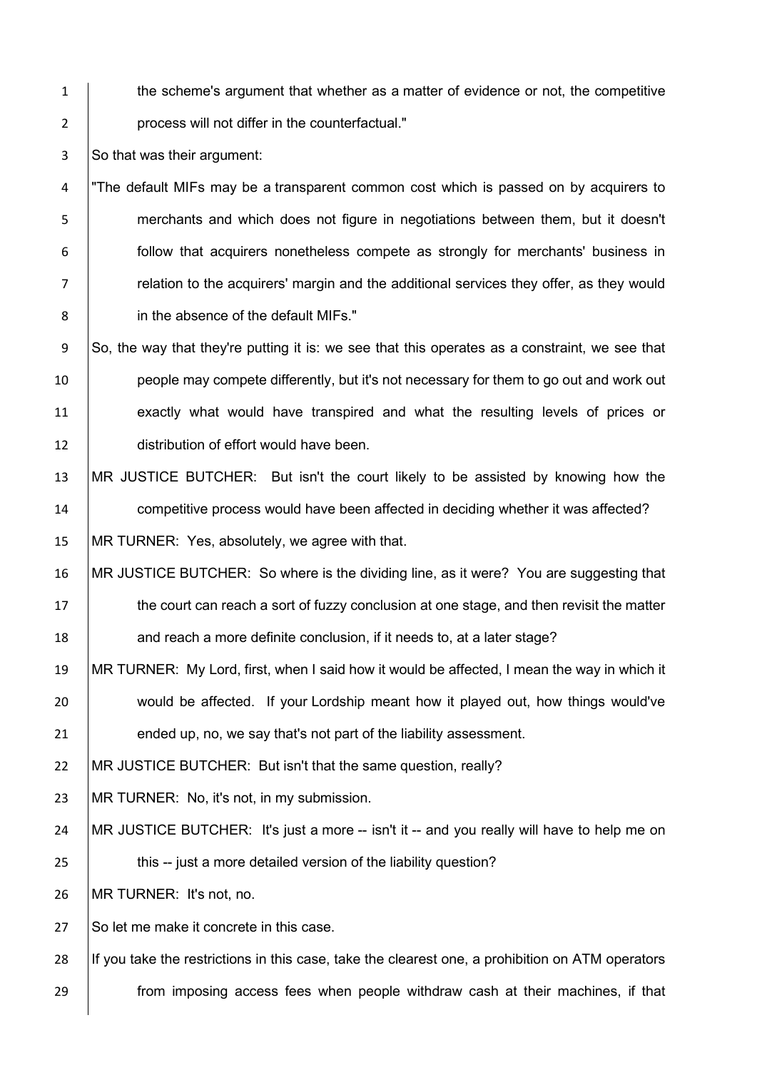the scheme's argument that whether as a matter of evidence or not, the competitive process will not differ in the counterfactual."

So that was their argument:

"The default MIFs may be a transparent common cost which is passed on by acquirers to merchants and which does not figure in negotiations between them, but it doesn't follow that acquirers nonetheless compete as strongly for merchants' business in relation to the acquirers' margin and the additional services they offer, as they would in the absence of the default MIFs."

So, the way that they're putting it is: we see that this operates as a constraint, we see that people may compete differently, but it's not necessary for them to go out and work out exactly what would have transpired and what the resulting levels of prices or distribution of effort would have been.

MR JUSTICE BUTCHER: But isn't the court likely to be assisted by knowing how the competitive process would have been affected in deciding whether it was affected?

MR TURNER: Yes, absolutely, we agree with that.

MR JUSTICE BUTCHER: So where is the dividing line, as it were? You are suggesting that the court can reach a sort of fuzzy conclusion at one stage, and then revisit the matter and reach a more definite conclusion, if it needs to, at a later stage?

MR TURNER: My Lord, first, when I said how it would be affected, I mean the way in which it would be affected. If your Lordship meant how it played out, how things would've ended up, no, we say that's not part of the liability assessment.

MR JUSTICE BUTCHER: But isn't that the same question, really?

MR TURNER: No, it's not, in my submission.

MR JUSTICE BUTCHER: It's just a more -- isn't it -- and you really will have to help me on this -- just a more detailed version of the liability question?

MR TURNER: It's not, no.

So let me make it concrete in this case.

If you take the restrictions in this case, take the clearest one, a prohibition on ATM operators from imposing access fees when people withdraw cash at their machines, if that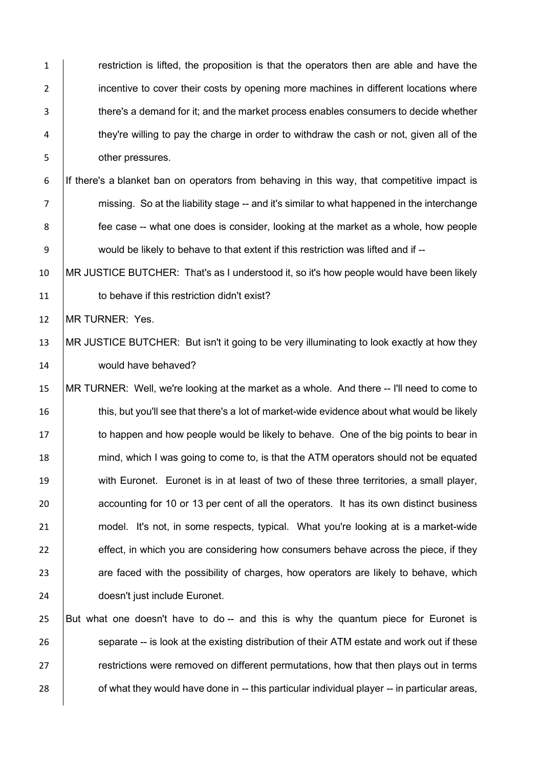restriction is lifted, the proposition is that the operators then are able and have the incentive to cover their costs by opening more machines in different locations where there's a demand for it; and the market process enables consumers to decide whether they're willing to pay the charge in order to withdraw the cash or not, given all of the other pressures.

If there's a blanket ban on operators from behaving in this way, that competitive impact is missing. So at the liability stage -- and it's similar to what happened in the interchange fee case -- what one does is consider, looking at the market as a whole, how people would be likely to behave to that extent if this restriction was lifted and if --

MR JUSTICE BUTCHER: That's as I understood it, so it's how people would have been likely to behave if this restriction didn't exist?

MR TURNER: Yes.

MR JUSTICE BUTCHER: But isn't it going to be very illuminating to look exactly at how they would have behaved?

MR TURNER: Well, we're looking at the market as a whole. And there -- I'll need to come to this, but you'll see that there's a lot of market-wide evidence about what would be likely to happen and how people would be likely to behave. One of the big points to bear in mind, which I was going to come to, is that the ATM operators should not be equated with Euronet. Euronet is in at least of two of these three territories, a small player, accounting for 10 or 13 per cent of all the operators. It has its own distinct business model. It's not, in some respects, typical. What you're looking at is a market-wide effect, in which you are considering how consumers behave across the piece, if they are faced with the possibility of charges, how operators are likely to behave, which doesn't just include Euronet.

But what one doesn't have to do -- and this is why the quantum piece for Euronet is separate -- is look at the existing distribution of their ATM estate and work out if these restrictions were removed on different permutations, how that then plays out in terms of what they would have done in -- this particular individual player -- in particular areas,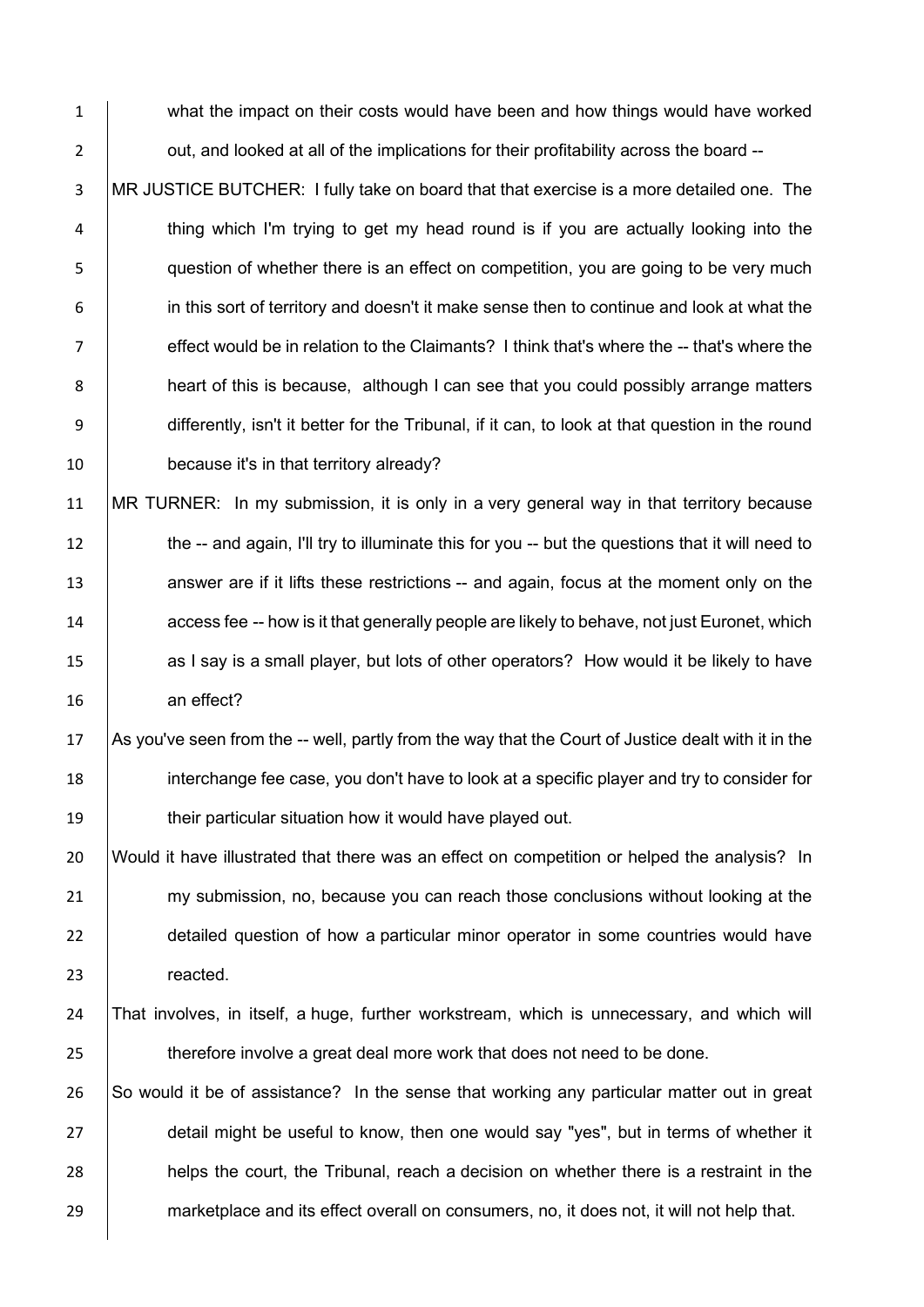what the impact on their costs would have been and how things would have worked out, and looked at all of the implications for their profitability across the board --

MR JUSTICE BUTCHER: I fully take on board that that exercise is a more detailed one. The thing which I'm trying to get my head round is if you are actually looking into the question of whether there is an effect on competition, you are going to be very much in this sort of territory and doesn't it make sense then to continue and look at what the effect would be in relation to the Claimants? I think that's where the -- that's where the heart of this is because, although I can see that you could possibly arrange matters differently, isn't it better for the Tribunal, if it can, to look at that question in the round because it's in that territory already?

MR TURNER: In my submission, it is only in a very general way in that territory because the -- and again, I'll try to illuminate this for you -- but the questions that it will need to answer are if it lifts these restrictions -- and again, focus at the moment only on the access fee -- how is it that generally people are likely to behave, not just Euronet, which as I say is a small player, but lots of other operators? How would it be likely to have an effect?

As you've seen from the -- well, partly from the way that the Court of Justice dealt with it in the interchange fee case, you don't have to look at a specific player and try to consider for their particular situation how it would have played out.

Would it have illustrated that there was an effect on competition or helped the analysis? In my submission, no, because you can reach those conclusions without looking at the detailed question of how a particular minor operator in some countries would have reacted.

That involves, in itself, a huge, further workstream, which is unnecessary, and which will therefore involve a great deal more work that does not need to be done.

So would it be of assistance? In the sense that working any particular matter out in great detail might be useful to know, then one would say "yes", but in terms of whether it helps the court, the Tribunal, reach a decision on whether there is a restraint in the marketplace and its effect overall on consumers, no, it does not, it will not help that.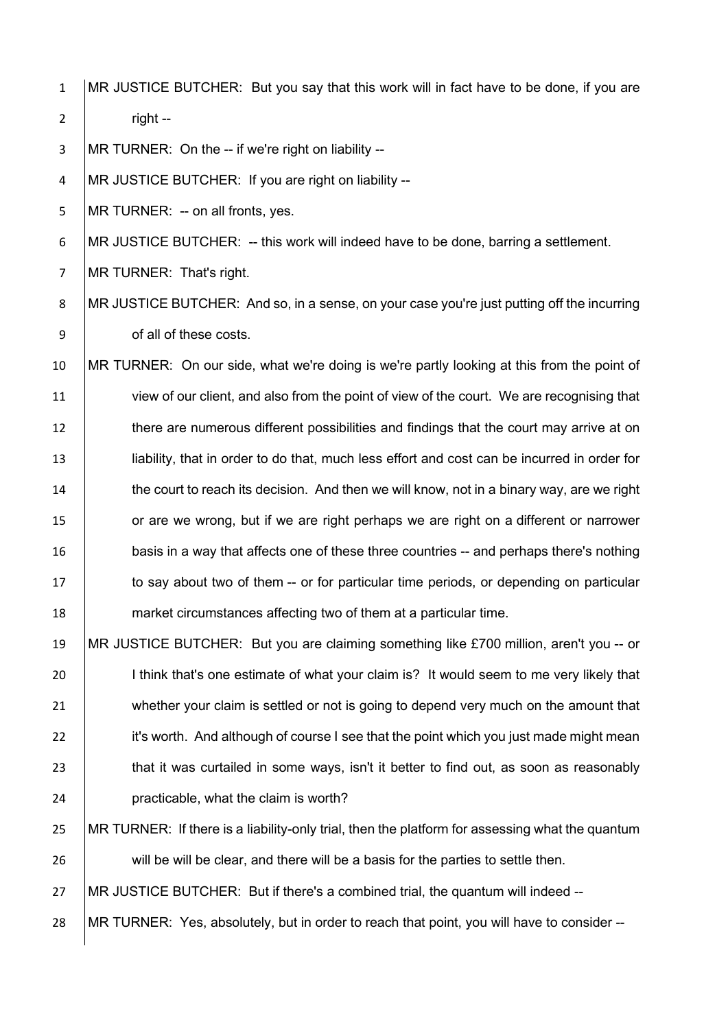MR JUSTICE BUTCHER: But you say that this work will in fact have to be done, if you are right --

MR TURNER: On the -- if we're right on liability --

MR JUSTICE BUTCHER: If you are right on liability --

MR TURNER: -- on all fronts, yes.

MR JUSTICE BUTCHER: -- this work will indeed have to be done, barring a settlement.

MR TURNER: That's right.

MR JUSTICE BUTCHER: And so, in a sense, on your case you're just putting off the incurring of all of these costs.

MR TURNER: On our side, what we're doing is we're partly looking at this from the point of view of our client, and also from the point of view of the court. We are recognising that there are numerous different possibilities and findings that the court may arrive at on liability, that in order to do that, much less effort and cost can be incurred in order for the court to reach its decision. And then we will know, not in a binary way, are we right or are we wrong, but if we are right perhaps we are right on a different or narrower basis in a way that affects one of these three countries -- and perhaps there's nothing to say about two of them -- or for particular time periods, or depending on particular market circumstances affecting two of them at a particular time.

MR JUSTICE BUTCHER: But you are claiming something like £700 million, aren't you -- or I think that's one estimate of what your claim is? It would seem to me very likely that whether your claim is settled or not is going to depend very much on the amount that it's worth. And although of course I see that the point which you just made might mean that it was curtailed in some ways, isn't it better to find out, as soon as reasonably practicable, what the claim is worth?

MR TURNER: If there is a liability-only trial, then the platform for assessing what the quantum will be will be clear, and there will be a basis for the parties to settle then.

MR JUSTICE BUTCHER: But if there's a combined trial, the quantum will indeed --

MR TURNER: Yes, absolutely, but in order to reach that point, you will have to consider --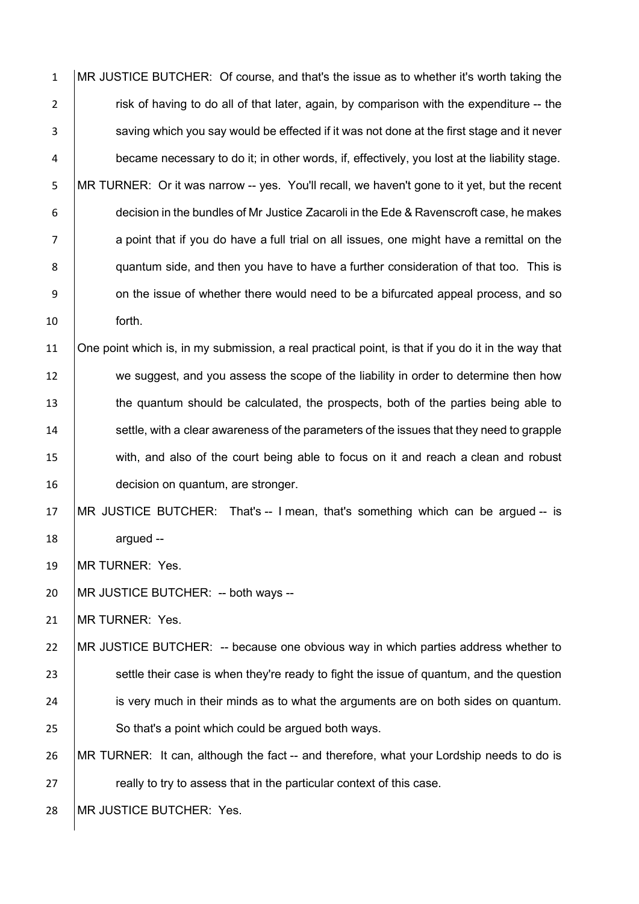MR JUSTICE BUTCHER: Of course, and that's the issue as to whether it's worth taking the risk of having to do all of that later, again, by comparison with the expenditure -- the saving which you say would be effected if it was not done at the first stage and it never became necessary to do it; in other words, if, effectively, you lost at the liability stage.

MR TURNER: Or it was narrow -- yes. You'll recall, we haven't gone to it yet, but the recent decision in the bundles of Mr Justice Zacaroli in the Ede & Ravenscroft case, he makes a point that if you do have a full trial on all issues, one might have a remittal on the quantum side, and then you have to have a further consideration of that too. This is on the issue of whether there would need to be a bifurcated appeal process, and so forth.

One point which is, in my submission, a real practical point, is that if you do it in the way that we suggest, and you assess the scope of the liability in order to determine then how the quantum should be calculated, the prospects, both of the parties being able to settle, with a clear awareness of the parameters of the issues that they need to grapple with, and also of the court being able to focus on it and reach a clean and robust decision on quantum, are stronger.

MR JUSTICE BUTCHER: That's -- I mean, that's something which can be argued -- is argued --

MR TURNER: Yes.

MR JUSTICE BUTCHER: -- both ways --

MR TURNER: Yes.

MR JUSTICE BUTCHER: -- because one obvious way in which parties address whether to settle their case is when they're ready to fight the issue of quantum, and the question is very much in their minds as to what the arguments are on both sides on quantum. So that's a point which could be argued both ways.

MR TURNER: It can, although the fact -- and therefore, what your Lordship needs to do is really to try to assess that in the particular context of this case.

MR JUSTICE BUTCHER: Yes.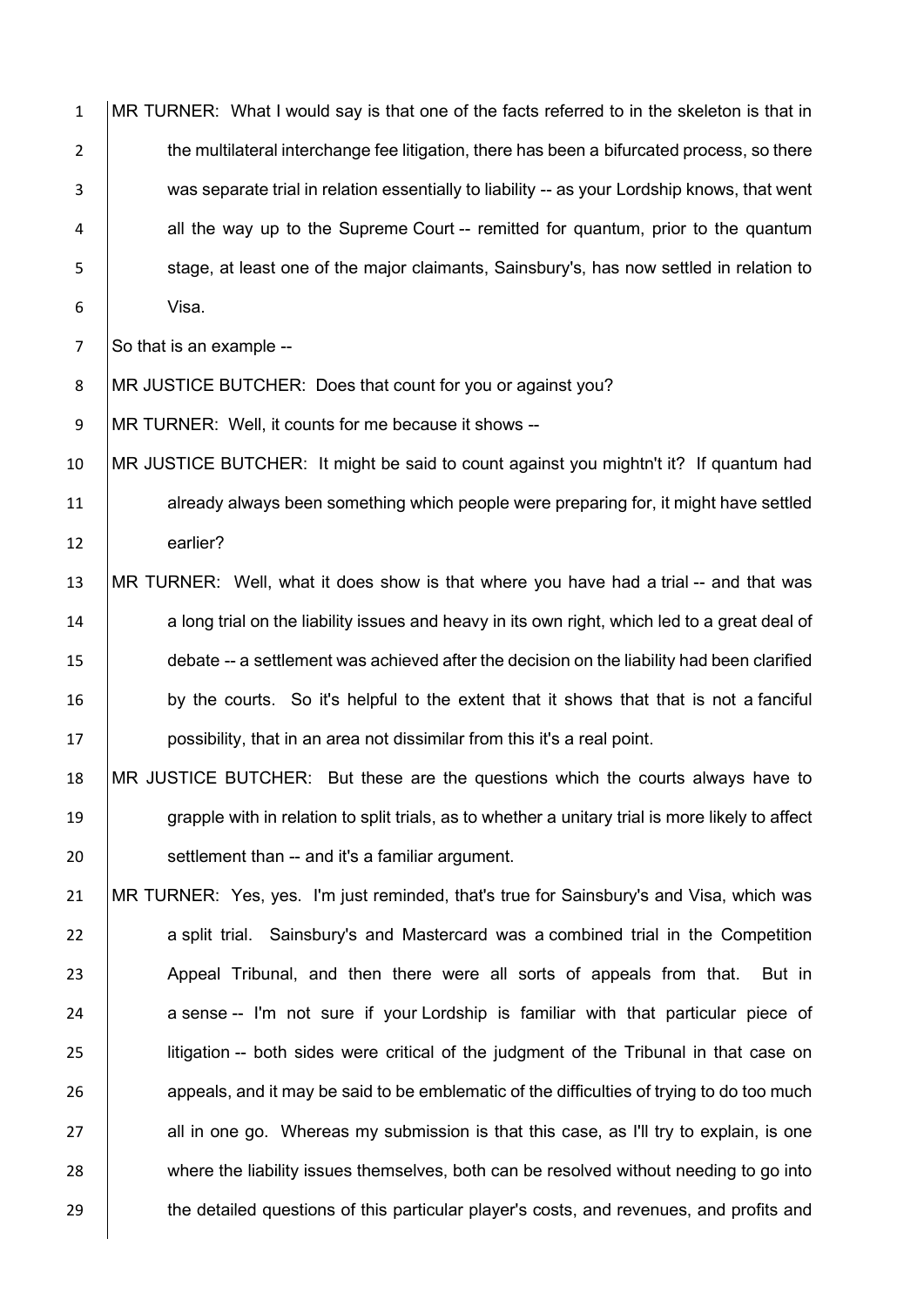MR TURNER: What I would say is that one of the facts referred to in the skeleton is that in the multilateral interchange fee litigation, there has been a bifurcated process, so there was separate trial in relation essentially to liability -- as your Lordship knows, that went all the way up to the Supreme Court -- remitted for quantum, prior to the quantum stage, at least one of the major claimants, Sainsbury's, has now settled in relation to Visa.

So that is an example --

MR JUSTICE BUTCHER: Does that count for you or against you?

MR TURNER: Well, it counts for me because it shows --

MR JUSTICE BUTCHER: It might be said to count against you mightn't it? If quantum had already always been something which people were preparing for, it might have settled earlier?

MR TURNER: Well, what it does show is that where you have had a trial -- and that was a long trial on the liability issues and heavy in its own right, which led to a great deal of debate -- a settlement was achieved after the decision on the liability had been clarified by the courts. So it's helpful to the extent that it shows that that is not a fanciful possibility, that in an area not dissimilar from this it's a real point.

MR JUSTICE BUTCHER: But these are the questions which the courts always have to grapple with in relation to split trials, as to whether a unitary trial is more likely to affect settlement than -- and it's a familiar argument.

MR TURNER: Yes, yes. I'm just reminded, that's true for Sainsbury's and Visa, which was a split trial. Sainsbury's and Mastercard was a combined trial in the Competition Appeal Tribunal, and then there were all sorts of appeals from that. But in a sense -- I'm not sure if your Lordship is familiar with that particular piece of litigation -- both sides were critical of the judgment of the Tribunal in that case on appeals, and it may be said to be emblematic of the difficulties of trying to do too much all in one go. Whereas my submission is that this case, as I'll try to explain, is one where the liability issues themselves, both can be resolved without needing to go into the detailed questions of this particular player's costs, and revenues, and profits and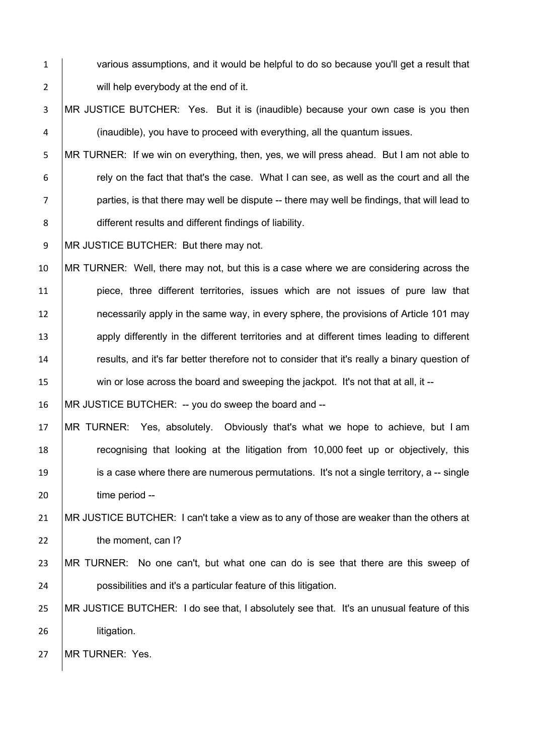various assumptions, and it would be helpful to do so because you'll get a result that will help everybody at the end of it.

MR JUSTICE BUTCHER: Yes. But it is (inaudible) because your own case is you then (inaudible), you have to proceed with everything, all the quantum issues.

MR TURNER: If we win on everything, then, yes, we will press ahead. But I am not able to rely on the fact that that's the case. What I can see, as well as the court and all the parties, is that there may well be dispute -- there may well be findings, that will lead to different results and different findings of liability.

MR JUSTICE BUTCHER: But there may not.

MR TURNER: Well, there may not, but this is a case where we are considering across the piece, three different territories, issues which are not issues of pure law that necessarily apply in the same way, in every sphere, the provisions of Article 101 may apply differently in the different territories and at different times leading to different results, and it's far better therefore not to consider that it's really a binary question of win or lose across the board and sweeping the jackpot. It's not that at all, it --

MR JUSTICE BUTCHER: -- you do sweep the board and --

MR TURNER: Yes, absolutely. Obviously that's what we hope to achieve, but I am recognising that looking at the litigation from 10,000 feet up or objectively, this is a case where there are numerous permutations. It's not a single territory, a -- single time period --

MR JUSTICE BUTCHER: I can't take a view as to any of those are weaker than the others at the moment, can I?

MR TURNER: No one can't, but what one can do is see that there are this sweep of possibilities and it's a particular feature of this litigation.

MR JUSTICE BUTCHER: I do see that, I absolutely see that. It's an unusual feature of this litigation.

MR TURNER: Yes.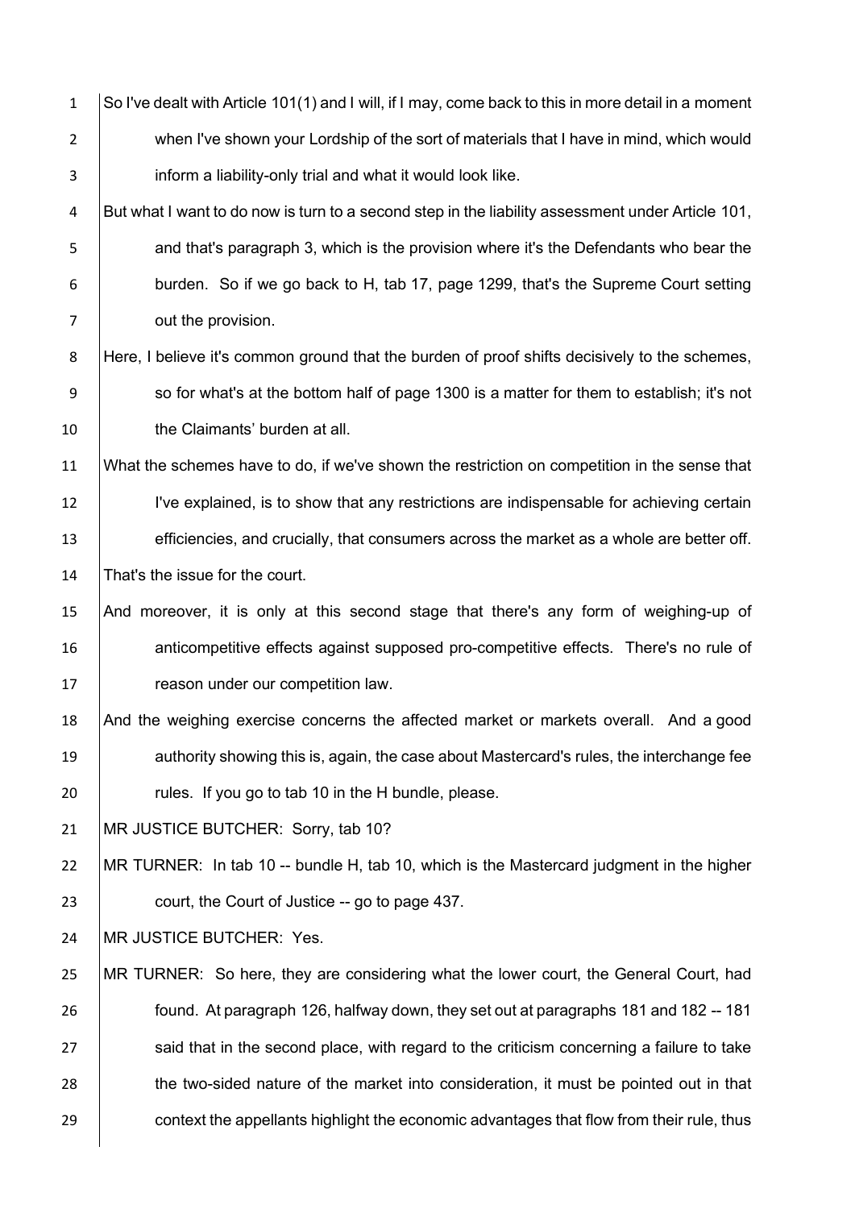So I've dealt with Article 101(1) and I will, if I may, come back to this in more detail in a moment when I've shown your Lordship of the sort of materials that I have in mind, which would inform a liability-only trial and what it would look like.

But what I want to do now is turn to a second step in the liability assessment under Article 101, and that's paragraph 3, which is the provision where it's the Defendants who bear the burden. So if we go back to H, tab 17, page 1299, that's the Supreme Court setting out the provision.

Here, I believe it's common ground that the burden of proof shifts decisively to the schemes, so for what's at the bottom half of page 1300 is a matter for them to establish; it's not the Claimants' burden at all.

What the schemes have to do, if we've shown the restriction on competition in the sense that I've explained, is to show that any restrictions are indispensable for achieving certain efficiencies, and crucially, that consumers across the market as a whole are better off. That's the issue for the court.

And moreover, it is only at this second stage that there's any form of weighing-up of anticompetitive effects against supposed pro-competitive effects. There's no rule of reason under our competition law.

And the weighing exercise concerns the affected market or markets overall. And a good authority showing this is, again, the case about Mastercard's rules, the interchange fee rules. If you go to tab 10 in the H bundle, please.

MR JUSTICE BUTCHER: Sorry, tab 10?

MR TURNER: In tab 10 -- bundle H, tab 10, which is the Mastercard judgment in the higher court, the Court of Justice -- go to page 437.

MR JUSTICE BUTCHER: Yes.

MR TURNER: So here, they are considering what the lower court, the General Court, had found. At paragraph 126, halfway down, they set out at paragraphs 181 and 182 -- 181 said that in the second place, with regard to the criticism concerning a failure to take the two-sided nature of the market into consideration, it must be pointed out in that context the appellants highlight the economic advantages that flow from their rule, thus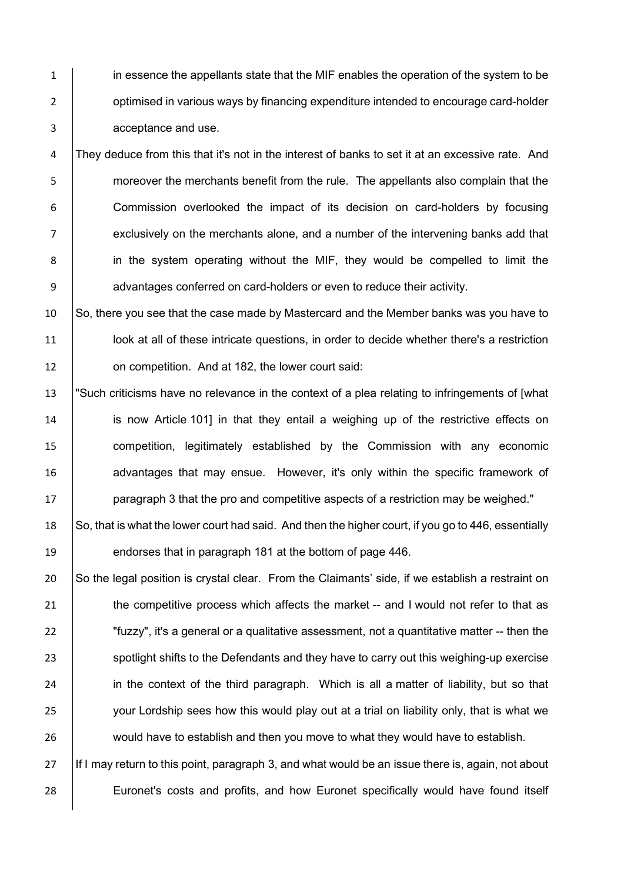in essence the appellants state that the MIF enables the operation of the system to be optimised in various ways by financing expenditure intended to encourage card-holder acceptance and use.

They deduce from this that it's not in the interest of banks to set it at an excessive rate. And moreover the merchants benefit from the rule. The appellants also complain that the Commission overlooked the impact of its decision on card-holders by focusing exclusively on the merchants alone, and a number of the intervening banks add that in the system operating without the MIF, they would be compelled to limit the advantages conferred on card-holders or even to reduce their activity.

So, there you see that the case made by Mastercard and the Member banks was you have to look at all of these intricate questions, in order to decide whether there's a restriction on competition. And at 182, the lower court said:

"Such criticisms have no relevance in the context of a plea relating to infringements of [what is now Article 101] in that they entail a weighing up of the restrictive effects on competition, legitimately established by the Commission with any economic advantages that may ensue. However, it's only within the specific framework of paragraph 3 that the pro and competitive aspects of a restriction may be weighed."

So, that is what the lower court had said. And then the higher court, if you go to 446, essentially endorses that in paragraph 181 at the bottom of page 446.

So the legal position is crystal clear. From the Claimants' side, if we establish a restraint on the competitive process which affects the market -- and I would not refer to that as "fuzzy", it's a general or a qualitative assessment, not a quantitative matter -- then the spotlight shifts to the Defendants and they have to carry out this weighing-up exercise in the context of the third paragraph. Which is all a matter of liability, but so that your Lordship sees how this would play out at a trial on liability only, that is what we would have to establish and then you move to what they would have to establish.

If I may return to this point, paragraph 3, and what would be an issue there is, again, not about Euronet's costs and profits, and how Euronet specifically would have found itself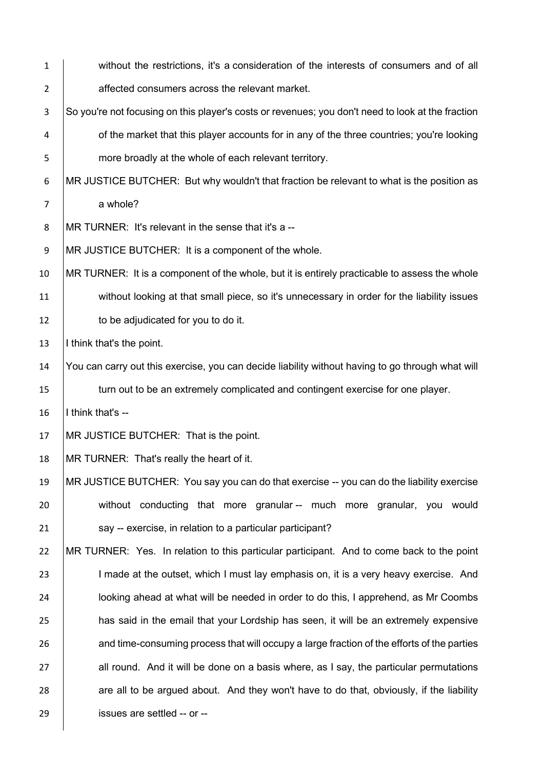without the restrictions, it's a consideration of the interests of consumers and of all affected consumers across the relevant market.

So you're not focusing on this player's costs or revenues; you don't need to look at the fraction of the market that this player accounts for in any of the three countries; you're looking more broadly at the whole of each relevant territory.

MR JUSTICE BUTCHER: But why wouldn't that fraction be relevant to what is the position as a whole?

MR TURNER: It's relevant in the sense that it's a --

MR JUSTICE BUTCHER: It is a component of the whole.

MR TURNER: It is a component of the whole, but it is entirely practicable to assess the whole without looking at that small piece, so it's unnecessary in order for the liability issues to be adjudicated for you to do it.

I think that's the point.

You can carry out this exercise, you can decide liability without having to go through what will turn out to be an extremely complicated and contingent exercise for one player.

I think that's --

MR JUSTICE BUTCHER: That is the point.

MR TURNER: That's really the heart of it.

MR JUSTICE BUTCHER: You say you can do that exercise -- you can do the liability exercise without conducting that more granular -- much more granular, you would say -- exercise, in relation to a particular participant?

MR TURNER: Yes. In relation to this particular participant. And to come back to the point I made at the outset, which I must lay emphasis on, it is a very heavy exercise. And looking ahead at what will be needed in order to do this, I apprehend, as Mr Coombs has said in the email that your Lordship has seen, it will be an extremely expensive and time-consuming process that will occupy a large fraction of the efforts of the parties all round. And it will be done on a basis where, as I say, the particular permutations are all to be argued about. And they won't have to do that, obviously, if the liability issues are settled -- or --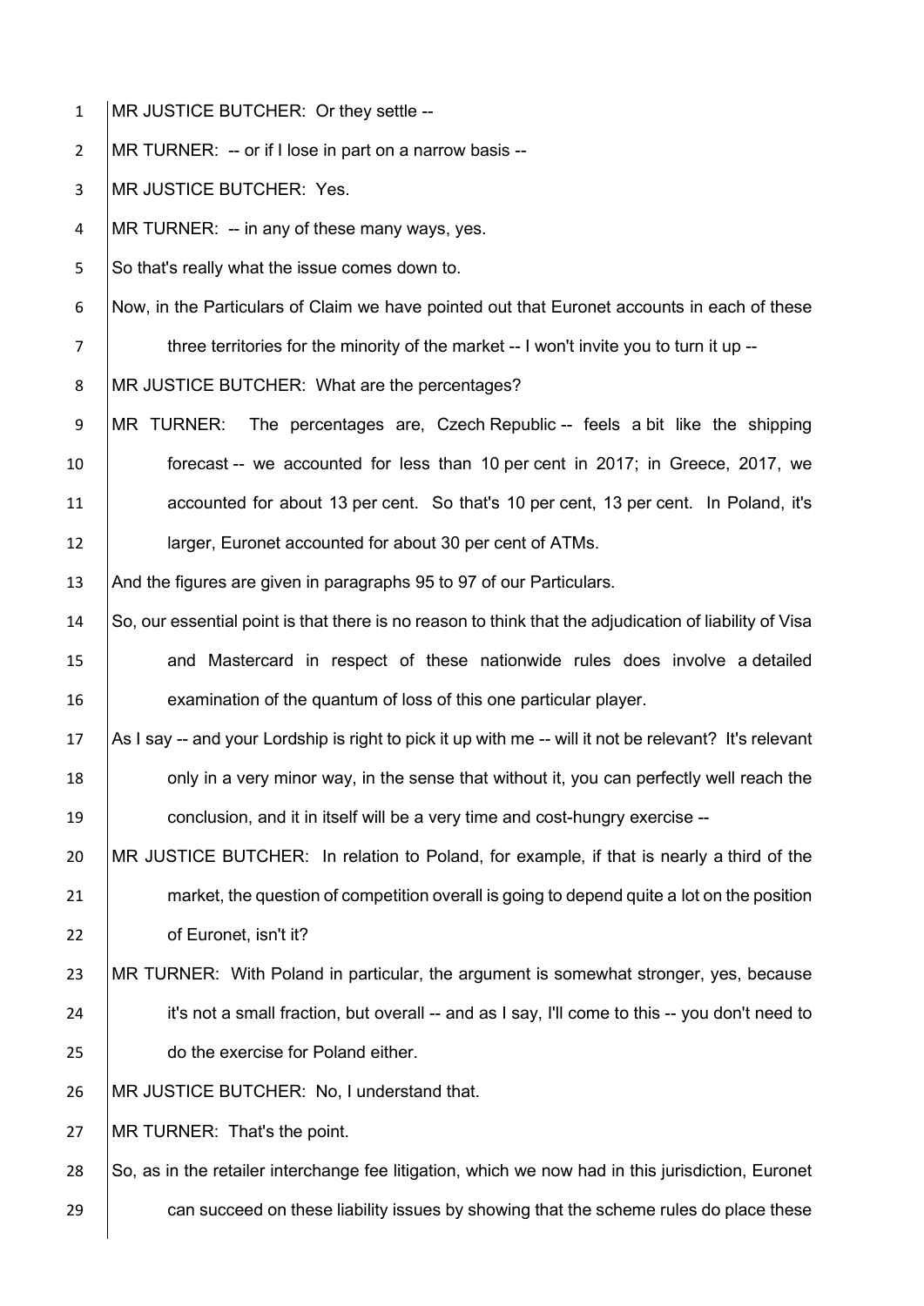MR JUSTICE BUTCHER: Or they settle --

MR TURNER: -- or if I lose in part on a narrow basis --

MR JUSTICE BUTCHER: Yes.

MR TURNER: -- in any of these many ways, yes.

So that's really what the issue comes down to.

Now, in the Particulars of Claim we have pointed out that Euronet accounts in each of these three territories for the minority of the market -- I won't invite you to turn it up --

MR JUSTICE BUTCHER: What are the percentages?

MR TURNER: The percentages are, Czech Republic -- feels a bit like the shipping forecast -- we accounted for less than 10 per cent in 2017; in Greece, 2017, we accounted for about 13 per cent. So that's 10 per cent, 13 per cent. In Poland, it's larger, Euronet accounted for about 30 per cent of ATMs.

And the figures are given in paragraphs 95 to 97 of our Particulars.

So, our essential point is that there is no reason to think that the adjudication of liability of Visa and Mastercard in respect of these nationwide rules does involve a detailed examination of the quantum of loss of this one particular player.

As I say -- and your Lordship is right to pick it up with me -- will it not be relevant? It's relevant only in a very minor way, in the sense that without it, you can perfectly well reach the conclusion, and it in itself will be a very time and cost-hungry exercise --

MR JUSTICE BUTCHER: In relation to Poland, for example, if that is nearly a third of the market, the question of competition overall is going to depend quite a lot on the position of Euronet, isn't it?

MR TURNER: With Poland in particular, the argument is somewhat stronger, yes, because it's not a small fraction, but overall -- and as I say, I'll come to this -- you don't need to do the exercise for Poland either.

MR JUSTICE BUTCHER: No, I understand that.

MR TURNER: That's the point.

So, as in the retailer interchange fee litigation, which we now had in this jurisdiction, Euronet can succeed on these liability issues by showing that the scheme rules do place these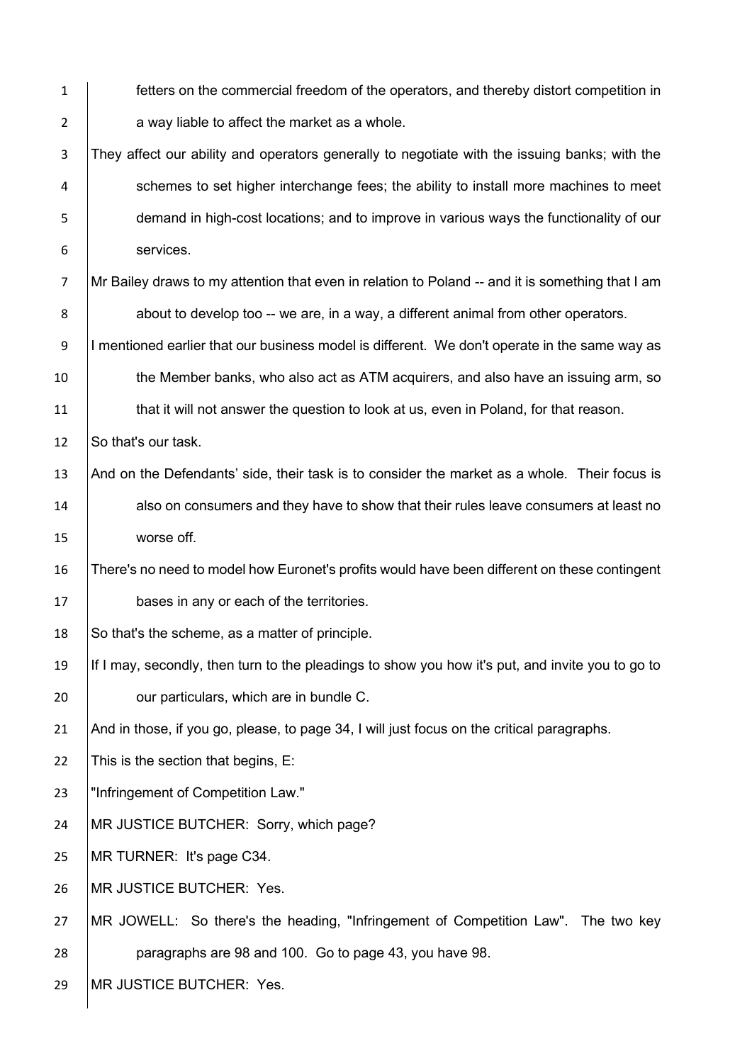fetters on the commercial freedom of the operators, and thereby distort competition in a way liable to affect the market as a whole.

They affect our ability and operators generally to negotiate with the issuing banks; with the schemes to set higher interchange fees; the ability to install more machines to meet demand in high-cost locations; and to improve in various ways the functionality of our services.

Mr Bailey draws to my attention that even in relation to Poland -- and it is something that I am about to develop too -- we are, in a way, a different animal from other operators.

I mentioned earlier that our business model is different. We don't operate in the same way as the Member banks, who also act as ATM acquirers, and also have an issuing arm, so that it will not answer the question to look at us, even in Poland, for that reason.

So that's our task.

And on the Defendants' side, their task is to consider the market as a whole. Their focus is also on consumers and they have to show that their rules leave consumers at least no worse off.

There's no need to model how Euronet's profits would have been different on these contingent bases in any or each of the territories.

So that's the scheme, as a matter of principle.

If I may, secondly, then turn to the pleadings to show you how it's put, and invite you to go to our particulars, which are in bundle C.

And in those, if you go, please, to page 34, I will just focus on the critical paragraphs.

This is the section that begins, E:

"Infringement of Competition Law."

MR JUSTICE BUTCHER: Sorry, which page?

MR TURNER: It's page C34.

MR JUSTICE BUTCHER: Yes.

MR JOWELL: So there's the heading, "Infringement of Competition Law". The two key paragraphs are 98 and 100. Go to page 43, you have 98.

MR JUSTICE BUTCHER: Yes.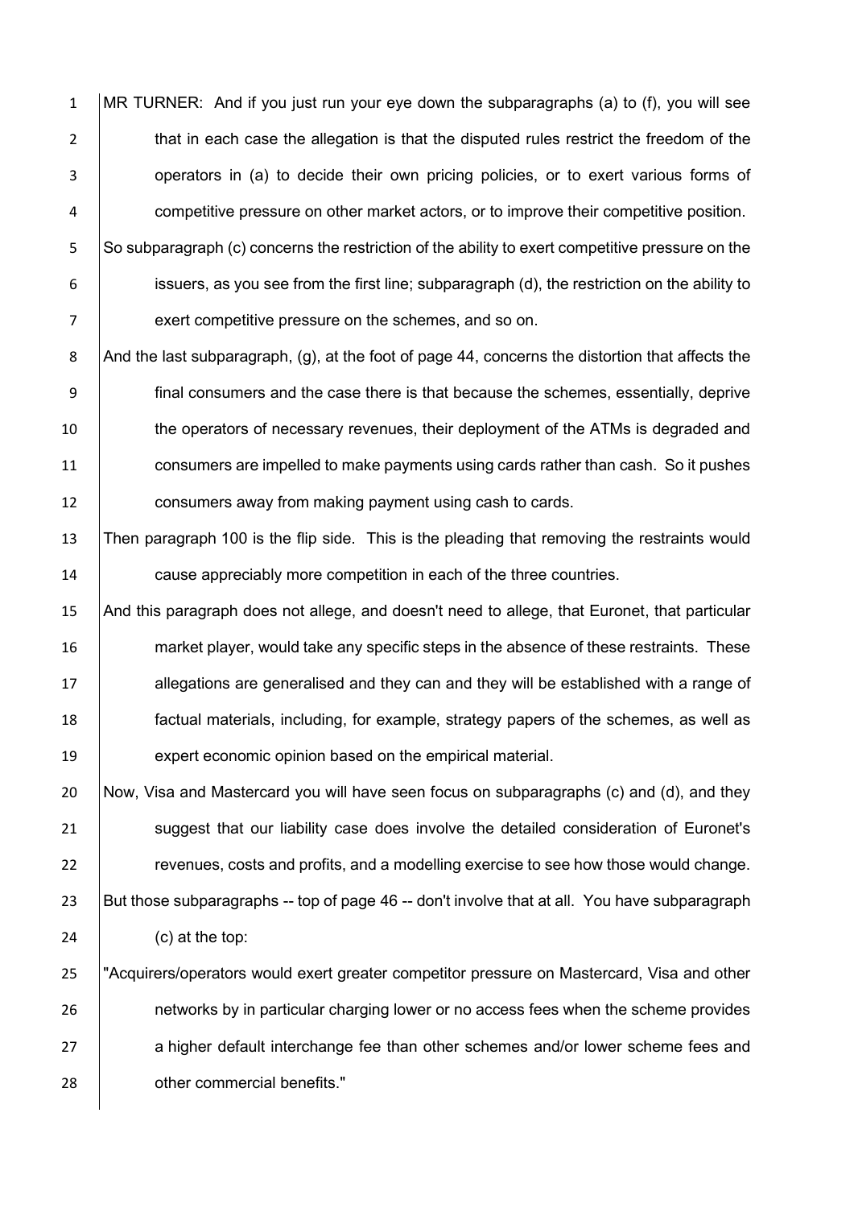MR TURNER: And if you just run your eye down the subparagraphs (a) to (f), you will see that in each case the allegation is that the disputed rules restrict the freedom of the operators in (a) to decide their own pricing policies, or to exert various forms of competitive pressure on other market actors, or to improve their competitive position.

So subparagraph (c) concerns the restriction of the ability to exert competitive pressure on the issuers, as you see from the first line; subparagraph (d), the restriction on the ability to exert competitive pressure on the schemes, and so on.

And the last subparagraph, (g), at the foot of page 44, concerns the distortion that affects the final consumers and the case there is that because the schemes, essentially, deprive the operators of necessary revenues, their deployment of the ATMs is degraded and consumers are impelled to make payments using cards rather than cash. So it pushes consumers away from making payment using cash to cards.

Then paragraph 100 is the flip side. This is the pleading that removing the restraints would cause appreciably more competition in each of the three countries.

And this paragraph does not allege, and doesn't need to allege, that Euronet, that particular market player, would take any specific steps in the absence of these restraints. These allegations are generalised and they can and they will be established with a range of factual materials, including, for example, strategy papers of the schemes, as well as expert economic opinion based on the empirical material.

Now, Visa and Mastercard you will have seen focus on subparagraphs (c) and (d), and they suggest that our liability case does involve the detailed consideration of Euronet's revenues, costs and profits, and a modelling exercise to see how those would change.

But those subparagraphs -- top of page 46 -- don't involve that at all. You have subparagraph (c) at the top:

"Acquirers/operators would exert greater competitor pressure on Mastercard, Visa and other networks by in particular charging lower or no access fees when the scheme provides a higher default interchange fee than other schemes and/or lower scheme fees and other commercial benefits."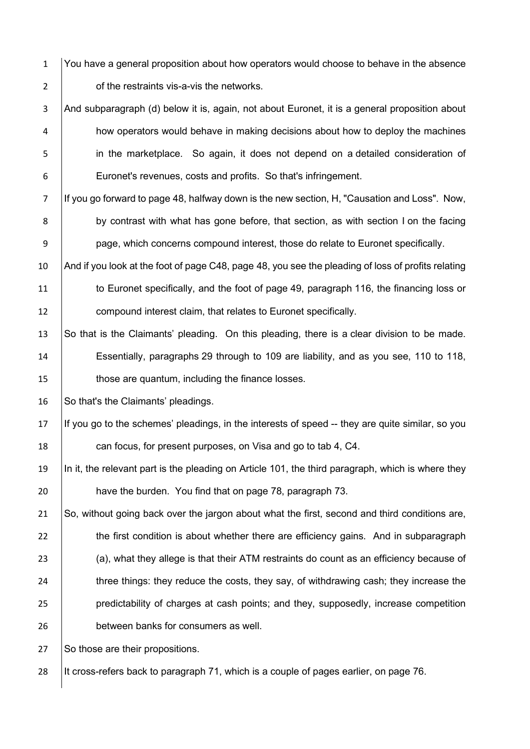You have a general proposition about how operators would choose to behave in the absence of the restraints vis-a-vis the networks.

And subparagraph (d) below it is, again, not about Euronet, it is a general proposition about how operators would behave in making decisions about how to deploy the machines in the marketplace. So again, it does not depend on a detailed consideration of Euronet's revenues, costs and profits. So that's infringement.

If you go forward to page 48, halfway down is the new section, H, "Causation and Loss". Now, by contrast with what has gone before, that section, as with section I on the facing page, which concerns compound interest, those do relate to Euronet specifically.

And if you look at the foot of page C48, page 48, you see the pleading of loss of profits relating to Euronet specifically, and the foot of page 49, paragraph 116, the financing loss or compound interest claim, that relates to Euronet specifically.

So that is the Claimants' pleading. On this pleading, there is a clear division to be made. Essentially, paragraphs 29 through to 109 are liability, and as you see, 110 to 118, those are quantum, including the finance losses.

So that's the Claimants' pleadings.

If you go to the schemes' pleadings, in the interests of speed -- they are quite similar, so you can focus, for present purposes, on Visa and go to tab 4, C4.

In it, the relevant part is the pleading on Article 101, the third paragraph, which is where they have the burden. You find that on page 78, paragraph 73.

So, without going back over the jargon about what the first, second and third conditions are, the first condition is about whether there are efficiency gains. And in subparagraph (a), what they allege is that their ATM restraints do count as an efficiency because of three things: they reduce the costs, they say, of withdrawing cash; they increase the predictability of charges at cash points; and they, supposedly, increase competition between banks for consumers as well.

So those are their propositions.

It cross-refers back to paragraph 71, which is a couple of pages earlier, on page 76.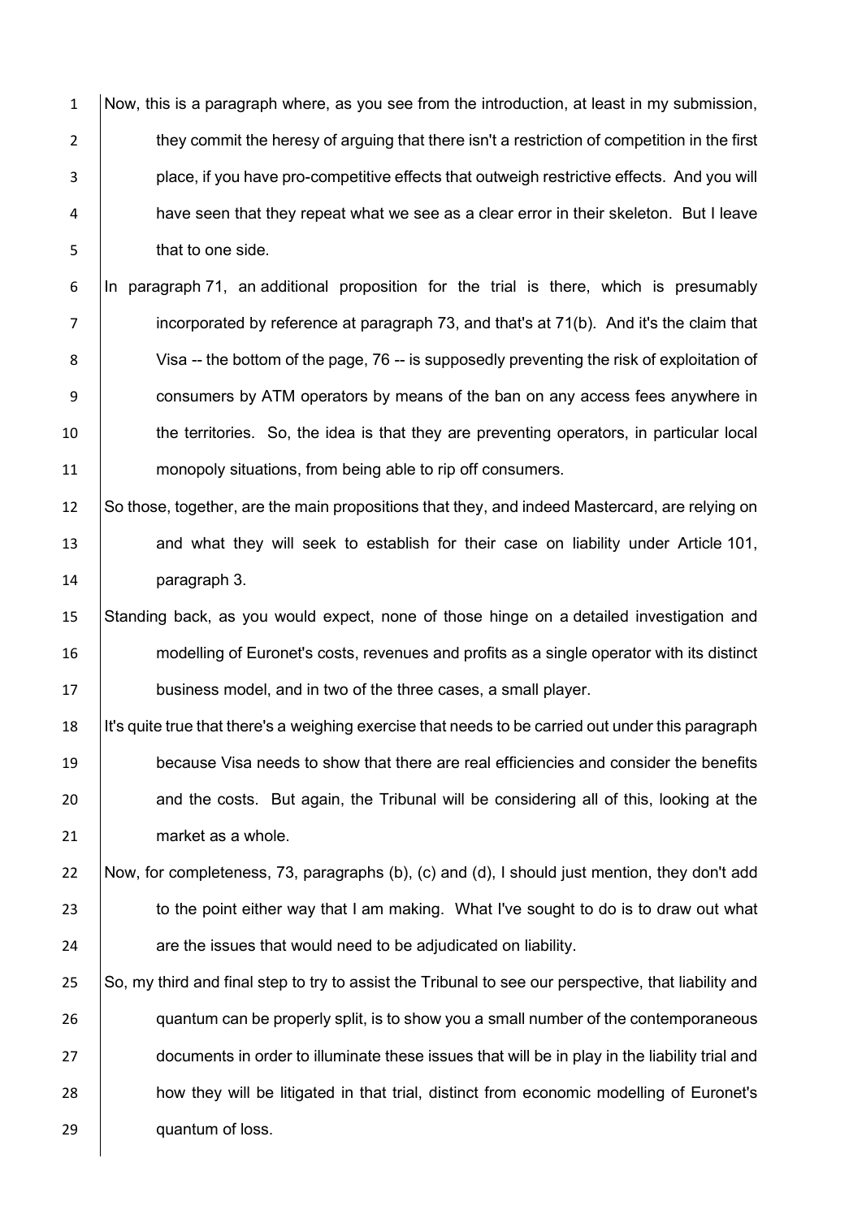Now, this is a paragraph where, as you see from the introduction, at least in my submission, they commit the heresy of arguing that there isn't a restriction of competition in the first place, if you have pro-competitive effects that outweigh restrictive effects. And you will have seen that they repeat what we see as a clear error in their skeleton. But I leave that to one side.

In paragraph 71, an additional proposition for the trial is there, which is presumably incorporated by reference at paragraph 73, and that's at 71(b). And it's the claim that Visa -- the bottom of the page, 76 -- is supposedly preventing the risk of exploitation of consumers by ATM operators by means of the ban on any access fees anywhere in the territories. So, the idea is that they are preventing operators, in particular local monopoly situations, from being able to rip off consumers.

So those, together, are the main propositions that they, and indeed Mastercard, are relying on and what they will seek to establish for their case on liability under Article 101, paragraph 3.

Standing back, as you would expect, none of those hinge on a detailed investigation and modelling of Euronet's costs, revenues and profits as a single operator with its distinct business model, and in two of the three cases, a small player.

It's quite true that there's a weighing exercise that needs to be carried out under this paragraph because Visa needs to show that there are real efficiencies and consider the benefits and the costs. But again, the Tribunal will be considering all of this, looking at the market as a whole.

Now, for completeness, 73, paragraphs (b), (c) and (d), I should just mention, they don't add to the point either way that I am making. What I've sought to do is to draw out what are the issues that would need to be adjudicated on liability.

So, my third and final step to try to assist the Tribunal to see our perspective, that liability and quantum can be properly split, is to show you a small number of the contemporaneous documents in order to illuminate these issues that will be in play in the liability trial and how they will be litigated in that trial, distinct from economic modelling of Euronet's quantum of loss.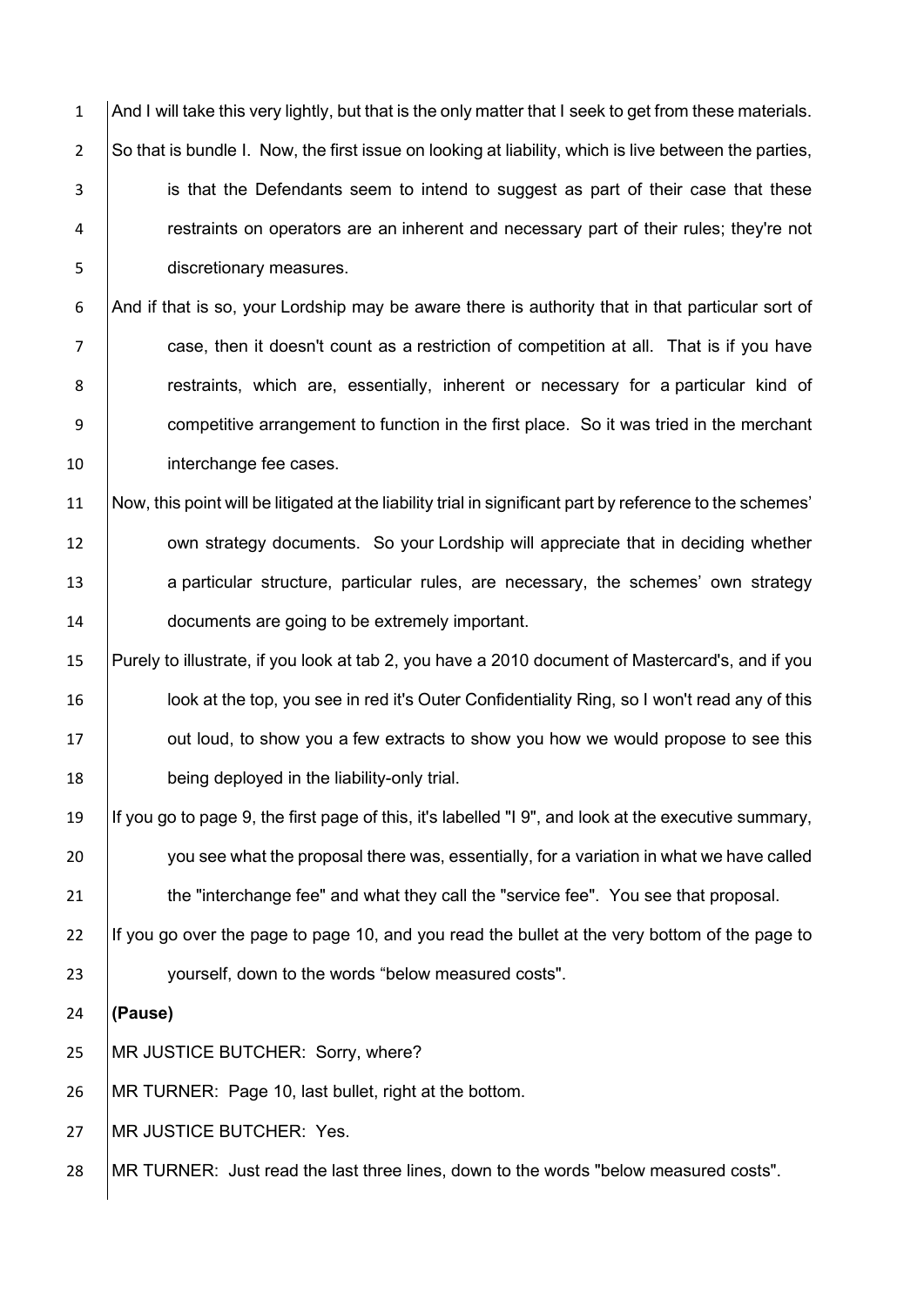And I will take this very lightly, but that is the only matter that I seek to get from these materials. So that is bundle I. Now, the first issue on looking at liability, which is live between the parties, is that the Defendants seem to intend to suggest as part of their case that these restraints on operators are an inherent and necessary part of their rules; they're not discretionary measures.

And if that is so, your Lordship may be aware there is authority that in that particular sort of case, then it doesn't count as a restriction of competition at all. That is if you have restraints, which are, essentially, inherent or necessary for a particular kind of competitive arrangement to function in the first place. So it was tried in the merchant interchange fee cases.

Now, this point will be litigated at the liability trial in significant part by reference to the schemes' own strategy documents. So your Lordship will appreciate that in deciding whether a particular structure, particular rules, are necessary, the schemes' own strategy documents are going to be extremely important.

Purely to illustrate, if you look at tab 2, you have a 2010 document of Mastercard's, and if you look at the top, you see in red it's Outer Confidentiality Ring, so I won't read any of this out loud, to show you a few extracts to show you how we would propose to see this being deployed in the liability-only trial.

If you go to page 9, the first page of this, it's labelled "I 9", and look at the executive summary, you see what the proposal there was, essentially, for a variation in what we have called the "interchange fee" and what they call the "service fee". You see that proposal.

If you go over the page to page 10, and you read the bullet at the very bottom of the page to yourself, down to the words "below measured costs".

**(Pause)**

MR JUSTICE BUTCHER: Sorry, where?

MR TURNER: Page 10, last bullet, right at the bottom.

MR JUSTICE BUTCHER: Yes.

MR TURNER: Just read the last three lines, down to the words "below measured costs".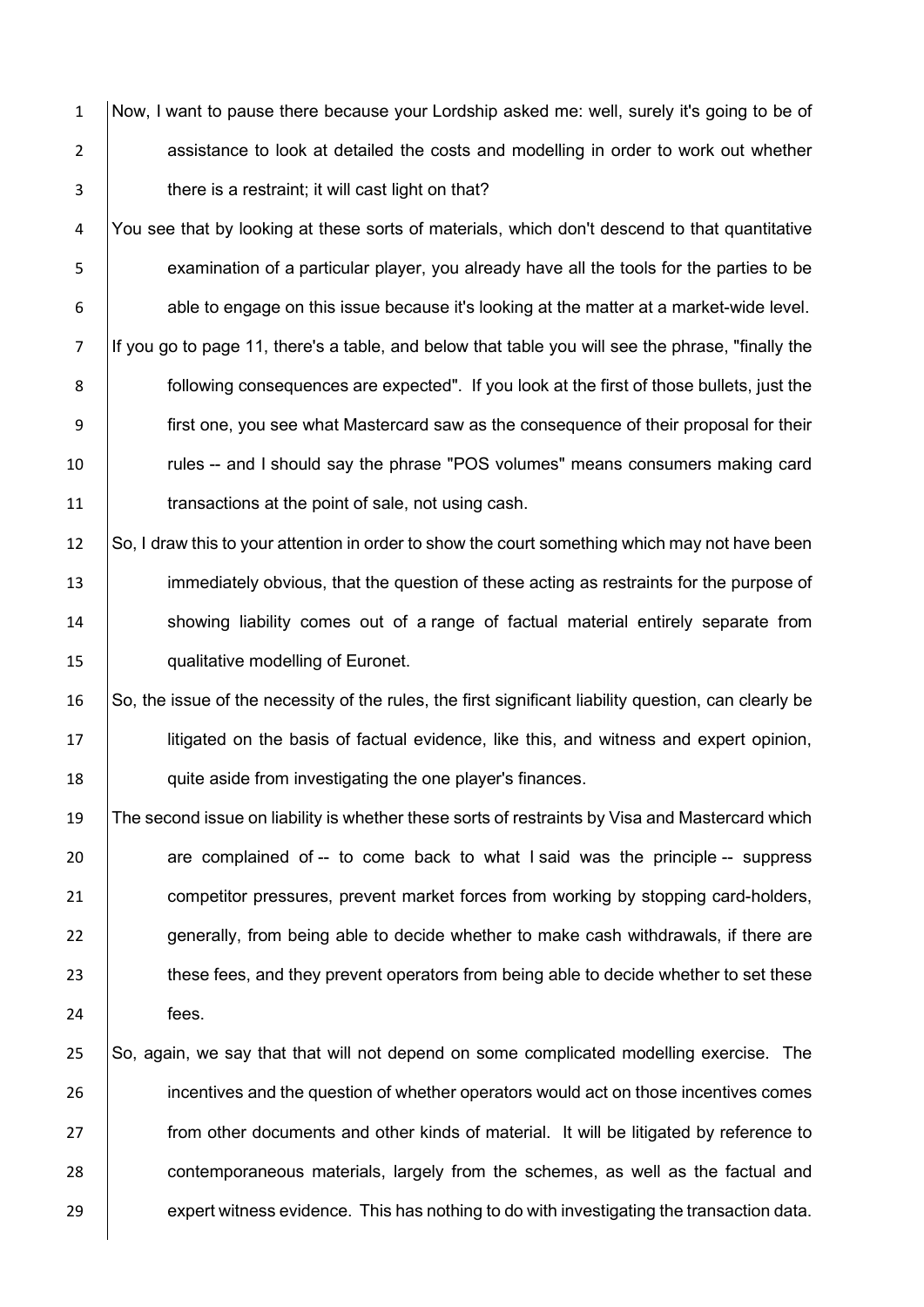Now, I want to pause there because your Lordship asked me: well, surely it's going to be of assistance to look at detailed the costs and modelling in order to work out whether there is a restraint; it will cast light on that?

You see that by looking at these sorts of materials, which don't descend to that quantitative examination of a particular player, you already have all the tools for the parties to be able to engage on this issue because it's looking at the matter at a market-wide level.

If you go to page 11, there's a table, and below that table you will see the phrase, "finally the following consequences are expected". If you look at the first of those bullets, just the first one, you see what Mastercard saw as the consequence of their proposal for their rules -- and I should say the phrase "POS volumes" means consumers making card transactions at the point of sale, not using cash.

So, I draw this to your attention in order to show the court something which may not have been immediately obvious, that the question of these acting as restraints for the purpose of showing liability comes out of a range of factual material entirely separate from qualitative modelling of Euronet.

So, the issue of the necessity of the rules, the first significant liability question, can clearly be litigated on the basis of factual evidence, like this, and witness and expert opinion, quite aside from investigating the one player's finances.

The second issue on liability is whether these sorts of restraints by Visa and Mastercard which are complained of -- to come back to what I said was the principle -- suppress competitor pressures, prevent market forces from working by stopping card-holders, generally, from being able to decide whether to make cash withdrawals, if there are these fees, and they prevent operators from being able to decide whether to set these fees.

So, again, we say that that will not depend on some complicated modelling exercise. The incentives and the question of whether operators would act on those incentives comes from other documents and other kinds of material. It will be litigated by reference to contemporaneous materials, largely from the schemes, as well as the factual and expert witness evidence. This has nothing to do with investigating the transaction data.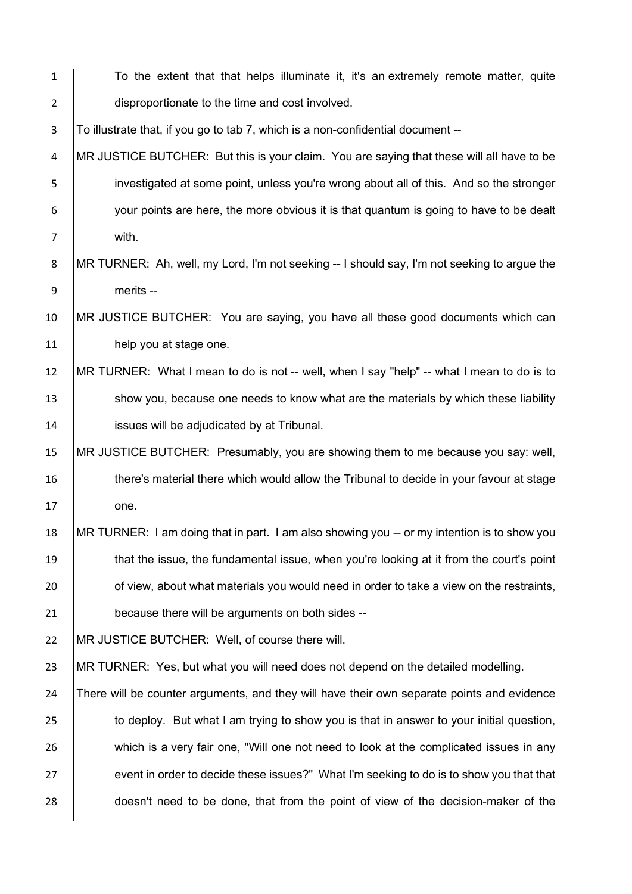To the extent that that helps illuminate it, it's an extremely remote matter, quite disproportionate to the time and cost involved.

To illustrate that, if you go to tab 7, which is a non-confidential document --

MR JUSTICE BUTCHER: But this is your claim. You are saying that these will all have to be investigated at some point, unless you're wrong about all of this. And so the stronger your points are here, the more obvious it is that quantum is going to have to be dealt with.

MR TURNER: Ah, well, my Lord, I'm not seeking -- I should say, I'm not seeking to argue the merits --

MR JUSTICE BUTCHER: You are saying, you have all these good documents which can help you at stage one.

MR TURNER: What I mean to do is not -- well, when I say "help" -- what I mean to do is to show you, because one needs to know what are the materials by which these liability issues will be adjudicated by at Tribunal.

MR JUSTICE BUTCHER: Presumably, you are showing them to me because you say: well, there's material there which would allow the Tribunal to decide in your favour at stage one.

MR TURNER: I am doing that in part. I am also showing you -- or my intention is to show you that the issue, the fundamental issue, when you're looking at it from the court's point of view, about what materials you would need in order to take a view on the restraints, because there will be arguments on both sides --

MR JUSTICE BUTCHER: Well, of course there will.

MR TURNER: Yes, but what you will need does not depend on the detailed modelling.

There will be counter arguments, and they will have their own separate points and evidence to deploy. But what I am trying to show you is that in answer to your initial question, which is a very fair one, "Will one not need to look at the complicated issues in any event in order to decide these issues?" What I'm seeking to do is to show you that that doesn't need to be done, that from the point of view of the decision-maker of the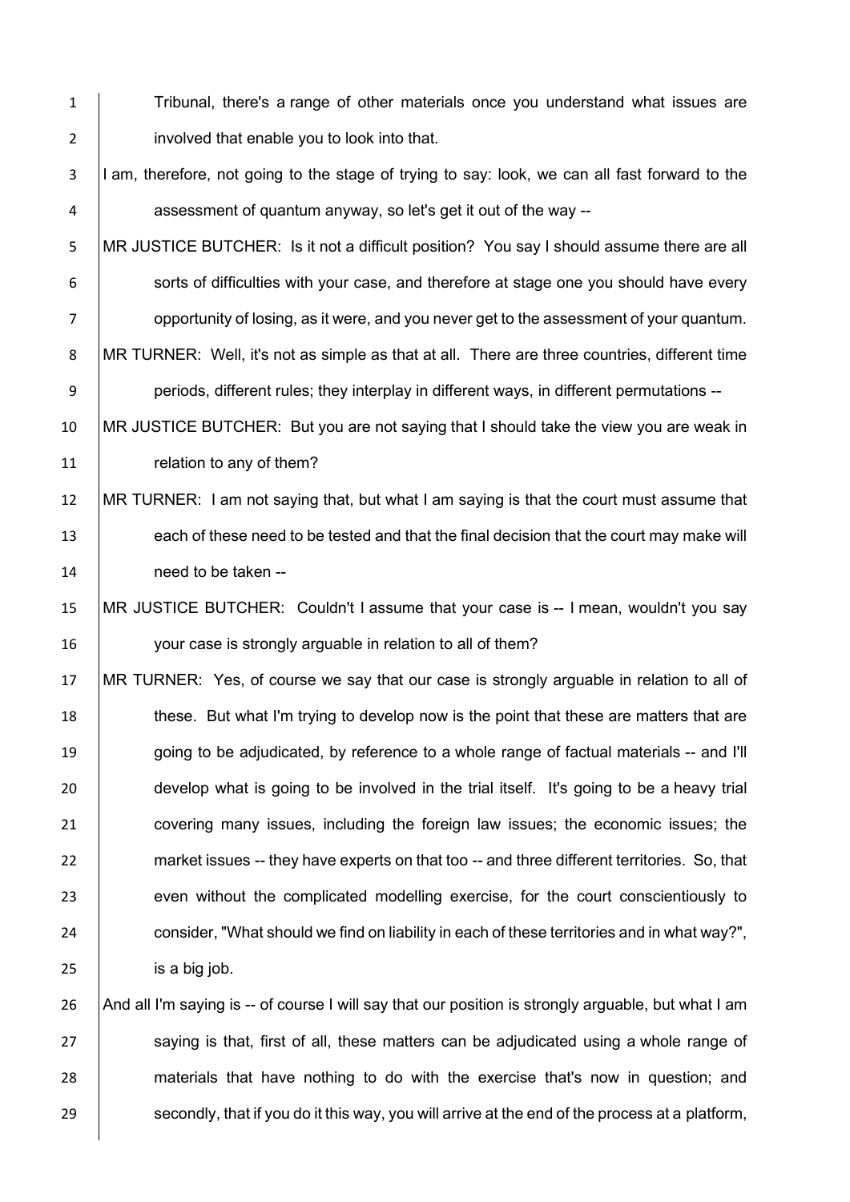Tribunal, there's a range of other materials once you understand what issues are involved that enable you to look into that.

I am, therefore, not going to the stage of trying to say: look, we can all fast forward to the assessment of quantum anyway, so let's get it out of the way --

MR JUSTICE BUTCHER: Is it not a difficult position? You say I should assume there are all sorts of difficulties with your case, and therefore at stage one you should have every opportunity of losing, as it were, and you never get to the assessment of your quantum.

MR TURNER: Well, it's not as simple as that at all. There are three countries, different time periods, different rules; they interplay in different ways, in different permutations --

MR JUSTICE BUTCHER: But you are not saying that I should take the view you are weak in relation to any of them?

MR TURNER: I am not saying that, but what I am saying is that the court must assume that each of these need to be tested and that the final decision that the court may make will need to be taken --

MR JUSTICE BUTCHER: Couldn't I assume that your case is -- I mean, wouldn't you say your case is strongly arguable in relation to all of them?

MR TURNER: Yes, of course we say that our case is strongly arguable in relation to all of these. But what I'm trying to develop now is the point that these are matters that are going to be adjudicated, by reference to a whole range of factual materials -- and I'll develop what is going to be involved in the trial itself. It's going to be a heavy trial covering many issues, including the foreign law issues; the economic issues; the market issues -- they have experts on that too -- and three different territories. So, that even without the complicated modelling exercise, for the court conscientiously to consider, "What should we find on liability in each of these territories and in what way?", is a big job.

And all I'm saying is -- of course I will say that our position is strongly arguable, but what I am saying is that, first of all, these matters can be adjudicated using a whole range of materials that have nothing to do with the exercise that's now in question; and secondly, that if you do it this way, you will arrive at the end of the process at a platform,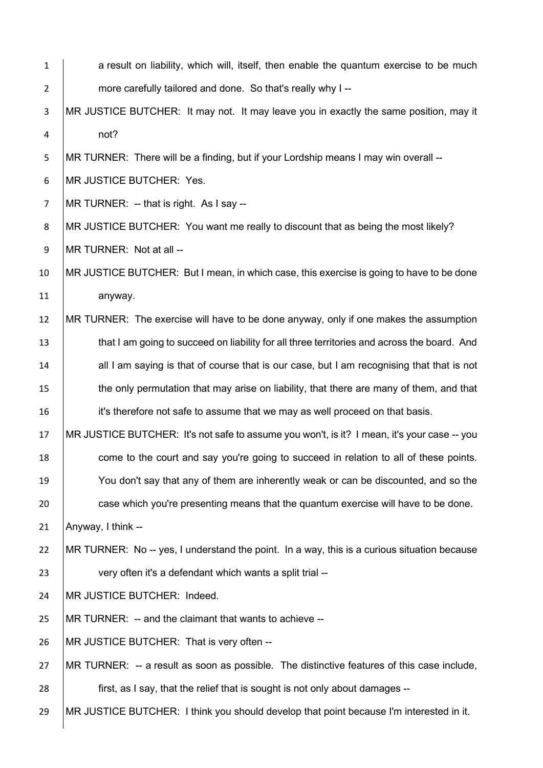a result on liability, which will, itself, then enable the quantum exercise to be much more carefully tailored and done. So that's really why I --

MR JUSTICE BUTCHER: It may not. It may leave you in exactly the same position, may it not?

MR TURNER: There will be a finding, but if your Lordship means I may win overall --

MR JUSTICE BUTCHER: Yes.

MR TURNER: -- that is right. As I say --

MR JUSTICE BUTCHER: You want me really to discount that as being the most likely?

MR TURNER: Not at all --

MR JUSTICE BUTCHER: But I mean, in which case, this exercise is going to have to be done anyway.

MR TURNER: The exercise will have to be done anyway, only if one makes the assumption that I am going to succeed on liability for all three territories and across the board. And all I am saying is that of course that is our case, but I am recognising that that is not the only permutation that may arise on liability, that there are many of them, and that it's therefore not safe to assume that we may as well proceed on that basis.

MR JUSTICE BUTCHER: It's not safe to assume you won't, is it? I mean, it's your case -- you come to the court and say you're going to succeed in relation to all of these points. You don't say that any of them are inherently weak or can be discounted, and so the case which you're presenting means that the quantum exercise will have to be done. Anyway, I think --

MR TURNER: No -- yes, I understand the point. In a way, this is a curious situation because very often it's a defendant which wants a split trial --

MR JUSTICE BUTCHER: Indeed.

MR TURNER: -- and the claimant that wants to achieve --

MR JUSTICE BUTCHER: That is very often --

MR TURNER: -- a result as soon as possible. The distinctive features of this case include, first, as I say, that the relief that is sought is not only about damages --

MR JUSTICE BUTCHER: I think you should develop that point because I'm interested in it.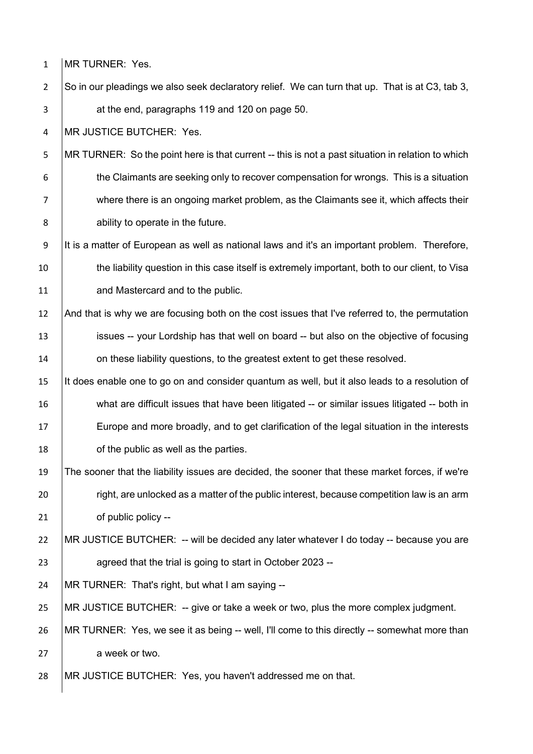MR TURNER: Yes.

So in our pleadings we also seek declaratory relief. We can turn that up. That is at C3, tab 3, at the end, paragraphs 119 and 120 on page 50.

MR JUSTICE BUTCHER: Yes.

MR TURNER: So the point here is that current -- this is not a past situation in relation to which the Claimants are seeking only to recover compensation for wrongs. This is a situation where there is an ongoing market problem, as the Claimants see it, which affects their ability to operate in the future.

It is a matter of European as well as national laws and it's an important problem. Therefore, the liability question in this case itself is extremely important, both to our client, to Visa and Mastercard and to the public.

And that is why we are focusing both on the cost issues that I've referred to, the permutation issues -- your Lordship has that well on board -- but also on the objective of focusing on these liability questions, to the greatest extent to get these resolved.

It does enable one to go on and consider quantum as well, but it also leads to a resolution of what are difficult issues that have been litigated -- or similar issues litigated -- both in Europe and more broadly, and to get clarification of the legal situation in the interests of the public as well as the parties.

The sooner that the liability issues are decided, the sooner that these market forces, if we're right, are unlocked as a matter of the public interest, because competition law is an arm of public policy --

MR JUSTICE BUTCHER: -- will be decided any later whatever I do today -- because you are agreed that the trial is going to start in October 2023 --

MR TURNER: That's right, but what I am saying --

MR JUSTICE BUTCHER: -- give or take a week or two, plus the more complex judgment.

MR TURNER: Yes, we see it as being -- well, I'll come to this directly -- somewhat more than a week or two.

MR JUSTICE BUTCHER: Yes, you haven't addressed me on that.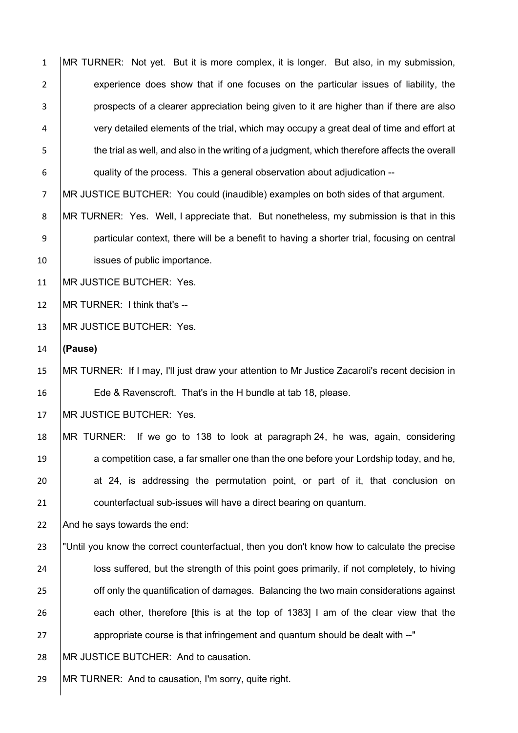MR TURNER: Not yet. But it is more complex, it is longer. But also, in my submission, experience does show that if one focuses on the particular issues of liability, the prospects of a clearer appreciation being given to it are higher than if there are also very detailed elements of the trial, which may occupy a great deal of time and effort at the trial as well, and also in the writing of a judgment, which therefore affects the overall quality of the process. This a general observation about adjudication --

MR JUSTICE BUTCHER: You could (inaudible) examples on both sides of that argument.

MR TURNER: Yes. Well, I appreciate that. But nonetheless, my submission is that in this particular context, there will be a benefit to having a shorter trial, focusing on central issues of public importance.

MR JUSTICE BUTCHER: Yes.

MR TURNER: I think that's --

MR JUSTICE BUTCHER: Yes.

**(Pause)**

MR TURNER: If I may, I'll just draw your attention to Mr Justice Zacaroli's recent decision in Ede & Ravenscroft. That's in the H bundle at tab 18, please.

MR JUSTICE BUTCHER: Yes.

MR TURNER: If we go to 138 to look at paragraph 24, he was, again, considering a competition case, a far smaller one than the one before your Lordship today, and he, at 24, is addressing the permutation point, or part of it, that conclusion on counterfactual sub-issues will have a direct bearing on quantum.

And he says towards the end:

"Until you know the correct counterfactual, then you don't know how to calculate the precise loss suffered, but the strength of this point goes primarily, if not completely, to hiving off only the quantification of damages. Balancing the two main considerations against each other, therefore [this is at the top of 1383] I am of the clear view that the appropriate course is that infringement and quantum should be dealt with --"

MR JUSTICE BUTCHER: And to causation.

MR TURNER: And to causation, I'm sorry, quite right.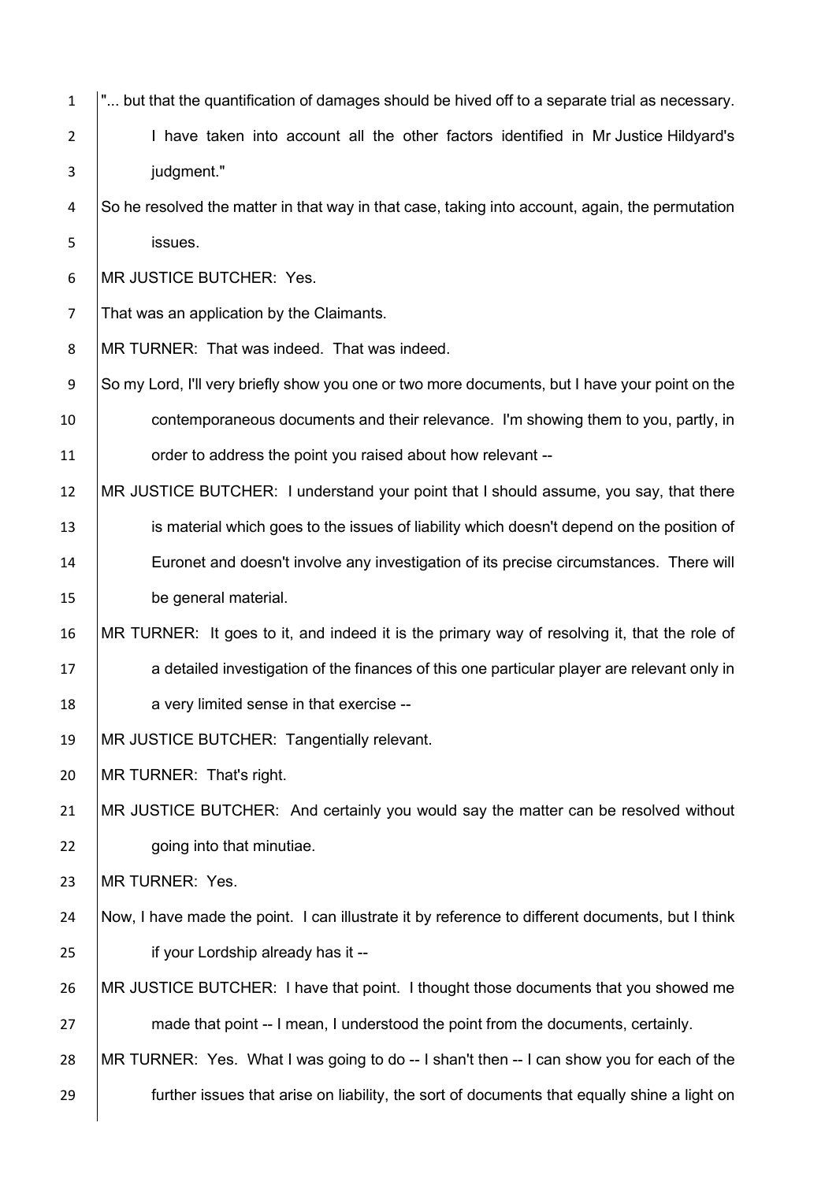"... but that the quantification of damages should be hived off to a separate trial as necessary.

I have taken into account all the other factors identified in Mr Justice Hildyard's judgment."

So he resolved the matter in that way in that case, taking into account, again, the permutation issues.

MR JUSTICE BUTCHER: Yes.

That was an application by the Claimants.

MR TURNER: That was indeed. That was indeed.

So my Lord, I'll very briefly show you one or two more documents, but I have your point on the contemporaneous documents and their relevance. I'm showing them to you, partly, in order to address the point you raised about how relevant --

MR JUSTICE BUTCHER: I understand your point that I should assume, you say, that there is material which goes to the issues of liability which doesn't depend on the position of Euronet and doesn't involve any investigation of its precise circumstances. There will be general material.

MR TURNER: It goes to it, and indeed it is the primary way of resolving it, that the role of a detailed investigation of the finances of this one particular player are relevant only in a very limited sense in that exercise --

MR JUSTICE BUTCHER: Tangentially relevant.

MR TURNER: That's right.

MR JUSTICE BUTCHER: And certainly you would say the matter can be resolved without going into that minutiae.

MR TURNER: Yes.

Now, I have made the point. I can illustrate it by reference to different documents, but I think if your Lordship already has it --

MR JUSTICE BUTCHER: I have that point. I thought those documents that you showed me made that point -- I mean, I understood the point from the documents, certainly.

MR TURNER: Yes. What I was going to do -- I shan't then -- I can show you for each of the further issues that arise on liability, the sort of documents that equally shine a light on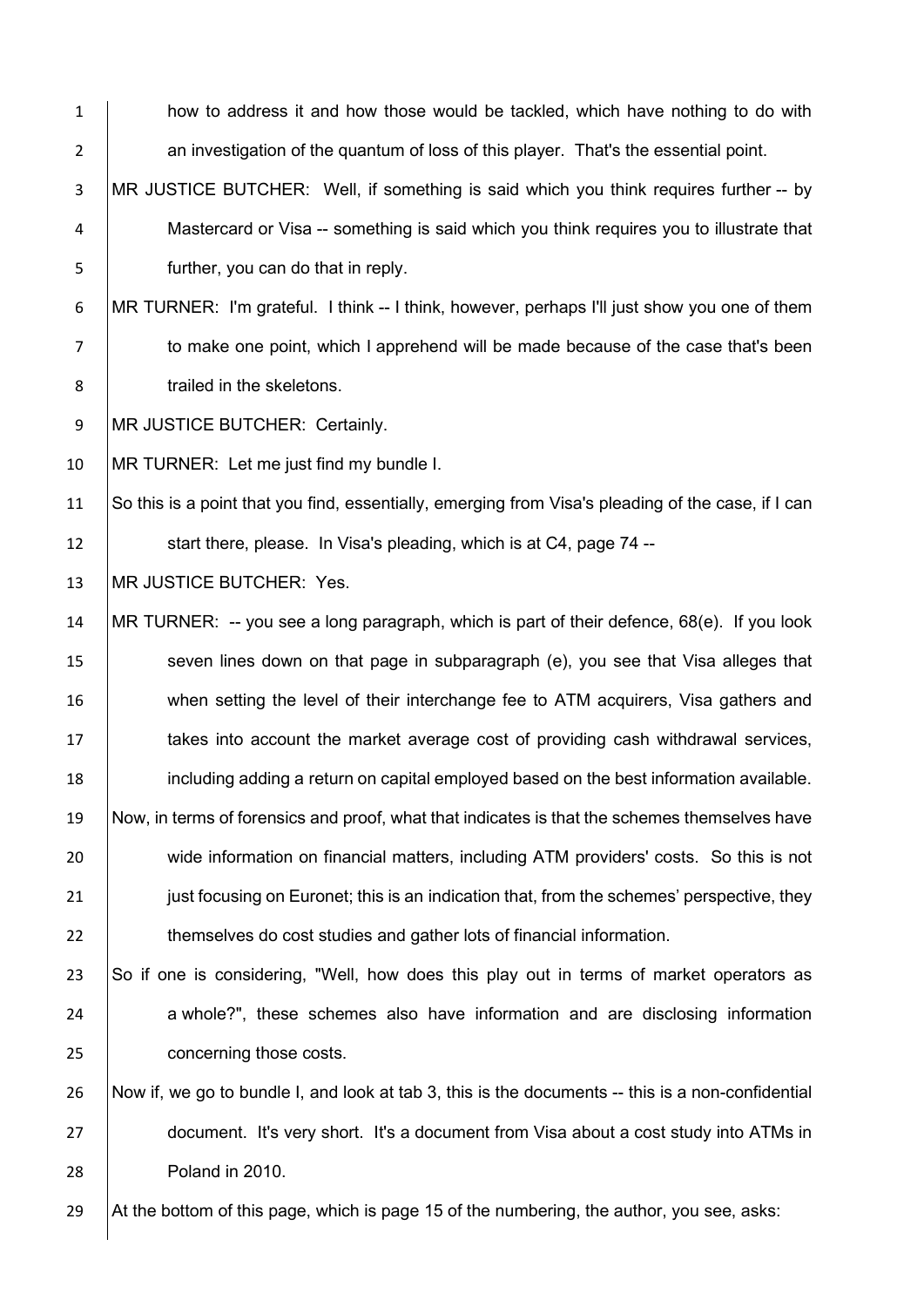how to address it and how those would be tackled, which have nothing to do with an investigation of the quantum of loss of this player. That's the essential point.

MR JUSTICE BUTCHER: Well, if something is said which you think requires further -- by Mastercard or Visa -- something is said which you think requires you to illustrate that further, you can do that in reply.

MR TURNER: I'm grateful. I think -- I think, however, perhaps I'll just show you one of them to make one point, which I apprehend will be made because of the case that's been trailed in the skeletons.

MR JUSTICE BUTCHER: Certainly.

MR TURNER: Let me just find my bundle I.

So this is a point that you find, essentially, emerging from Visa's pleading of the case, if I can start there, please. In Visa's pleading, which is at C4, page 74 --

MR JUSTICE BUTCHER: Yes.

MR TURNER: -- you see a long paragraph, which is part of their defence, 68(e). If you look seven lines down on that page in subparagraph (e), you see that Visa alleges that when setting the level of their interchange fee to ATM acquirers, Visa gathers and takes into account the market average cost of providing cash withdrawal services, including adding a return on capital employed based on the best information available.

Now, in terms of forensics and proof, what that indicates is that the schemes themselves have wide information on financial matters, including ATM providers' costs. So this is not just focusing on Euronet; this is an indication that, from the schemes' perspective, they themselves do cost studies and gather lots of financial information.

So if one is considering, "Well, how does this play out in terms of market operators as a whole?", these schemes also have information and are disclosing information concerning those costs.

Now if, we go to bundle I, and look at tab 3, this is the documents -- this is a non-confidential document. It's very short. It's a document from Visa about a cost study into ATMs in Poland in 2010.

At the bottom of this page, which is page 15 of the numbering, the author, you see, asks: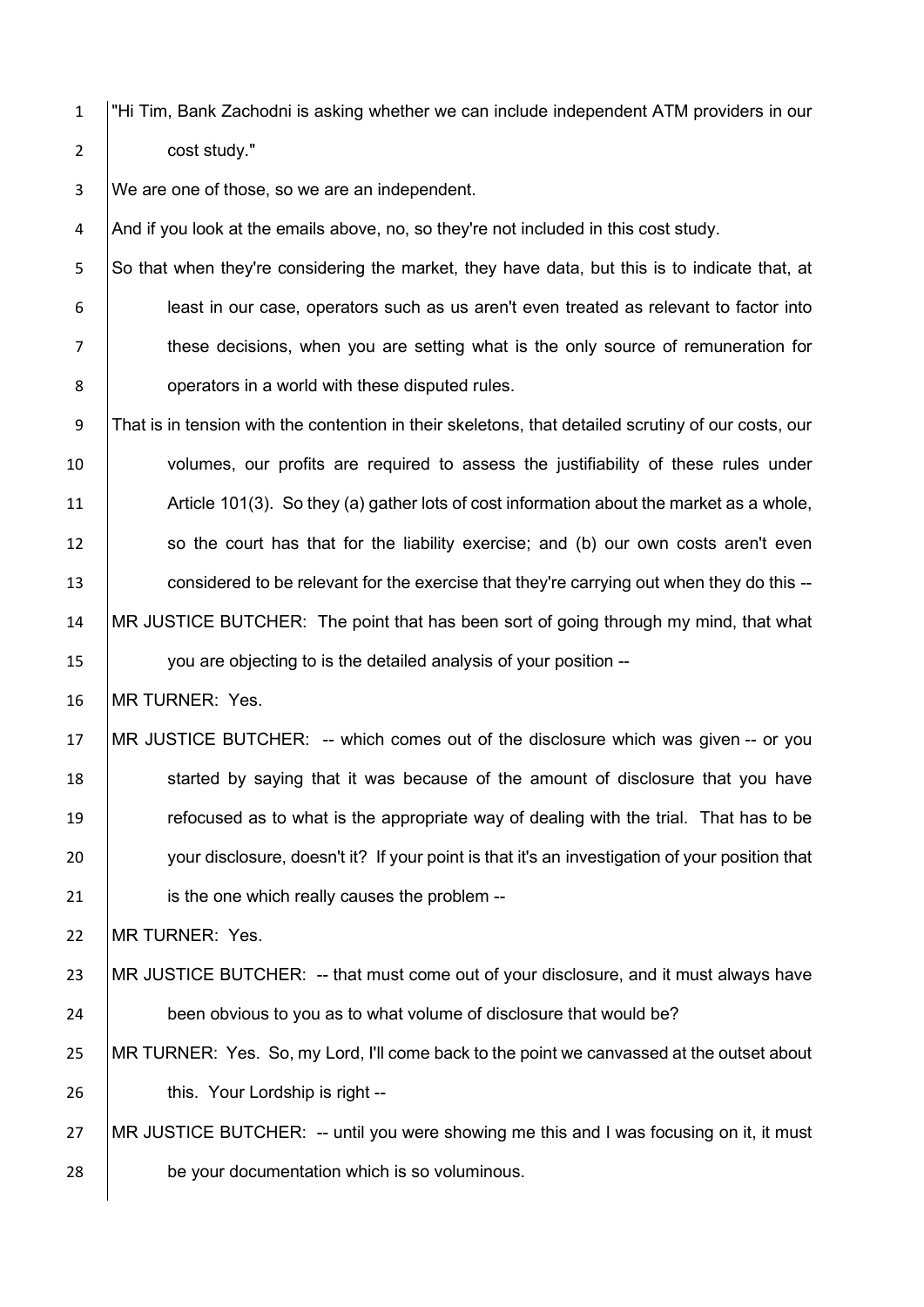"Hi Tim, Bank Zachodni is asking whether we can include independent ATM providers in our cost study."

We are one of those, so we are an independent.

And if you look at the emails above, no, so they're not included in this cost study.

So that when they're considering the market, they have data, but this is to indicate that, at least in our case, operators such as us aren't even treated as relevant to factor into these decisions, when you are setting what is the only source of remuneration for operators in a world with these disputed rules.

That is in tension with the contention in their skeletons, that detailed scrutiny of our costs, our volumes, our profits are required to assess the justifiability of these rules under Article 101(3). So they (a) gather lots of cost information about the market as a whole, so the court has that for the liability exercise; and (b) our own costs aren't even considered to be relevant for the exercise that they're carrying out when they do this --

MR JUSTICE BUTCHER: The point that has been sort of going through my mind, that what you are objecting to is the detailed analysis of your position --

MR TURNER: Yes.

MR JUSTICE BUTCHER: -- which comes out of the disclosure which was given -- or you started by saying that it was because of the amount of disclosure that you have refocused as to what is the appropriate way of dealing with the trial. That has to be your disclosure, doesn't it? If your point is that it's an investigation of your position that is the one which really causes the problem --

MR TURNER: Yes.

MR JUSTICE BUTCHER: -- that must come out of your disclosure, and it must always have been obvious to you as to what volume of disclosure that would be?

MR TURNER: Yes. So, my Lord, I'll come back to the point we canvassed at the outset about this. Your Lordship is right --

MR JUSTICE BUTCHER: -- until you were showing me this and I was focusing on it, it must be your documentation which is so voluminous.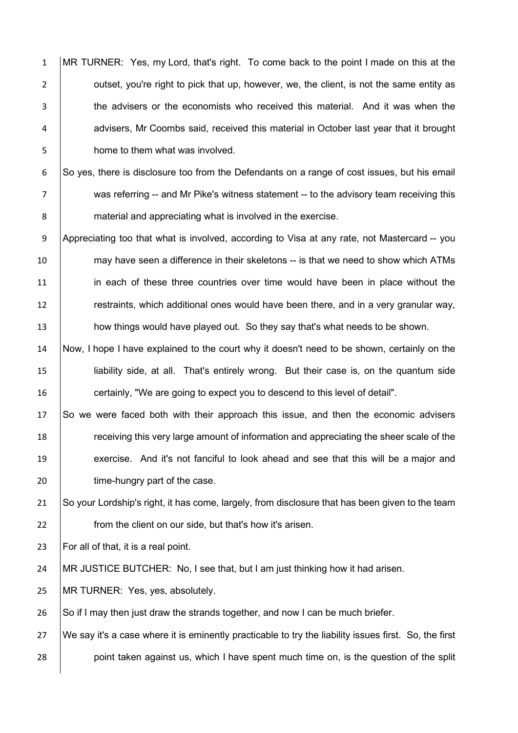MR TURNER: Yes, my Lord, that's right. To come back to the point I made on this at the outset, you're right to pick that up, however, we, the client, is not the same entity as the advisers or the economists who received this material. And it was when the advisers, Mr Coombs said, received this material in October last year that it brought home to them what was involved.

So yes, there is disclosure too from the Defendants on a range of cost issues, but his email was referring -- and Mr Pike's witness statement -- to the advisory team receiving this material and appreciating what is involved in the exercise.

Appreciating too that what is involved, according to Visa at any rate, not Mastercard -- you may have seen a difference in their skeletons -- is that we need to show which ATMs in each of these three countries over time would have been in place without the restraints, which additional ones would have been there, and in a very granular way, how things would have played out. So they say that's what needs to be shown.

Now, I hope I have explained to the court why it doesn't need to be shown, certainly on the liability side, at all. That's entirely wrong. But their case is, on the quantum side certainly, "We are going to expect you to descend to this level of detail".

So we were faced both with their approach this issue, and then the economic advisers receiving this very large amount of information and appreciating the sheer scale of the exercise. And it's not fanciful to look ahead and see that this will be a major and time-hungry part of the case.

So your Lordship's right, it has come, largely, from disclosure that has been given to the team from the client on our side, but that's how it's arisen.

For all of that, it is a real point.

MR JUSTICE BUTCHER: No, I see that, but I am just thinking how it had arisen.

MR TURNER: Yes, yes, absolutely.

So if I may then just draw the strands together, and now I can be much briefer.

We say it's a case where it is eminently practicable to try the liability issues first. So, the first point taken against us, which I have spent much time on, is the question of the split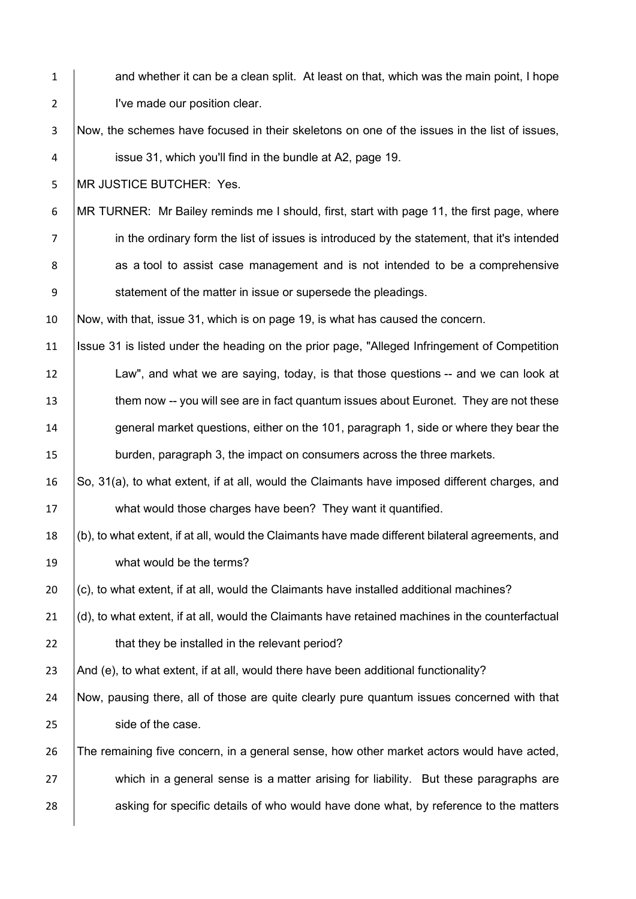and whether it can be a clean split. At least on that, which was the main point, I hope I've made our position clear.

Now, the schemes have focused in their skeletons on one of the issues in the list of issues, issue 31, which you'll find in the bundle at A2, page 19.

MR JUSTICE BUTCHER: Yes.

MR TURNER: Mr Bailey reminds me I should, first, start with page 11, the first page, where in the ordinary form the list of issues is introduced by the statement, that it's intended as a tool to assist case management and is not intended to be a comprehensive statement of the matter in issue or supersede the pleadings.

Now, with that, issue 31, which is on page 19, is what has caused the concern.

Issue 31 is listed under the heading on the prior page, "Alleged Infringement of Competition Law", and what we are saying, today, is that those questions -- and we can look at them now -- you will see are in fact quantum issues about Euronet. They are not these general market questions, either on the 101, paragraph 1, side or where they bear the burden, paragraph 3, the impact on consumers across the three markets.

So, 31(a), to what extent, if at all, would the Claimants have imposed different charges, and what would those charges have been? They want it quantified.

(b), to what extent, if at all, would the Claimants have made different bilateral agreements, and what would be the terms?

(c), to what extent, if at all, would the Claimants have installed additional machines?

(d), to what extent, if at all, would the Claimants have retained machines in the counterfactual that they be installed in the relevant period?

And (e), to what extent, if at all, would there have been additional functionality?

Now, pausing there, all of those are quite clearly pure quantum issues concerned with that side of the case.

The remaining five concern, in a general sense, how other market actors would have acted, which in a general sense is a matter arising for liability. But these paragraphs are asking for specific details of who would have done what, by reference to the matters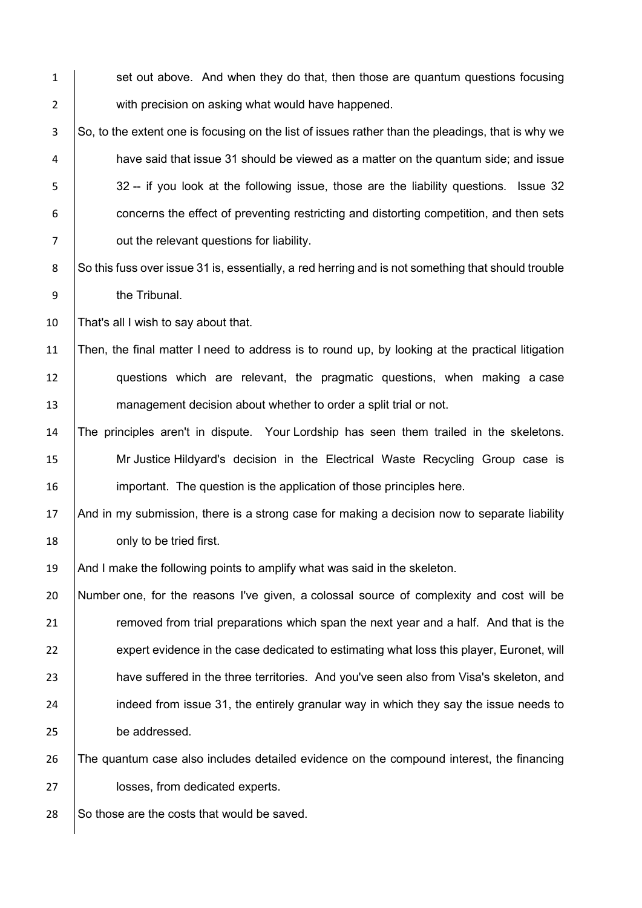set out above. And when they do that, then those are quantum questions focusing with precision on asking what would have happened.

So, to the extent one is focusing on the list of issues rather than the pleadings, that is why we have said that issue 31 should be viewed as a matter on the quantum side; and issue 32 -- if you look at the following issue, those are the liability questions. Issue 32 concerns the effect of preventing restricting and distorting competition, and then sets out the relevant questions for liability.

So this fuss over issue 31 is, essentially, a red herring and is not something that should trouble the Tribunal.

That's all I wish to say about that.

Then, the final matter I need to address is to round up, by looking at the practical litigation questions which are relevant, the pragmatic questions, when making a case management decision about whether to order a split trial or not.

The principles aren't in dispute. Your Lordship has seen them trailed in the skeletons. Mr Justice Hildyard's decision in the Electrical Waste Recycling Group case is important. The question is the application of those principles here.

And in my submission, there is a strong case for making a decision now to separate liability only to be tried first.

And I make the following points to amplify what was said in the skeleton.

Number one, for the reasons I've given, a colossal source of complexity and cost will be removed from trial preparations which span the next year and a half. And that is the expert evidence in the case dedicated to estimating what loss this player, Euronet, will have suffered in the three territories. And you've seen also from Visa's skeleton, and indeed from issue 31, the entirely granular way in which they say the issue needs to be addressed.

The quantum case also includes detailed evidence on the compound interest, the financing losses, from dedicated experts.

So those are the costs that would be saved.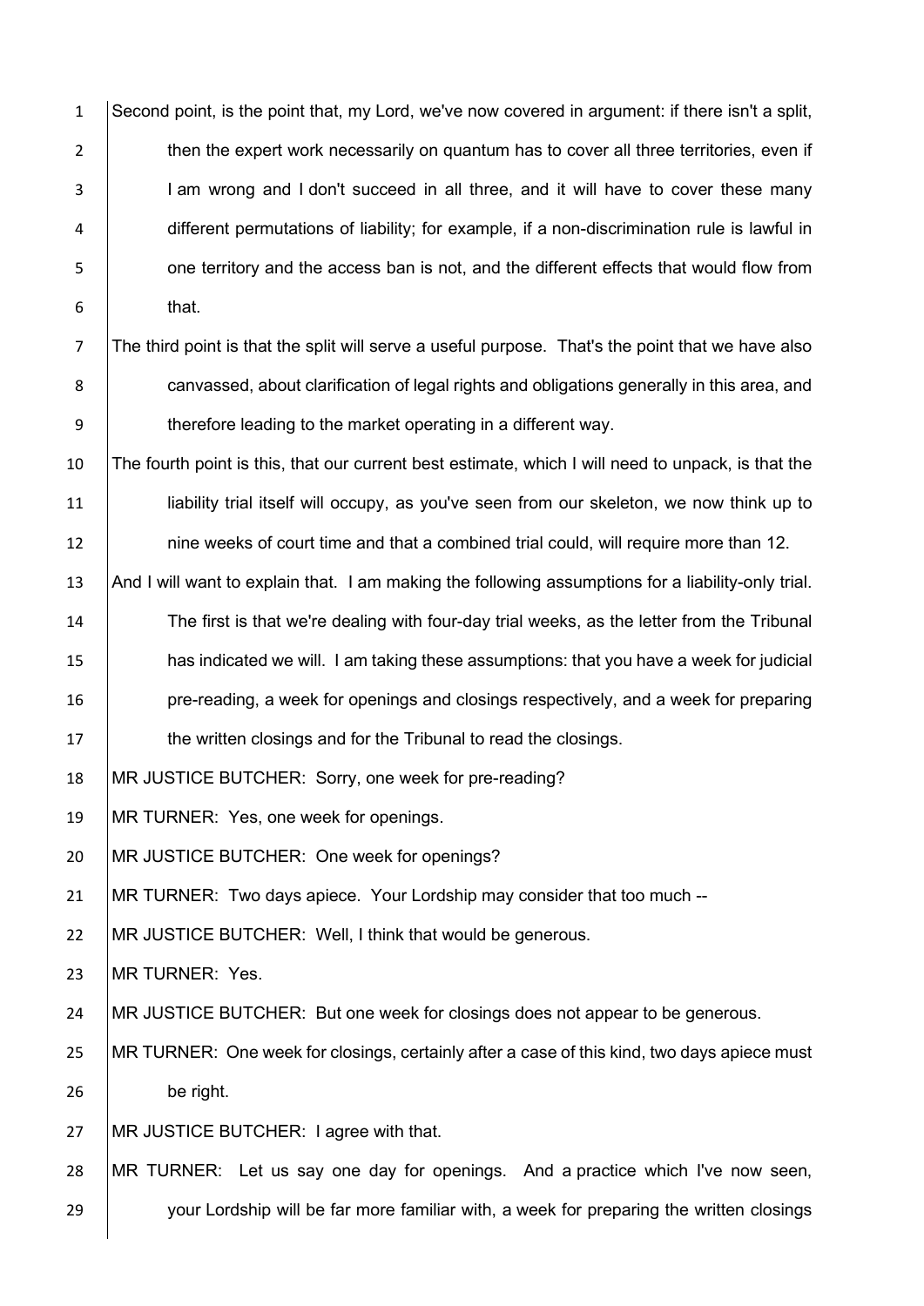Second point, is the point that, my Lord, we've now covered in argument: if there isn't a split, then the expert work necessarily on quantum has to cover all three territories, even if I am wrong and I don't succeed in all three, and it will have to cover these many different permutations of liability; for example, if a non-discrimination rule is lawful in one territory and the access ban is not, and the different effects that would flow from that.

The third point is that the split will serve a useful purpose. That's the point that we have also canvassed, about clarification of legal rights and obligations generally in this area, and therefore leading to the market operating in a different way.

The fourth point is this, that our current best estimate, which I will need to unpack, is that the liability trial itself will occupy, as you've seen from our skeleton, we now think up to nine weeks of court time and that a combined trial could, will require more than 12.

And I will want to explain that. I am making the following assumptions for a liability-only trial. The first is that we're dealing with four-day trial weeks, as the letter from the Tribunal has indicated we will. I am taking these assumptions: that you have a week for judicial pre-reading, a week for openings and closings respectively, and a week for preparing the written closings and for the Tribunal to read the closings.

MR JUSTICE BUTCHER: Sorry, one week for pre-reading?

MR TURNER: Yes, one week for openings.

MR JUSTICE BUTCHER: One week for openings?

MR TURNER: Two days apiece. Your Lordship may consider that too much --

MR JUSTICE BUTCHER: Well, I think that would be generous.

MR TURNER: Yes.

MR JUSTICE BUTCHER: But one week for closings does not appear to be generous.

MR TURNER: One week for closings, certainly after a case of this kind, two days apiece must be right.

MR JUSTICE BUTCHER: I agree with that.

MR TURNER: Let us say one day for openings. And a practice which I've now seen, your Lordship will be far more familiar with, a week for preparing the written closings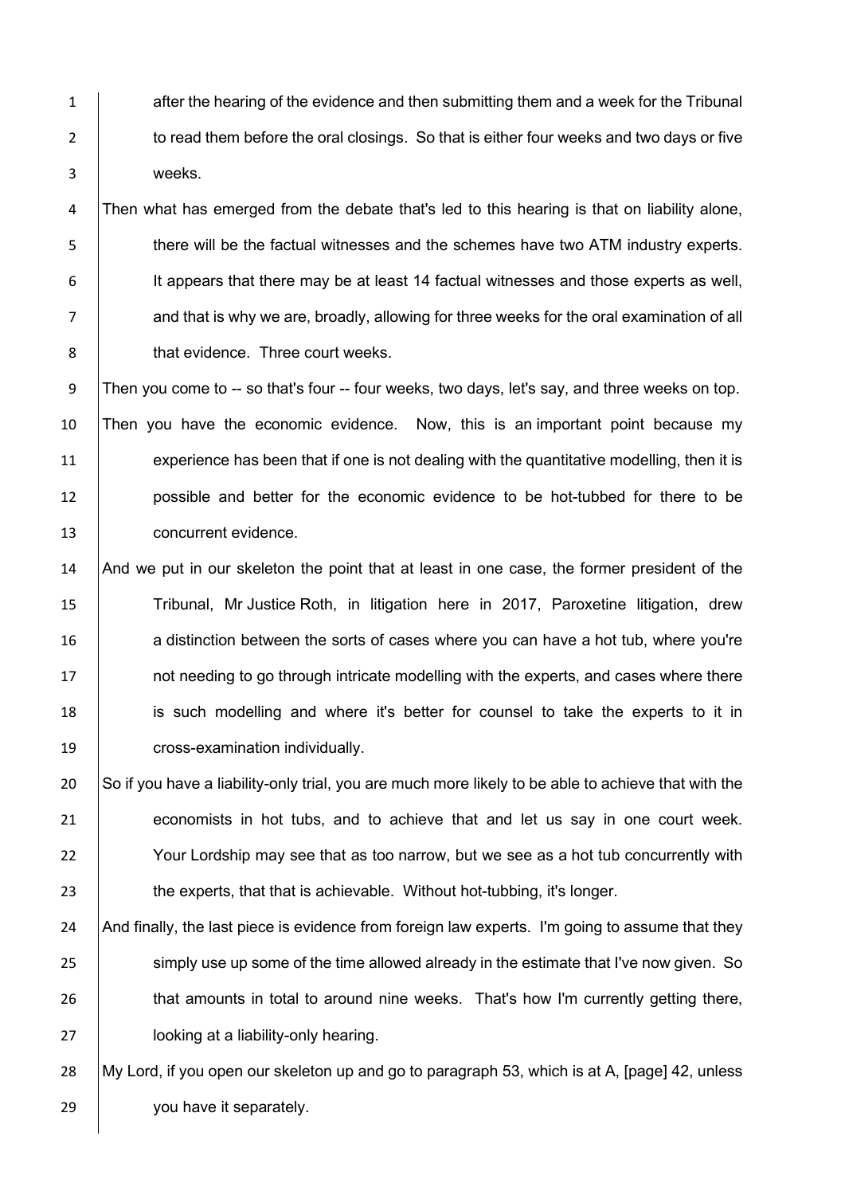after the hearing of the evidence and then submitting them and a week for the Tribunal to read them before the oral closings. So that is either four weeks and two days or five weeks.

Then what has emerged from the debate that's led to this hearing is that on liability alone, there will be the factual witnesses and the schemes have two ATM industry experts. It appears that there may be at least 14 factual witnesses and those experts as well, and that is why we are, broadly, allowing for three weeks for the oral examination of all that evidence. Three court weeks.

Then you come to -- so that's four -- four weeks, two days, let's say, and three weeks on top. Then you have the economic evidence. Now, this is an important point because my experience has been that if one is not dealing with the quantitative modelling, then it is possible and better for the economic evidence to be hot-tubbed for there to be concurrent evidence.

And we put in our skeleton the point that at least in one case, the former president of the Tribunal, Mr Justice Roth, in litigation here in 2017, Paroxetine litigation, drew a distinction between the sorts of cases where you can have a hot tub, where you're not needing to go through intricate modelling with the experts, and cases where there is such modelling and where it's better for counsel to take the experts to it in cross-examination individually.

So if you have a liability-only trial, you are much more likely to be able to achieve that with the economists in hot tubs, and to achieve that and let us say in one court week. Your Lordship may see that as too narrow, but we see as a hot tub concurrently with the experts, that that is achievable. Without hot-tubbing, it's longer.

And finally, the last piece is evidence from foreign law experts. I'm going to assume that they simply use up some of the time allowed already in the estimate that I've now given. So that amounts in total to around nine weeks. That's how I'm currently getting there, looking at a liability-only hearing.

My Lord, if you open our skeleton up and go to paragraph 53, which is at A, [page] 42, unless you have it separately.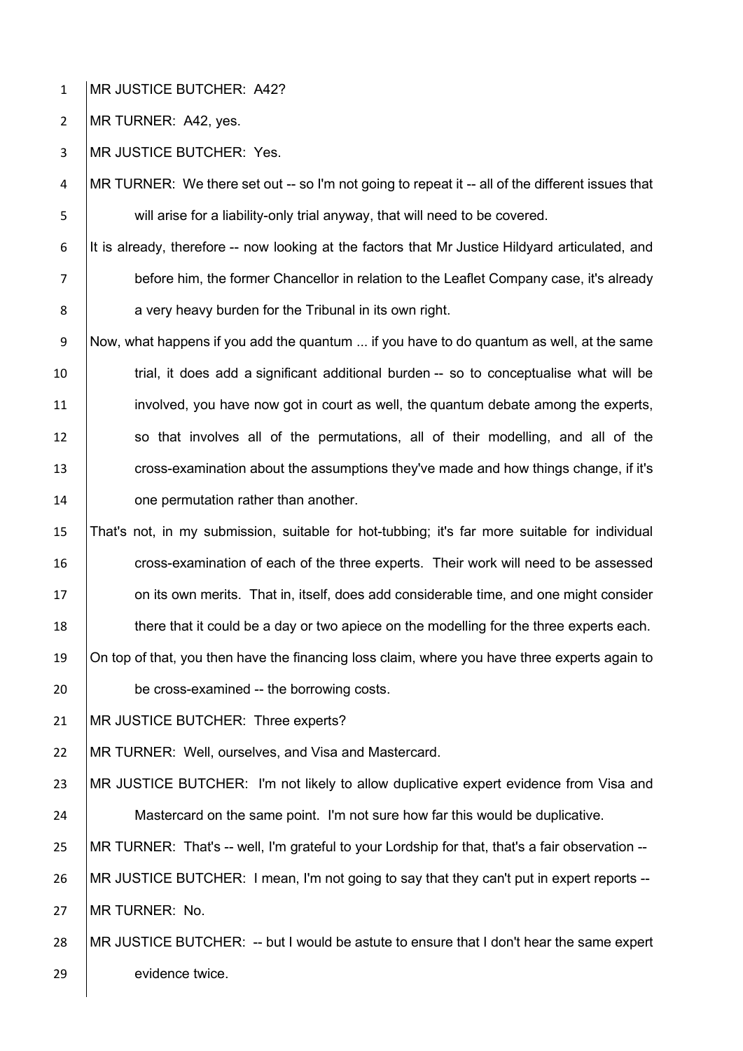MR JUSTICE BUTCHER: A42?

MR TURNER: A42, yes.

MR JUSTICE BUTCHER: Yes.

MR TURNER: We there set out -- so I'm not going to repeat it -- all of the different issues that will arise for a liability-only trial anyway, that will need to be covered.

It is already, therefore -- now looking at the factors that Mr Justice Hildyard articulated, and before him, the former Chancellor in relation to the Leaflet Company case, it's already a very heavy burden for the Tribunal in its own right.

Now, what happens if you add the quantum ... if you have to do quantum as well, at the same trial, it does add a significant additional burden -- so to conceptualise what will be involved, you have now got in court as well, the quantum debate among the experts, so that involves all of the permutations, all of their modelling, and all of the cross-examination about the assumptions they've made and how things change, if it's one permutation rather than another.

That's not, in my submission, suitable for hot-tubbing; it's far more suitable for individual cross-examination of each of the three experts. Their work will need to be assessed on its own merits. That in, itself, does add considerable time, and one might consider there that it could be a day or two apiece on the modelling for the three experts each.

On top of that, you then have the financing loss claim, where you have three experts again to be cross-examined -- the borrowing costs.

MR JUSTICE BUTCHER: Three experts?

MR TURNER: Well, ourselves, and Visa and Mastercard.

MR JUSTICE BUTCHER: I'm not likely to allow duplicative expert evidence from Visa and Mastercard on the same point. I'm not sure how far this would be duplicative.

MR TURNER: That's -- well, I'm grateful to your Lordship for that, that's a fair observation --

MR JUSTICE BUTCHER: I mean, I'm not going to say that they can't put in expert reports --

MR TURNER: No.

MR JUSTICE BUTCHER: -- but I would be astute to ensure that I don't hear the same expert evidence twice.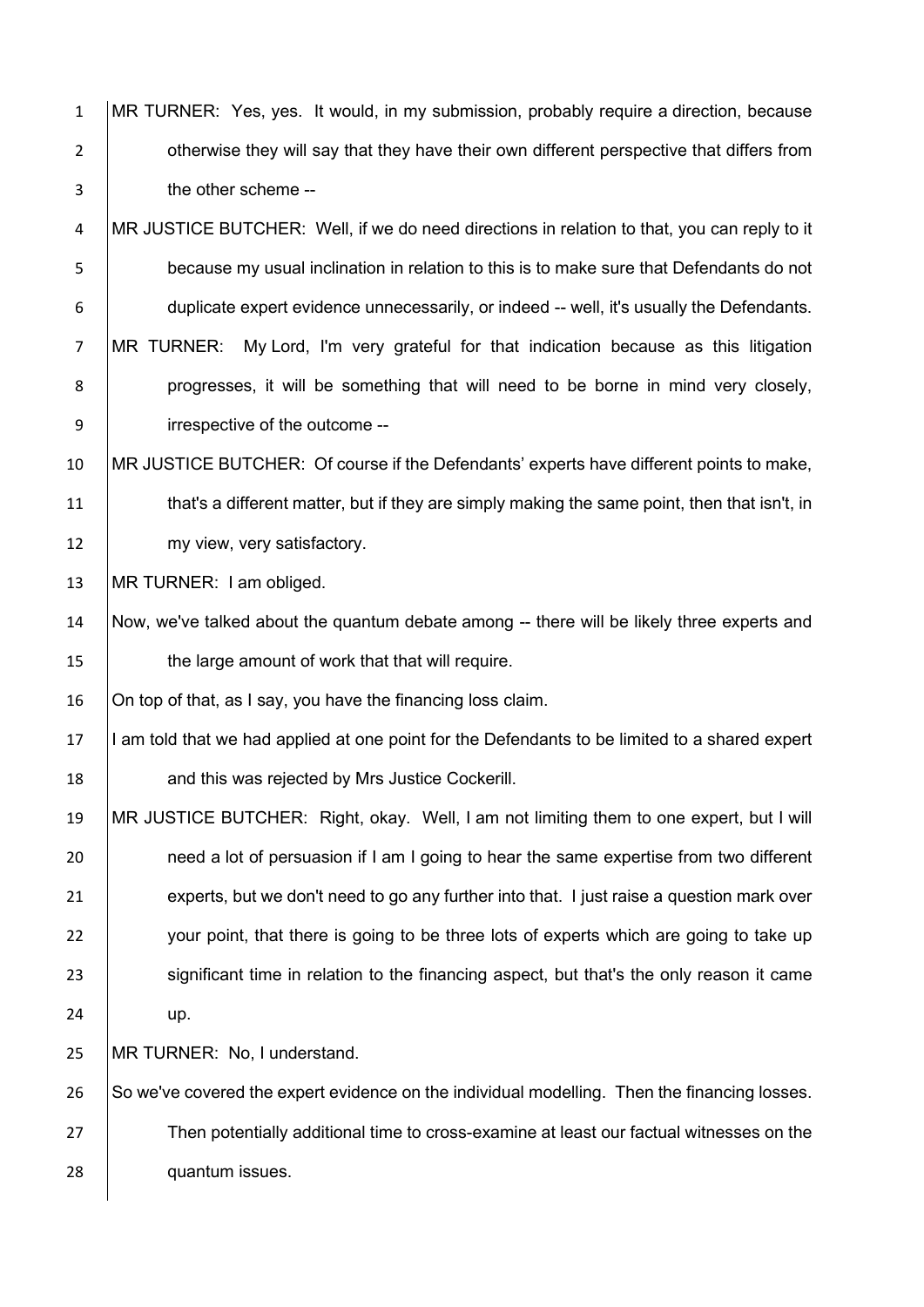MR TURNER: Yes, yes. It would, in my submission, probably require a direction, because otherwise they will say that they have their own different perspective that differs from the other scheme --

MR JUSTICE BUTCHER: Well, if we do need directions in relation to that, you can reply to it because my usual inclination in relation to this is to make sure that Defendants do not duplicate expert evidence unnecessarily, or indeed -- well, it's usually the Defendants.

MR TURNER: My Lord, I'm very grateful for that indication because as this litigation progresses, it will be something that will need to be borne in mind very closely, irrespective of the outcome --

MR JUSTICE BUTCHER: Of course if the Defendants' experts have different points to make, that's a different matter, but if they are simply making the same point, then that isn't, in my view, very satisfactory.

MR TURNER: I am obliged.

Now, we've talked about the quantum debate among -- there will be likely three experts and the large amount of work that that will require.

On top of that, as I say, you have the financing loss claim.

I am told that we had applied at one point for the Defendants to be limited to a shared expert and this was rejected by Mrs Justice Cockerill.

MR JUSTICE BUTCHER: Right, okay. Well, I am not limiting them to one expert, but I will need a lot of persuasion if I am I going to hear the same expertise from two different experts, but we don't need to go any further into that. I just raise a question mark over your point, that there is going to be three lots of experts which are going to take up significant time in relation to the financing aspect, but that's the only reason it came up.

MR TURNER: No, I understand.

So we've covered the expert evidence on the individual modelling. Then the financing losses. Then potentially additional time to cross-examine at least our factual witnesses on the quantum issues.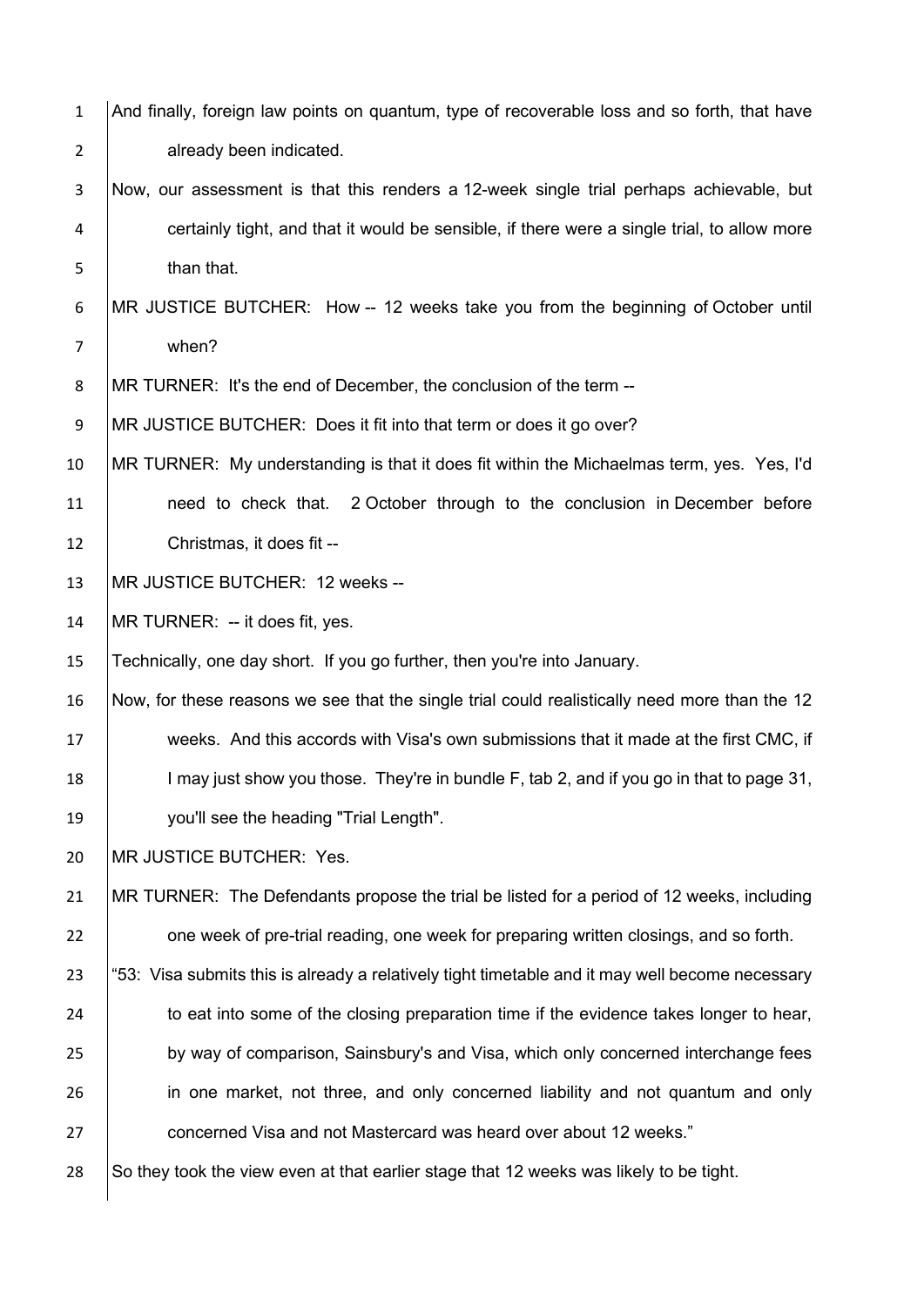And finally, foreign law points on quantum, type of recoverable loss and so forth, that have already been indicated.

Now, our assessment is that this renders a 12-week single trial perhaps achievable, but certainly tight, and that it would be sensible, if there were a single trial, to allow more than that.

MR JUSTICE BUTCHER: How -- 12 weeks take you from the beginning of October until when?

MR TURNER: It's the end of December, the conclusion of the term --

MR JUSTICE BUTCHER: Does it fit into that term or does it go over?

MR TURNER: My understanding is that it does fit within the Michaelmas term, yes. Yes, I'd need to check that. 2 October through to the conclusion in December before Christmas, it does fit --

MR JUSTICE BUTCHER: 12 weeks --

MR TURNER: -- it does fit, yes.

Technically, one day short. If you go further, then you're into January.

Now, for these reasons we see that the single trial could realistically need more than the 12 weeks. And this accords with Visa's own submissions that it made at the first CMC, if I may just show you those. They're in bundle F, tab 2, and if you go in that to page 31, you'll see the heading "Trial Length".

MR JUSTICE BUTCHER: Yes.

MR TURNER: The Defendants propose the trial be listed for a period of 12 weeks, including one week of pre-trial reading, one week for preparing written closings, and so forth.

"53: Visa submits this is already a relatively tight timetable and it may well become necessary to eat into some of the closing preparation time if the evidence takes longer to hear, by way of comparison, Sainsbury's and Visa, which only concerned interchange fees in one market, not three, and only concerned liability and not quantum and only concerned Visa and not Mastercard was heard over about 12 weeks."

So they took the view even at that earlier stage that 12 weeks was likely to be tight.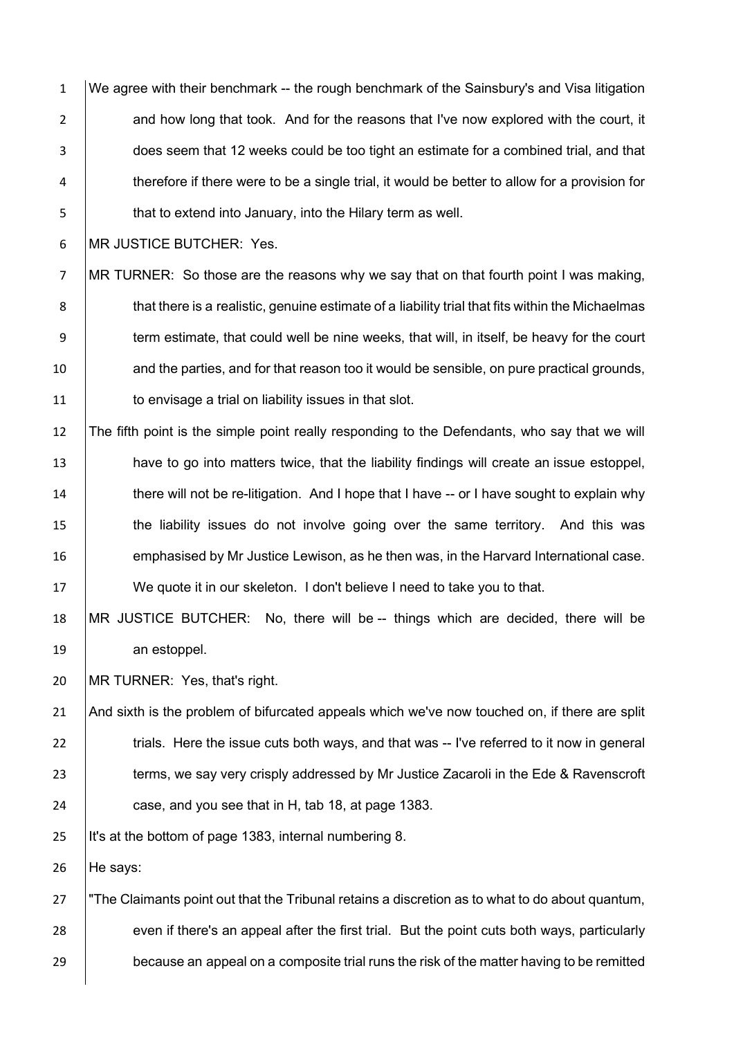We agree with their benchmark -- the rough benchmark of the Sainsbury's and Visa litigation and how long that took. And for the reasons that I've now explored with the court, it does seem that 12 weeks could be too tight an estimate for a combined trial, and that therefore if there were to be a single trial, it would be better to allow for a provision for that to extend into January, into the Hilary term as well.

MR JUSTICE BUTCHER: Yes.

MR TURNER: So those are the reasons why we say that on that fourth point I was making, that there is a realistic, genuine estimate of a liability trial that fits within the Michaelmas term estimate, that could well be nine weeks, that will, in itself, be heavy for the court and the parties, and for that reason too it would be sensible, on pure practical grounds, to envisage a trial on liability issues in that slot.

The fifth point is the simple point really responding to the Defendants, who say that we will have to go into matters twice, that the liability findings will create an issue estoppel, there will not be re-litigation. And I hope that I have -- or I have sought to explain why the liability issues do not involve going over the same territory. And this was emphasised by Mr Justice Lewison, as he then was, in the Harvard International case. We quote it in our skeleton. I don't believe I need to take you to that.

MR JUSTICE BUTCHER: No, there will be -- things which are decided, there will be an estoppel.

MR TURNER: Yes, that's right.

And sixth is the problem of bifurcated appeals which we've now touched on, if there are split trials. Here the issue cuts both ways, and that was -- I've referred to it now in general terms, we say very crisply addressed by Mr Justice Zacaroli in the Ede & Ravenscroft case, and you see that in H, tab 18, at page 1383.

It's at the bottom of page 1383, internal numbering 8.

He says:

"The Claimants point out that the Tribunal retains a discretion as to what to do about quantum, even if there's an appeal after the first trial. But the point cuts both ways, particularly because an appeal on a composite trial runs the risk of the matter having to be remitted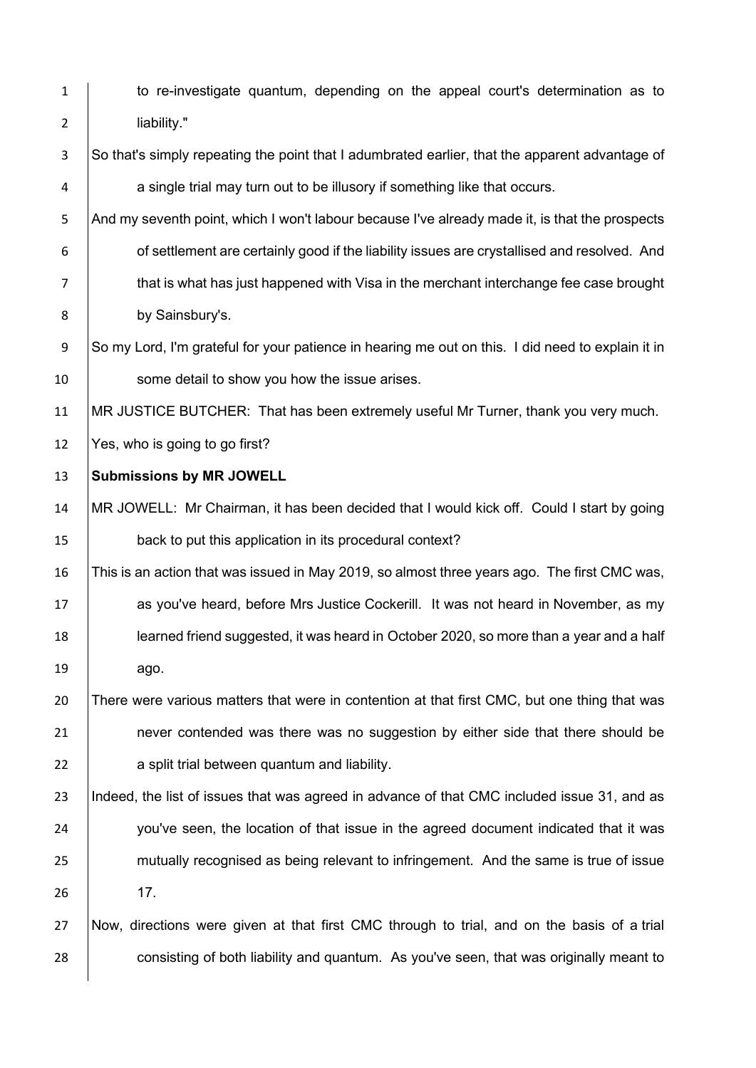to re-investigate quantum, depending on the appeal court's determination as to liability."

So that's simply repeating the point that I adumbrated earlier, that the apparent advantage of a single trial may turn out to be illusory if something like that occurs.

And my seventh point, which I won't labour because I've already made it, is that the prospects of settlement are certainly good if the liability issues are crystallised and resolved. And that is what has just happened with Visa in the merchant interchange fee case brought by Sainsbury's.

So my Lord, I'm grateful for your patience in hearing me out on this. I did need to explain it in some detail to show you how the issue arises.

MR JUSTICE BUTCHER: That has been extremely useful Mr Turner, thank you very much. Yes, who is going to go first?

**Submissions by MR JOWELL**

MR JOWELL: Mr Chairman, it has been decided that I would kick off. Could I start by going back to put this application in its procedural context?

This is an action that was issued in May 2019, so almost three years ago. The first CMC was, as you've heard, before Mrs Justice Cockerill. It was not heard in November, as my learned friend suggested, it was heard in October 2020, so more than a year and a half ago.

There were various matters that were in contention at that first CMC, but one thing that was never contended was there was no suggestion by either side that there should be a split trial between quantum and liability.

Indeed, the list of issues that was agreed in advance of that CMC included issue 31, and as you've seen, the location of that issue in the agreed document indicated that it was mutually recognised as being relevant to infringement. And the same is true of issue 17.

Now, directions were given at that first CMC through to trial, and on the basis of a trial consisting of both liability and quantum. As you've seen, that was originally meant to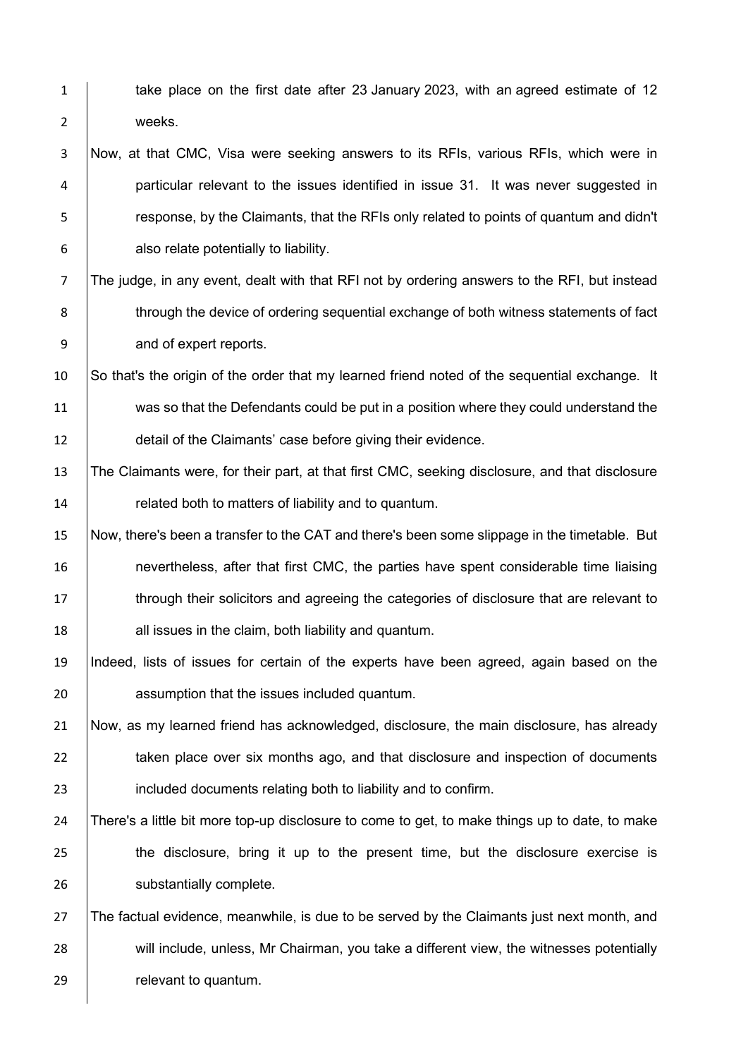take place on the first date after 23 January 2023, with an agreed estimate of 12 weeks.

Now, at that CMC, Visa were seeking answers to its RFIs, various RFIs, which were in particular relevant to the issues identified in issue 31. It was never suggested in response, by the Claimants, that the RFIs only related to points of quantum and didn't also relate potentially to liability.

The judge, in any event, dealt with that RFI not by ordering answers to the RFI, but instead through the device of ordering sequential exchange of both witness statements of fact and of expert reports.

So that's the origin of the order that my learned friend noted of the sequential exchange. It was so that the Defendants could be put in a position where they could understand the detail of the Claimants' case before giving their evidence.

The Claimants were, for their part, at that first CMC, seeking disclosure, and that disclosure related both to matters of liability and to quantum.

Now, there's been a transfer to the CAT and there's been some slippage in the timetable. But nevertheless, after that first CMC, the parties have spent considerable time liaising through their solicitors and agreeing the categories of disclosure that are relevant to all issues in the claim, both liability and quantum.

Indeed, lists of issues for certain of the experts have been agreed, again based on the assumption that the issues included quantum.

Now, as my learned friend has acknowledged, disclosure, the main disclosure, has already taken place over six months ago, and that disclosure and inspection of documents included documents relating both to liability and to confirm.

There's a little bit more top-up disclosure to come to get, to make things up to date, to make the disclosure, bring it up to the present time, but the disclosure exercise is substantially complete.

The factual evidence, meanwhile, is due to be served by the Claimants just next month, and will include, unless, Mr Chairman, you take a different view, the witnesses potentially relevant to quantum.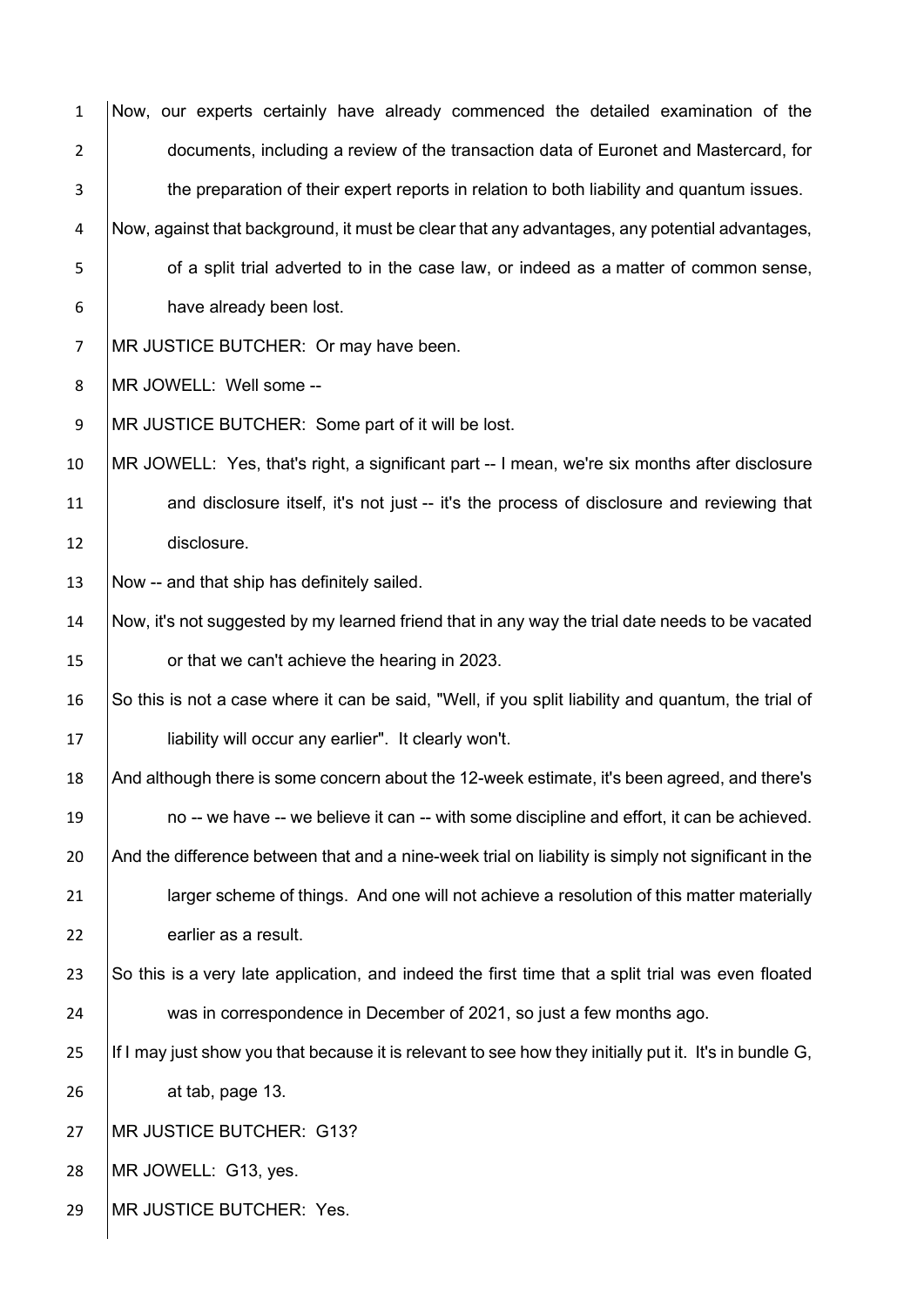Now, our experts certainly have already commenced the detailed examination of the documents, including a review of the transaction data of Euronet and Mastercard, for the preparation of their expert reports in relation to both liability and quantum issues.

Now, against that background, it must be clear that any advantages, any potential advantages, of a split trial adverted to in the case law, or indeed as a matter of common sense, have already been lost.

MR JUSTICE BUTCHER: Or may have been.

MR JOWELL: Well some --

MR JUSTICE BUTCHER: Some part of it will be lost.

MR JOWELL: Yes, that's right, a significant part -- I mean, we're six months after disclosure and disclosure itself, it's not just -- it's the process of disclosure and reviewing that disclosure.

Now -- and that ship has definitely sailed.

Now, it's not suggested by my learned friend that in any way the trial date needs to be vacated or that we can't achieve the hearing in 2023.

So this is not a case where it can be said, "Well, if you split liability and quantum, the trial of liability will occur any earlier". It clearly won't.

And although there is some concern about the 12-week estimate, it's been agreed, and there's no -- we have -- we believe it can -- with some discipline and effort, it can be achieved.

And the difference between that and a nine-week trial on liability is simply not significant in the larger scheme of things. And one will not achieve a resolution of this matter materially earlier as a result.

So this is a very late application, and indeed the first time that a split trial was even floated was in correspondence in December of 2021, so just a few months ago.

If I may just show you that because it is relevant to see how they initially put it. It's in bundle G, at tab, page 13.

MR JUSTICE BUTCHER: G13?

MR JOWELL: G13, yes.

MR JUSTICE BUTCHER: Yes.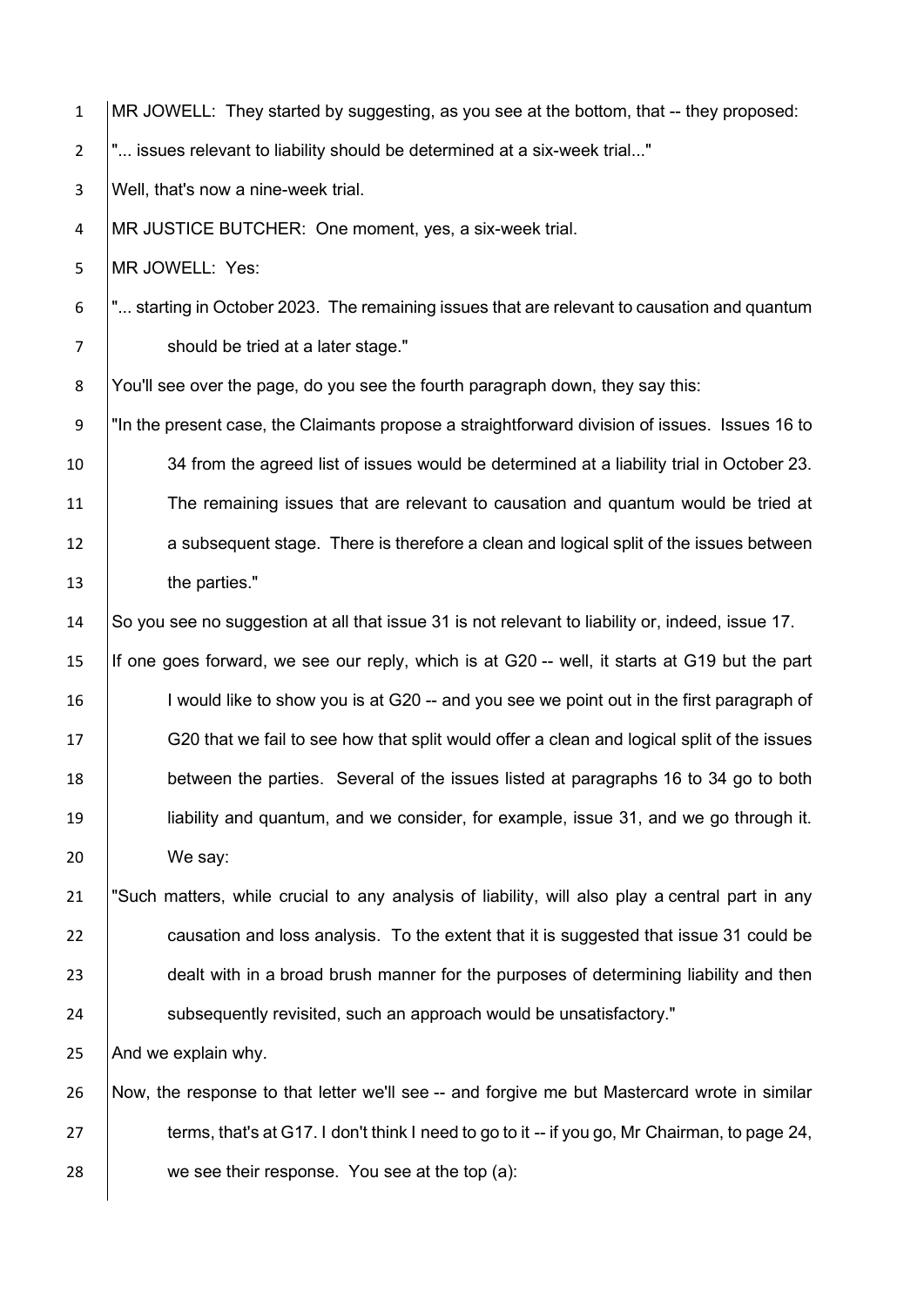MR JOWELL: They started by suggesting, as you see at the bottom, that -- they proposed:

"... issues relevant to liability should be determined at a six-week trial..."

Well, that's now a nine-week trial.

MR JUSTICE BUTCHER: One moment, yes, a six-week trial.

MR JOWELL: Yes:

"... starting in October 2023. The remaining issues that are relevant to causation and quantum should be tried at a later stage."

You'll see over the page, do you see the fourth paragraph down, they say this:

"In the present case, the Claimants propose a straightforward division of issues. Issues 16 to 34 from the agreed list of issues would be determined at a liability trial in October 23. The remaining issues that are relevant to causation and quantum would be tried at a subsequent stage. There is therefore a clean and logical split of the issues between the parties."

So you see no suggestion at all that issue 31 is not relevant to liability or, indeed, issue 17.

If one goes forward, we see our reply, which is at G20 -- well, it starts at G19 but the part I would like to show you is at G20 -- and you see we point out in the first paragraph of G20 that we fail to see how that split would offer a clean and logical split of the issues between the parties. Several of the issues listed at paragraphs 16 to 34 go to both liability and quantum, and we consider, for example, issue 31, and we go through it. We say:

"Such matters, while crucial to any analysis of liability, will also play a central part in any causation and loss analysis. To the extent that it is suggested that issue 31 could be dealt with in a broad brush manner for the purposes of determining liability and then subsequently revisited, such an approach would be unsatisfactory."

And we explain why.

Now, the response to that letter we'll see -- and forgive me but Mastercard wrote in similar terms, that's at G17. I don't think I need to go to it -- if you go, Mr Chairman, to page 24, we see their response. You see at the top (a):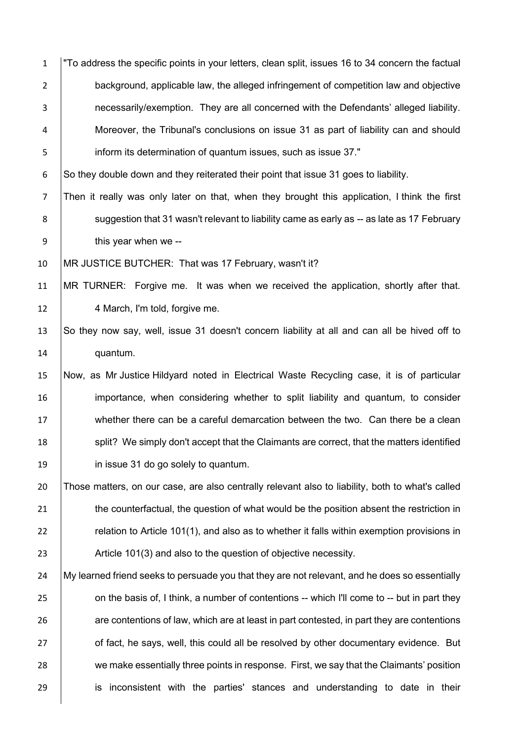"To address the specific points in your letters, clean split, issues 16 to 34 concern the factual background, applicable law, the alleged infringement of competition law and objective necessarily/exemption. They are all concerned with the Defendants' alleged liability. Moreover, the Tribunal's conclusions on issue 31 as part of liability can and should inform its determination of quantum issues, such as issue 37."

So they double down and they reiterated their point that issue 31 goes to liability.

Then it really was only later on that, when they brought this application, I think the first suggestion that 31 wasn't relevant to liability came as early as -- as late as 17 February this year when we --

MR JUSTICE BUTCHER: That was 17 February, wasn't it?

MR TURNER: Forgive me. It was when we received the application, shortly after that. 4 March, I'm told, forgive me.

So they now say, well, issue 31 doesn't concern liability at all and can all be hived off to quantum.

Now, as Mr Justice Hildyard noted in Electrical Waste Recycling case, it is of particular importance, when considering whether to split liability and quantum, to consider whether there can be a careful demarcation between the two. Can there be a clean split? We simply don't accept that the Claimants are correct, that the matters identified in issue 31 do go solely to quantum.

Those matters, on our case, are also centrally relevant also to liability, both to what's called the counterfactual, the question of what would be the position absent the restriction in relation to Article 101(1), and also as to whether it falls within exemption provisions in Article 101(3) and also to the question of objective necessity.

My learned friend seeks to persuade you that they are not relevant, and he does so essentially on the basis of, I think, a number of contentions -- which I'll come to -- but in part they are contentions of law, which are at least in part contested, in part they are contentions of fact, he says, well, this could all be resolved by other documentary evidence. But we make essentially three points in response. First, we say that the Claimants' position is inconsistent with the parties' stances and understanding to date in their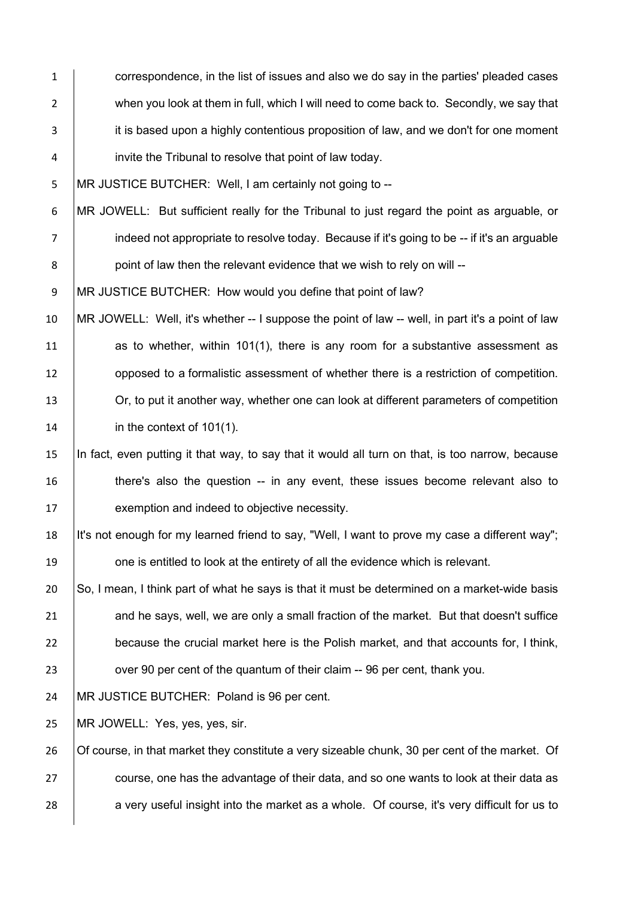correspondence, in the list of issues and also we do say in the parties' pleaded cases when you look at them in full, which I will need to come back to. Secondly, we say that it is based upon a highly contentious proposition of law, and we don't for one moment invite the Tribunal to resolve that point of law today.

MR JUSTICE BUTCHER: Well, I am certainly not going to --

MR JOWELL: But sufficient really for the Tribunal to just regard the point as arguable, or indeed not appropriate to resolve today. Because if it's going to be -- if it's an arguable point of law then the relevant evidence that we wish to rely on will --

MR JUSTICE BUTCHER: How would you define that point of law?

MR JOWELL: Well, it's whether -- I suppose the point of law -- well, in part it's a point of law as to whether, within 101(1), there is any room for a substantive assessment as opposed to a formalistic assessment of whether there is a restriction of competition. Or, to put it another way, whether one can look at different parameters of competition in the context of 101(1).

In fact, even putting it that way, to say that it would all turn on that, is too narrow, because there's also the question -- in any event, these issues become relevant also to exemption and indeed to objective necessity.

It's not enough for my learned friend to say, "Well, I want to prove my case a different way"; one is entitled to look at the entirety of all the evidence which is relevant.

So, I mean, I think part of what he says is that it must be determined on a market-wide basis and he says, well, we are only a small fraction of the market. But that doesn't suffice because the crucial market here is the Polish market, and that accounts for, I think, over 90 per cent of the quantum of their claim -- 96 per cent, thank you.

MR JUSTICE BUTCHER: Poland is 96 per cent.

MR JOWELL: Yes, yes, yes, sir.

Of course, in that market they constitute a very sizeable chunk, 30 per cent of the market. Of course, one has the advantage of their data, and so one wants to look at their data as a very useful insight into the market as a whole. Of course, it's very difficult for us to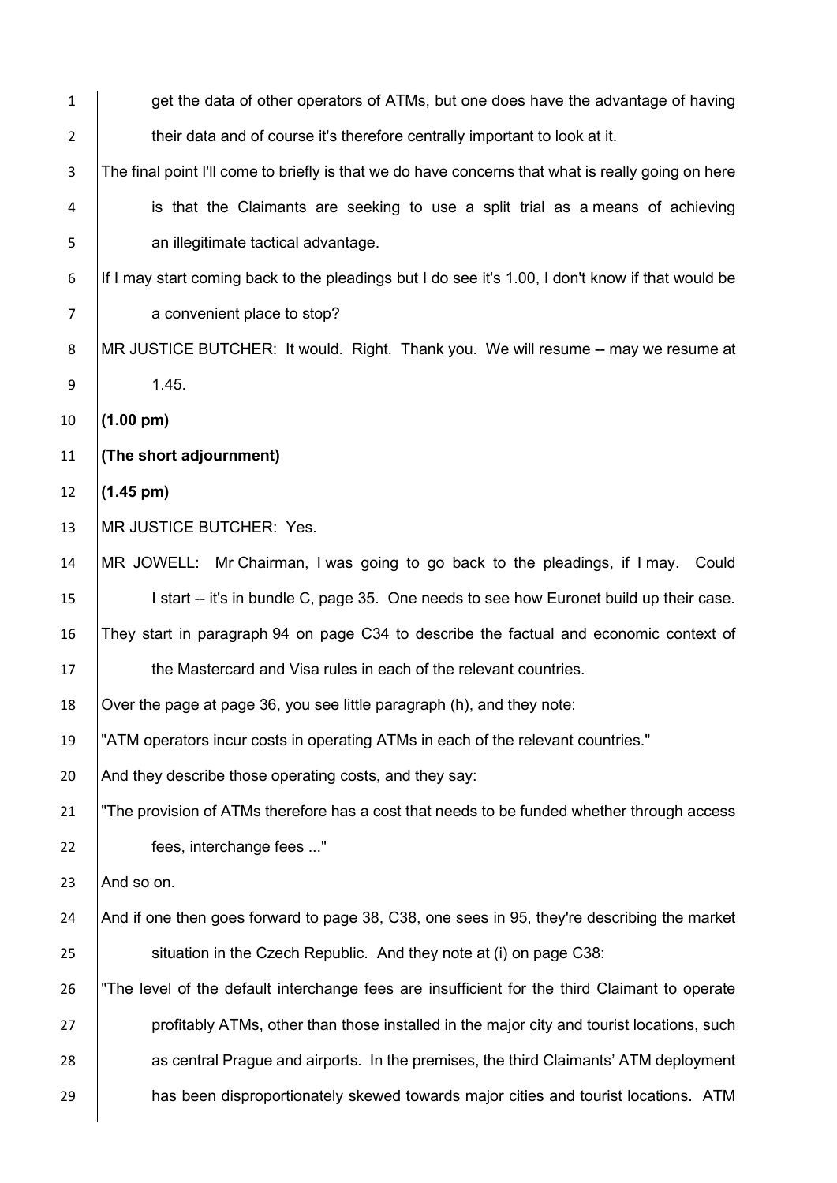get the data of other operators of ATMs, but one does have the advantage of having their data and of course it's therefore centrally important to look at it.

The final point I'll come to briefly is that we do have concerns that what is really going on here is that the Claimants are seeking to use a split trial as a means of achieving an illegitimate tactical advantage.

If I may start coming back to the pleadings but I do see it's 1.00, I don't know if that would be a convenient place to stop?

MR JUSTICE BUTCHER: It would. Right. Thank you. We will resume -- may we resume at 1.45.

**(1.00 pm)**

**(The short adjournment)**

**(1.45 pm)**

MR JUSTICE BUTCHER: Yes.

MR JOWELL: Mr Chairman, I was going to go back to the pleadings, if I may. Could I start -- it's in bundle C, page 35. One needs to see how Euronet build up their case.

They start in paragraph 94 on page C34 to describe the factual and economic context of the Mastercard and Visa rules in each of the relevant countries.

Over the page at page 36, you see little paragraph (h), and they note:

"ATM operators incur costs in operating ATMs in each of the relevant countries."

And they describe those operating costs, and they say:

"The provision of ATMs therefore has a cost that needs to be funded whether through access fees, interchange fees ..."

And so on.

And if one then goes forward to page 38, C38, one sees in 95, they're describing the market situation in the Czech Republic. And they note at (i) on page C38:

"The level of the default interchange fees are insufficient for the third Claimant to operate profitably ATMs, other than those installed in the major city and tourist locations, such as central Prague and airports. In the premises, the third Claimants' ATM deployment has been disproportionately skewed towards major cities and tourist locations. ATM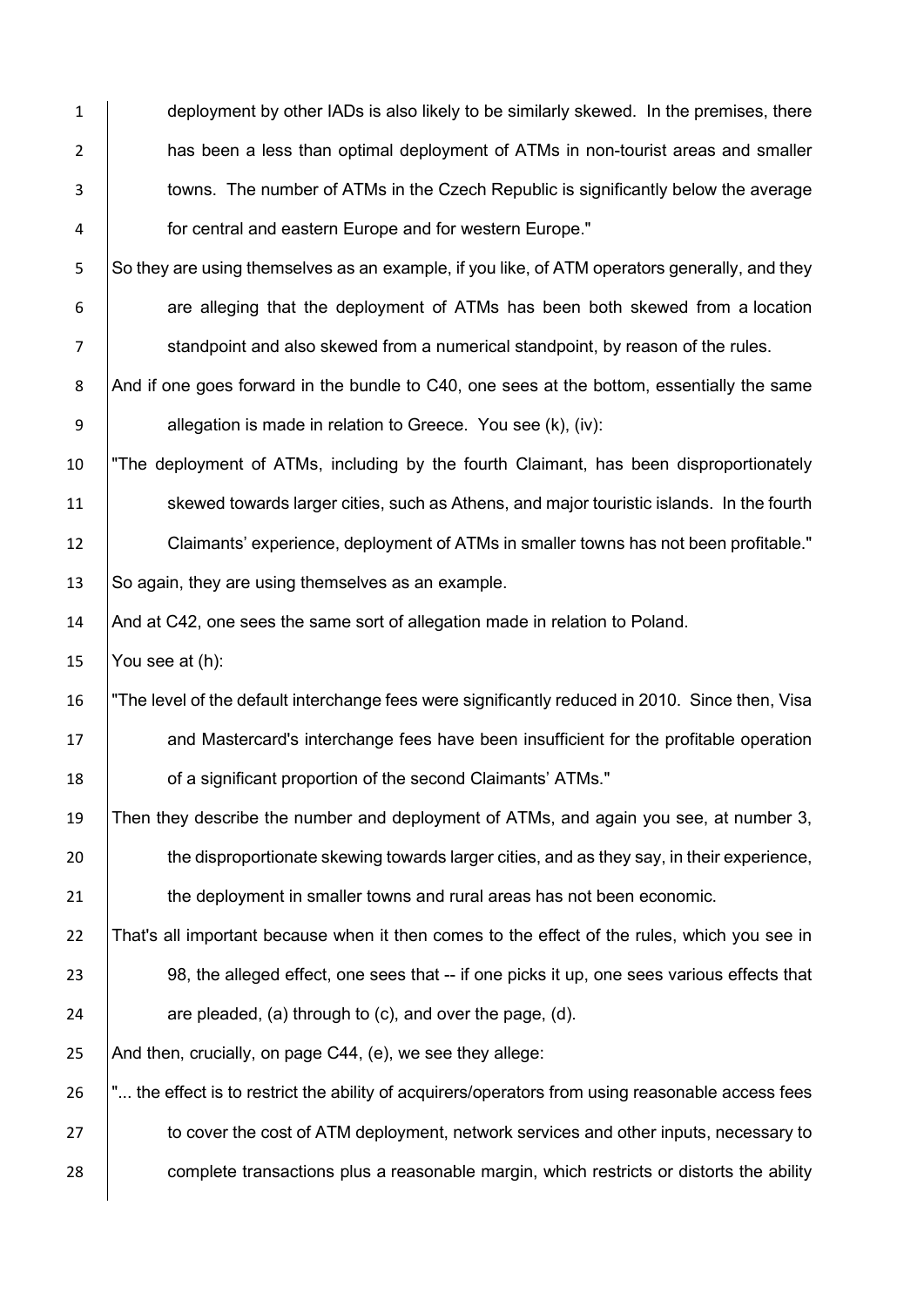deployment by other IADs is also likely to be similarly skewed. In the premises, there has been a less than optimal deployment of ATMs in non-tourist areas and smaller towns. The number of ATMs in the Czech Republic is significantly below the average for central and eastern Europe and for western Europe."

So they are using themselves as an example, if you like, of ATM operators generally, and they are alleging that the deployment of ATMs has been both skewed from a location standpoint and also skewed from a numerical standpoint, by reason of the rules.

And if one goes forward in the bundle to C40, one sees at the bottom, essentially the same allegation is made in relation to Greece. You see (k), (iv):

"The deployment of ATMs, including by the fourth Claimant, has been disproportionately skewed towards larger cities, such as Athens, and major touristic islands. In the fourth Claimants' experience, deployment of ATMs in smaller towns has not been profitable."

So again, they are using themselves as an example.

And at C42, one sees the same sort of allegation made in relation to Poland.

You see at (h):

"The level of the default interchange fees were significantly reduced in 2010. Since then, Visa and Mastercard's interchange fees have been insufficient for the profitable operation of a significant proportion of the second Claimants' ATMs."

Then they describe the number and deployment of ATMs, and again you see, at number 3, the disproportionate skewing towards larger cities, and as they say, in their experience, the deployment in smaller towns and rural areas has not been economic.

That's all important because when it then comes to the effect of the rules, which you see in 98, the alleged effect, one sees that -- if one picks it up, one sees various effects that are pleaded, (a) through to (c), and over the page, (d).

And then, crucially, on page C44, (e), we see they allege:

"... the effect is to restrict the ability of acquirers/operators from using reasonable access fees to cover the cost of ATM deployment, network services and other inputs, necessary to complete transactions plus a reasonable margin, which restricts or distorts the ability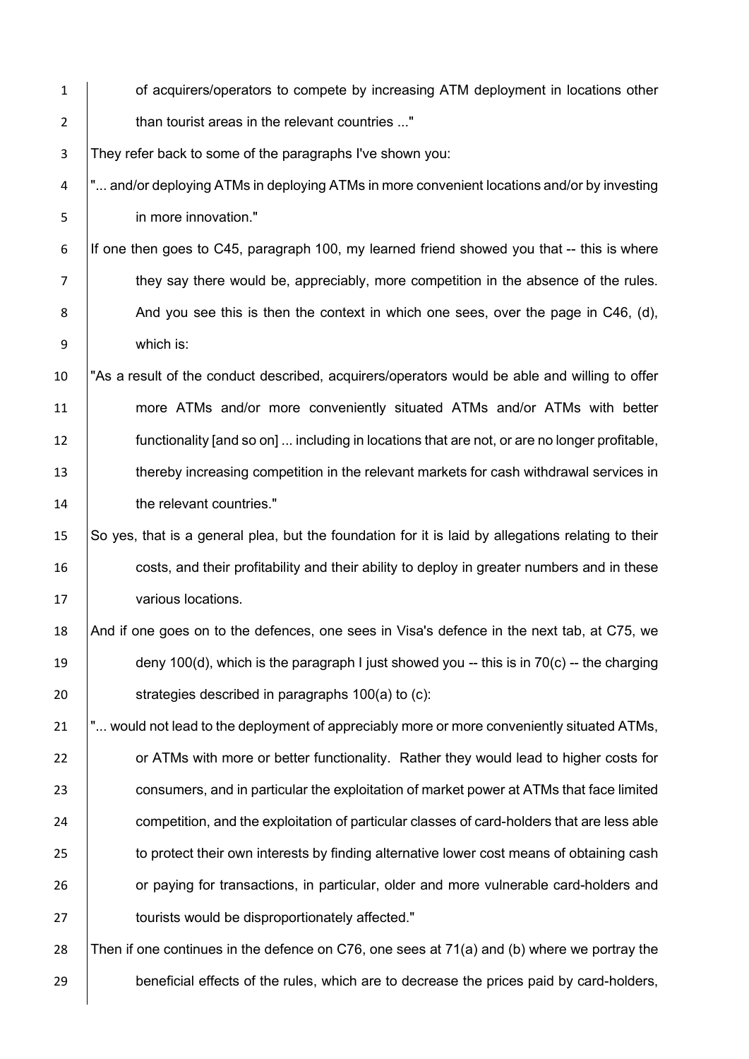of acquirers/operators to compete by increasing ATM deployment in locations other than tourist areas in the relevant countries ..."

They refer back to some of the paragraphs I've shown you:

"... and/or deploying ATMs in deploying ATMs in more convenient locations and/or by investing in more innovation."

If one then goes to C45, paragraph 100, my learned friend showed you that -- this is where they say there would be, appreciably, more competition in the absence of the rules. And you see this is then the context in which one sees, over the page in C46, (d), which is:

"As a result of the conduct described, acquirers/operators would be able and willing to offer more ATMs and/or more conveniently situated ATMs and/or ATMs with better functionality [and so on] ... including in locations that are not, or are no longer profitable, thereby increasing competition in the relevant markets for cash withdrawal services in the relevant countries."

So yes, that is a general plea, but the foundation for it is laid by allegations relating to their costs, and their profitability and their ability to deploy in greater numbers and in these various locations.

And if one goes on to the defences, one sees in Visa's defence in the next tab, at C75, we deny 100(d), which is the paragraph I just showed you -- this is in 70(c) -- the charging strategies described in paragraphs 100(a) to (c):

"... would not lead to the deployment of appreciably more or more conveniently situated ATMs, or ATMs with more or better functionality. Rather they would lead to higher costs for consumers, and in particular the exploitation of market power at ATMs that face limited competition, and the exploitation of particular classes of card-holders that are less able to protect their own interests by finding alternative lower cost means of obtaining cash or paying for transactions, in particular, older and more vulnerable card-holders and tourists would be disproportionately affected."

Then if one continues in the defence on C76, one sees at 71(a) and (b) where we portray the beneficial effects of the rules, which are to decrease the prices paid by card-holders,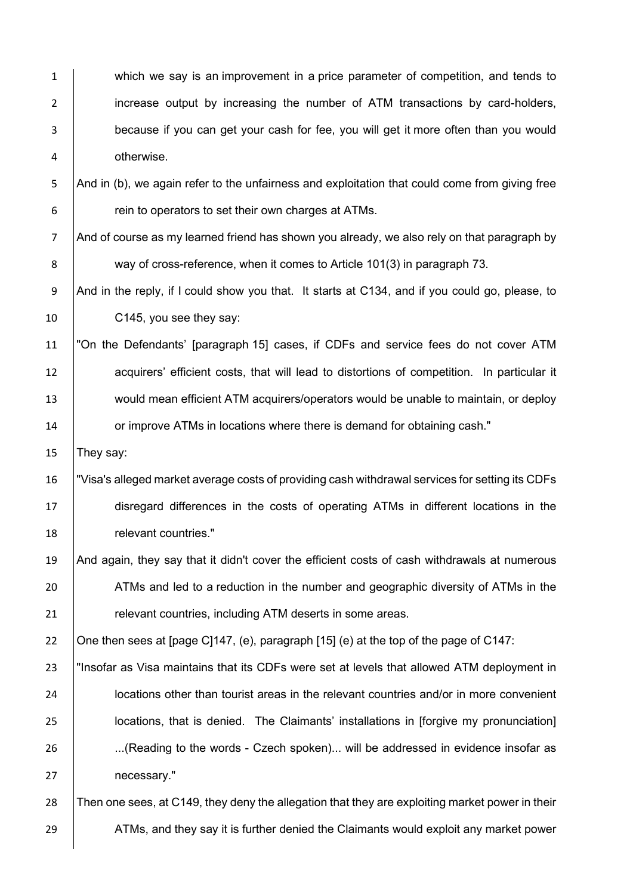which we say is an improvement in a price parameter of competition, and tends to increase output by increasing the number of ATM transactions by card-holders, because if you can get your cash for fee, you will get it more often than you would otherwise.

And in (b), we again refer to the unfairness and exploitation that could come from giving free rein to operators to set their own charges at ATMs.

And of course as my learned friend has shown you already, we also rely on that paragraph by way of cross-reference, when it comes to Article 101(3) in paragraph 73.

And in the reply, if I could show you that. It starts at C134, and if you could go, please, to C145, you see they say:

"On the Defendants' [paragraph 15] cases, if CDFs and service fees do not cover ATM acquirers' efficient costs, that will lead to distortions of competition. In particular it would mean efficient ATM acquirers/operators would be unable to maintain, or deploy or improve ATMs in locations where there is demand for obtaining cash."

They say:

"Visa's alleged market average costs of providing cash withdrawal services for setting its CDFs disregard differences in the costs of operating ATMs in different locations in the relevant countries."

And again, they say that it didn't cover the efficient costs of cash withdrawals at numerous ATMs and led to a reduction in the number and geographic diversity of ATMs in the relevant countries, including ATM deserts in some areas.

One then sees at [page C]147, (e), paragraph [15] (e) at the top of the page of C147:

"Insofar as Visa maintains that its CDFs were set at levels that allowed ATM deployment in locations other than tourist areas in the relevant countries and/or in more convenient locations, that is denied. The Claimants' installations in [forgive my pronunciation] ...(Reading to the words - Czech spoken)... will be addressed in evidence insofar as necessary."

Then one sees, at C149, they deny the allegation that they are exploiting market power in their ATMs, and they say it is further denied the Claimants would exploit any market power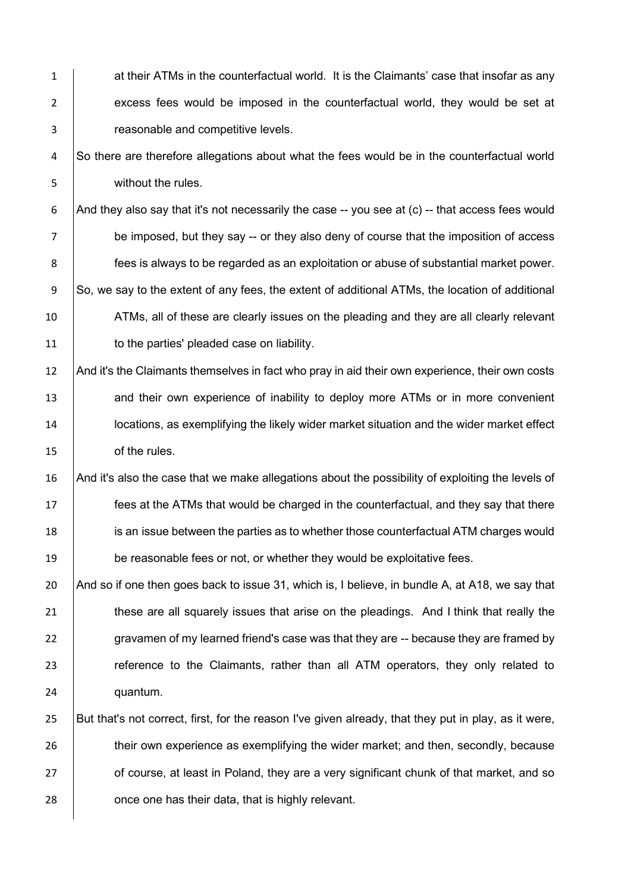at their ATMs in the counterfactual world. It is the Claimants' case that insofar as any excess fees would be imposed in the counterfactual world, they would be set at reasonable and competitive levels.

So there are therefore allegations about what the fees would be in the counterfactual world without the rules.

And they also say that it's not necessarily the case -- you see at (c) -- that access fees would be imposed, but they say -- or they also deny of course that the imposition of access fees is always to be regarded as an exploitation or abuse of substantial market power.

So, we say to the extent of any fees, the extent of additional ATMs, the location of additional ATMs, all of these are clearly issues on the pleading and they are all clearly relevant to the parties' pleaded case on liability.

And it's the Claimants themselves in fact who pray in aid their own experience, their own costs and their own experience of inability to deploy more ATMs or in more convenient locations, as exemplifying the likely wider market situation and the wider market effect of the rules.

And it's also the case that we make allegations about the possibility of exploiting the levels of fees at the ATMs that would be charged in the counterfactual, and they say that there is an issue between the parties as to whether those counterfactual ATM charges would be reasonable fees or not, or whether they would be exploitative fees.

And so if one then goes back to issue 31, which is, I believe, in bundle A, at A18, we say that these are all squarely issues that arise on the pleadings. And I think that really the gravamen of my learned friend's case was that they are -- because they are framed by reference to the Claimants, rather than all ATM operators, they only related to quantum.

But that's not correct, first, for the reason I've given already, that they put in play, as it were, their own experience as exemplifying the wider market; and then, secondly, because of course, at least in Poland, they are a very significant chunk of that market, and so once one has their data, that is highly relevant.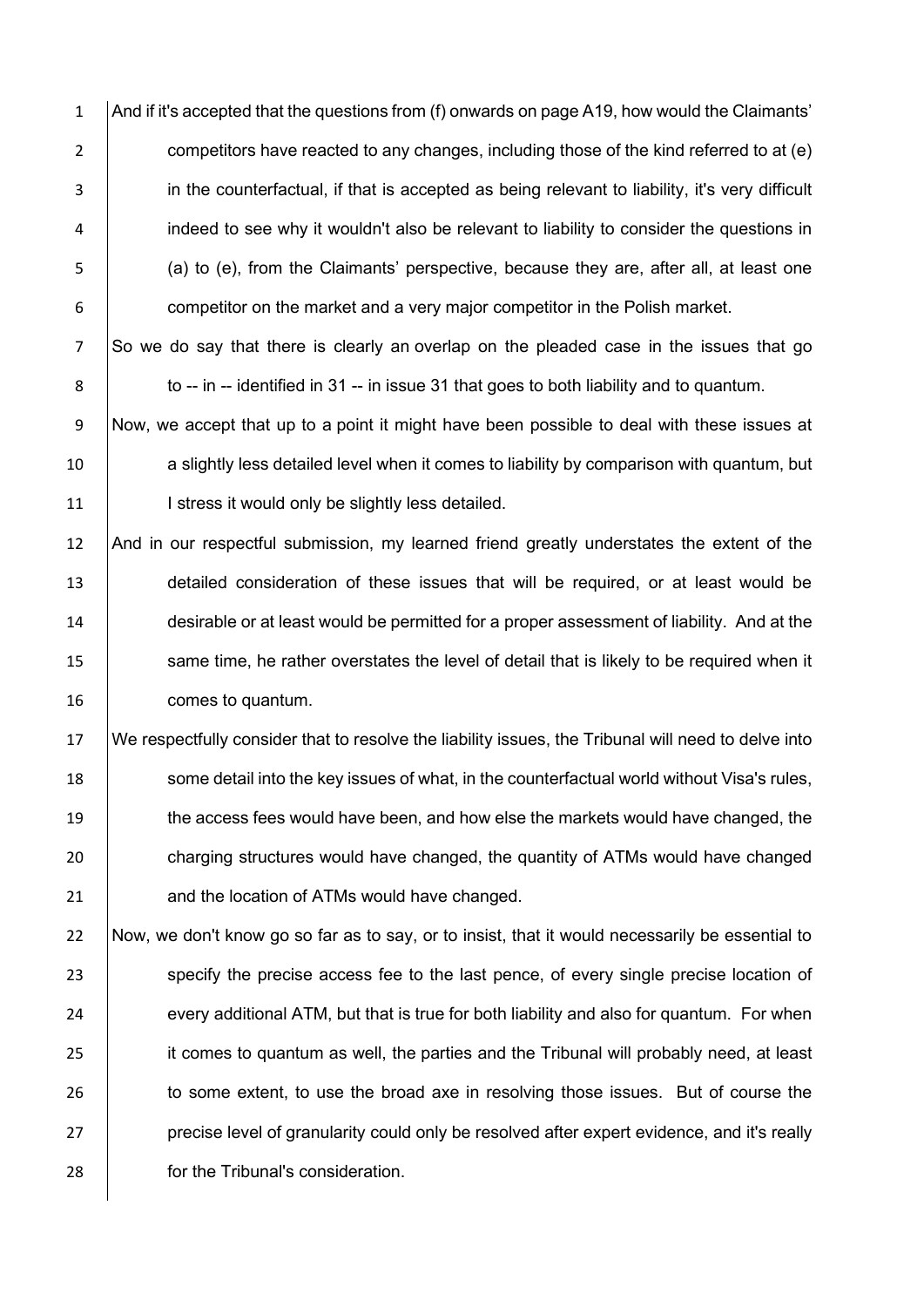And if it's accepted that the questions from (f) onwards on page A19, how would the Claimants' competitors have reacted to any changes, including those of the kind referred to at (e) in the counterfactual, if that is accepted as being relevant to liability, it's very difficult indeed to see why it wouldn't also be relevant to liability to consider the questions in (a) to (e), from the Claimants' perspective, because they are, after all, at least one competitor on the market and a very major competitor in the Polish market.

So we do say that there is clearly an overlap on the pleaded case in the issues that go to -- in -- identified in 31 -- in issue 31 that goes to both liability and to quantum.

Now, we accept that up to a point it might have been possible to deal with these issues at a slightly less detailed level when it comes to liability by comparison with quantum, but I stress it would only be slightly less detailed.

And in our respectful submission, my learned friend greatly understates the extent of the detailed consideration of these issues that will be required, or at least would be desirable or at least would be permitted for a proper assessment of liability. And at the same time, he rather overstates the level of detail that is likely to be required when it comes to quantum.

We respectfully consider that to resolve the liability issues, the Tribunal will need to delve into some detail into the key issues of what, in the counterfactual world without Visa's rules, the access fees would have been, and how else the markets would have changed, the charging structures would have changed, the quantity of ATMs would have changed and the location of ATMs would have changed.

Now, we don't know go so far as to say, or to insist, that it would necessarily be essential to specify the precise access fee to the last pence, of every single precise location of every additional ATM, but that is true for both liability and also for quantum. For when it comes to quantum as well, the parties and the Tribunal will probably need, at least to some extent, to use the broad axe in resolving those issues. But of course the precise level of granularity could only be resolved after expert evidence, and it's really for the Tribunal's consideration.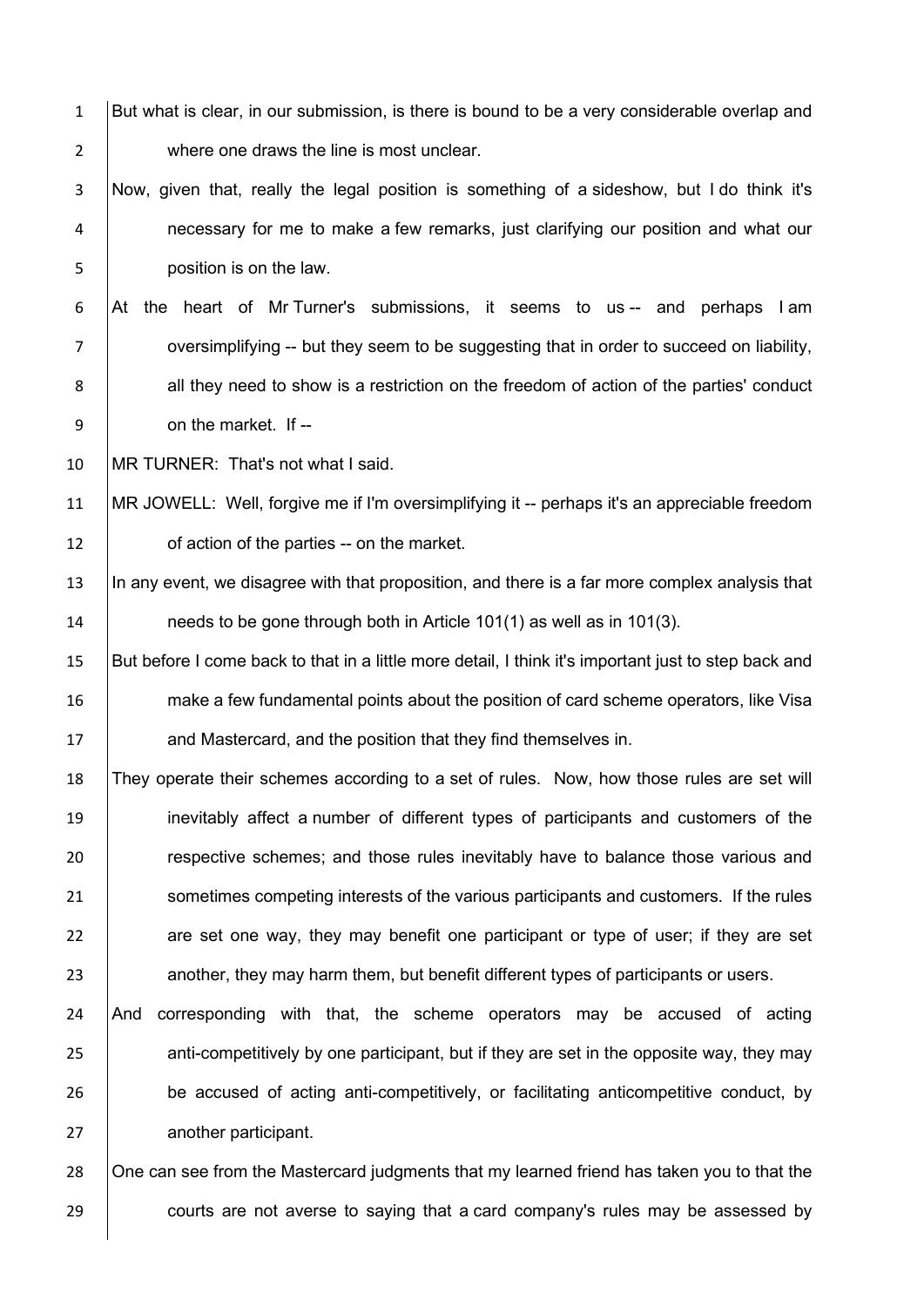But what is clear, in our submission, is there is bound to be a very considerable overlap and where one draws the line is most unclear.

Now, given that, really the legal position is something of a sideshow, but I do think it's necessary for me to make a few remarks, just clarifying our position and what our position is on the law.

At the heart of Mr Turner's submissions, it seems to us -- and perhaps I am oversimplifying -- but they seem to be suggesting that in order to succeed on liability, all they need to show is a restriction on the freedom of action of the parties' conduct on the market. If --

MR TURNER: That's not what I said.

MR JOWELL: Well, forgive me if I'm oversimplifying it -- perhaps it's an appreciable freedom of action of the parties -- on the market.

In any event, we disagree with that proposition, and there is a far more complex analysis that needs to be gone through both in Article 101(1) as well as in 101(3).

But before I come back to that in a little more detail, I think it's important just to step back and make a few fundamental points about the position of card scheme operators, like Visa and Mastercard, and the position that they find themselves in.

They operate their schemes according to a set of rules. Now, how those rules are set will inevitably affect a number of different types of participants and customers of the respective schemes; and those rules inevitably have to balance those various and sometimes competing interests of the various participants and customers. If the rules are set one way, they may benefit one participant or type of user; if they are set another, they may harm them, but benefit different types of participants or users.

And corresponding with that, the scheme operators may be accused of acting anti-competitively by one participant, but if they are set in the opposite way, they may be accused of acting anti-competitively, or facilitating anticompetitive conduct, by another participant.

One can see from the Mastercard judgments that my learned friend has taken you to that the courts are not averse to saying that a card company's rules may be assessed by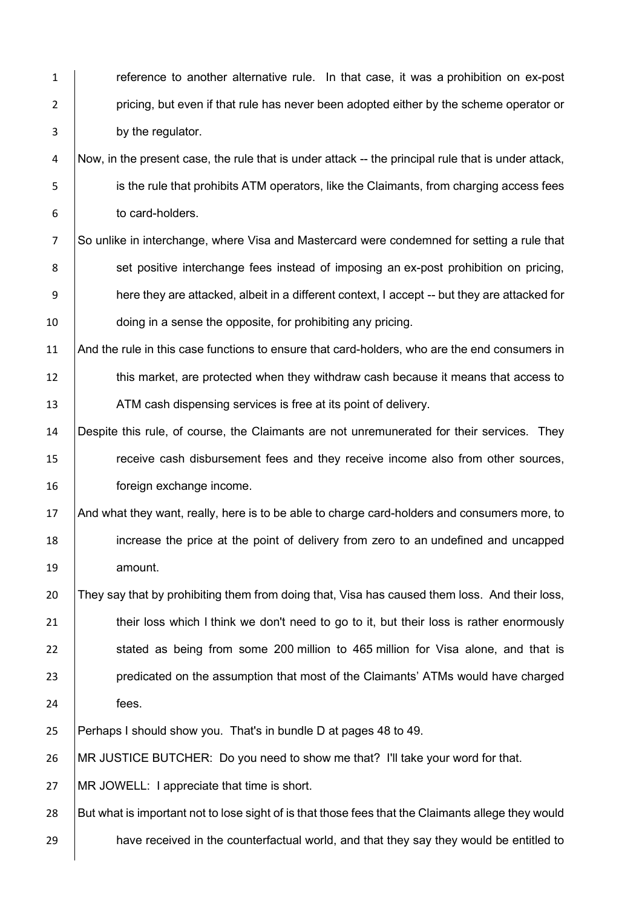reference to another alternative rule. In that case, it was a prohibition on ex-post pricing, but even if that rule has never been adopted either by the scheme operator or by the regulator.

Now, in the present case, the rule that is under attack -- the principal rule that is under attack, is the rule that prohibits ATM operators, like the Claimants, from charging access fees to card-holders.

So unlike in interchange, where Visa and Mastercard were condemned for setting a rule that set positive interchange fees instead of imposing an ex-post prohibition on pricing, here they are attacked, albeit in a different context, I accept -- but they are attacked for doing in a sense the opposite, for prohibiting any pricing.

And the rule in this case functions to ensure that card-holders, who are the end consumers in this market, are protected when they withdraw cash because it means that access to ATM cash dispensing services is free at its point of delivery.

Despite this rule, of course, the Claimants are not unremunerated for their services. They receive cash disbursement fees and they receive income also from other sources, foreign exchange income.

And what they want, really, here is to be able to charge card-holders and consumers more, to increase the price at the point of delivery from zero to an undefined and uncapped amount.

They say that by prohibiting them from doing that, Visa has caused them loss. And their loss, their loss which I think we don't need to go to it, but their loss is rather enormously stated as being from some 200 million to 465 million for Visa alone, and that is predicated on the assumption that most of the Claimants' ATMs would have charged fees.

Perhaps I should show you. That's in bundle D at pages 48 to 49.

MR JUSTICE BUTCHER: Do you need to show me that? I'll take your word for that.

MR JOWELL: I appreciate that time is short.

But what is important not to lose sight of is that those fees that the Claimants allege they would have received in the counterfactual world, and that they say they would be entitled to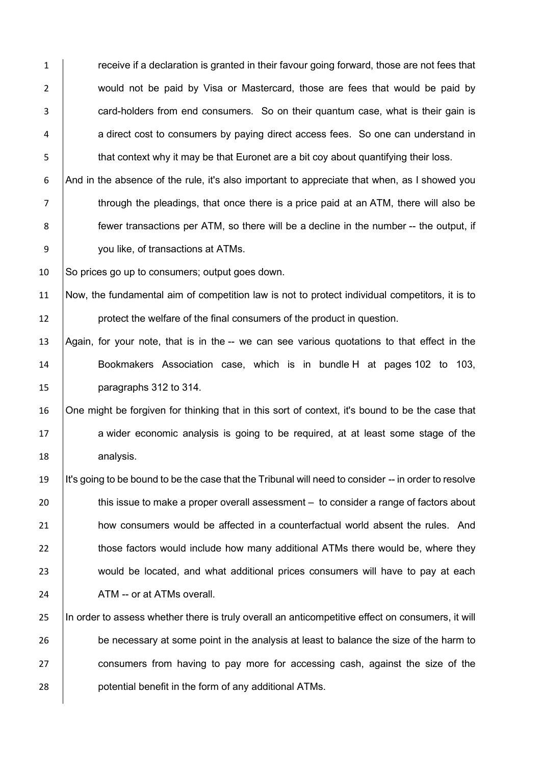receive if a declaration is granted in their favour going forward, those are not fees that would not be paid by Visa or Mastercard, those are fees that would be paid by card-holders from end consumers. So on their quantum case, what is their gain is a direct cost to consumers by paying direct access fees. So one can understand in that context why it may be that Euronet are a bit coy about quantifying their loss.

And in the absence of the rule, it's also important to appreciate that when, as I showed you through the pleadings, that once there is a price paid at an ATM, there will also be fewer transactions per ATM, so there will be a decline in the number -- the output, if you like, of transactions at ATMs.

So prices go up to consumers; output goes down.

Now, the fundamental aim of competition law is not to protect individual competitors, it is to protect the welfare of the final consumers of the product in question.

Again, for your note, that is in the -- we can see various quotations to that effect in the Bookmakers Association case, which is in bundle H at pages 102 to 103, paragraphs 312 to 314.

One might be forgiven for thinking that in this sort of context, it's bound to be the case that a wider economic analysis is going to be required, at at least some stage of the analysis.

It's going to be bound to be the case that the Tribunal will need to consider -- in order to resolve this issue to make a proper overall assessment – to consider a range of factors about how consumers would be affected in a counterfactual world absent the rules. And those factors would include how many additional ATMs there would be, where they would be located, and what additional prices consumers will have to pay at each ATM -- or at ATMs overall.

In order to assess whether there is truly overall an anticompetitive effect on consumers, it will be necessary at some point in the analysis at least to balance the size of the harm to consumers from having to pay more for accessing cash, against the size of the potential benefit in the form of any additional ATMs.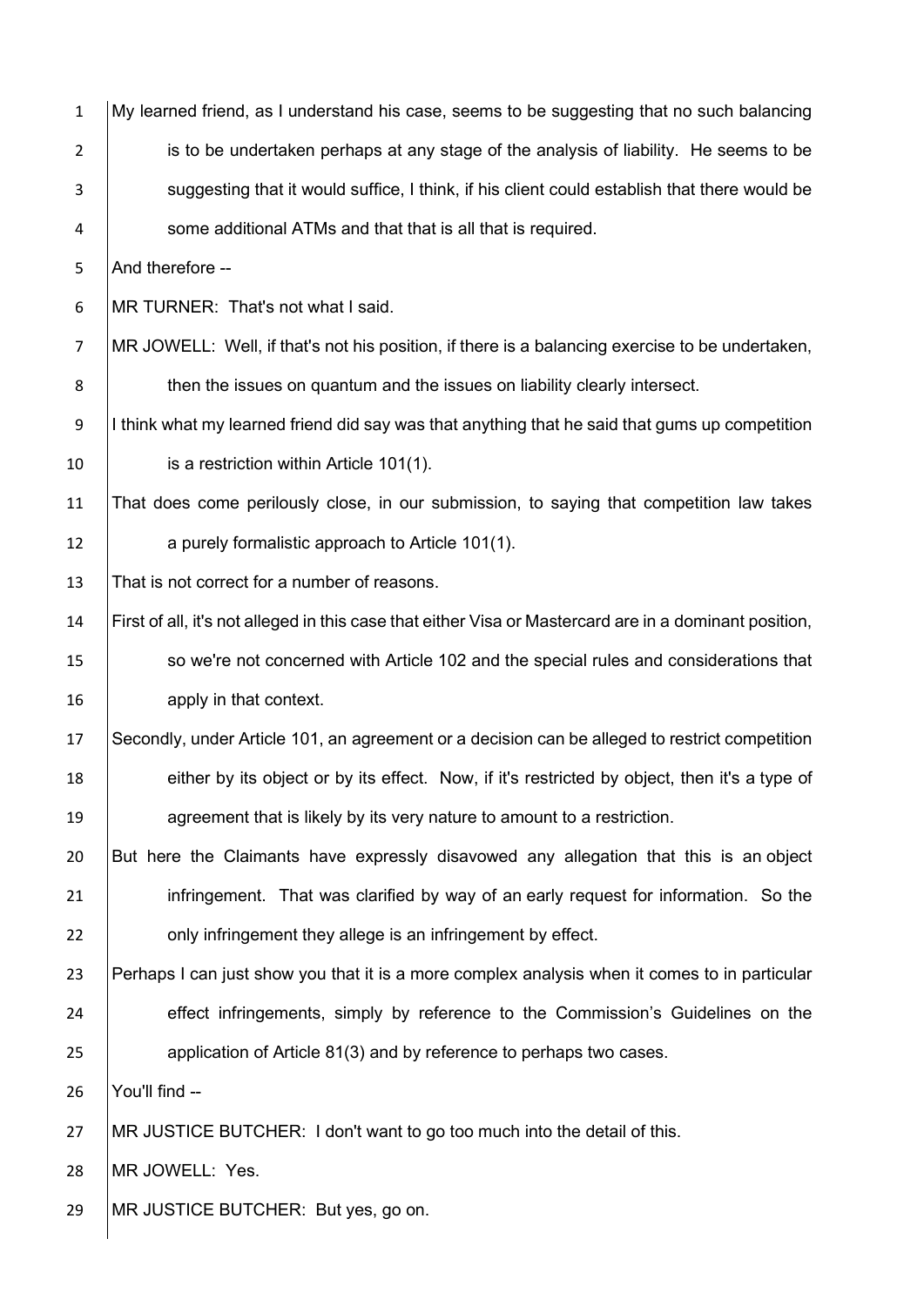My learned friend, as I understand his case, seems to be suggesting that no such balancing is to be undertaken perhaps at any stage of the analysis of liability. He seems to be suggesting that it would suffice, I think, if his client could establish that there would be some additional ATMs and that that is all that is required.

And therefore --

MR TURNER: That's not what I said.

MR JOWELL: Well, if that's not his position, if there is a balancing exercise to be undertaken, then the issues on quantum and the issues on liability clearly intersect.

I think what my learned friend did say was that anything that he said that gums up competition is a restriction within Article 101(1).

That does come perilously close, in our submission, to saying that competition law takes a purely formalistic approach to Article 101(1).

That is not correct for a number of reasons.

First of all, it's not alleged in this case that either Visa or Mastercard are in a dominant position, so we're not concerned with Article 102 and the special rules and considerations that apply in that context.

Secondly, under Article 101, an agreement or a decision can be alleged to restrict competition either by its object or by its effect. Now, if it's restricted by object, then it's a type of agreement that is likely by its very nature to amount to a restriction.

But here the Claimants have expressly disavowed any allegation that this is an object infringement. That was clarified by way of an early request for information. So the only infringement they allege is an infringement by effect.

Perhaps I can just show you that it is a more complex analysis when it comes to in particular effect infringements, simply by reference to the Commission's Guidelines on the application of Article 81(3) and by reference to perhaps two cases.

You'll find --

MR JUSTICE BUTCHER: I don't want to go too much into the detail of this.

MR JOWELL: Yes.

MR JUSTICE BUTCHER: But yes, go on.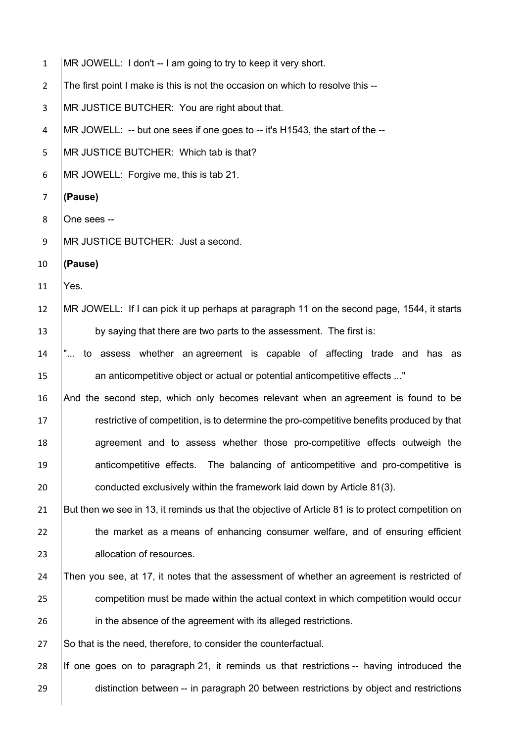MR JOWELL: I don't -- I am going to try to keep it very short.

The first point I make is this is not the occasion on which to resolve this --

MR JUSTICE BUTCHER: You are right about that.

MR JOWELL: -- but one sees if one goes to -- it's H1543, the start of the --

MR JUSTICE BUTCHER: Which tab is that?

MR JOWELL: Forgive me, this is tab 21.

**(Pause)**

One sees --

MR JUSTICE BUTCHER: Just a second.

**(Pause)**

Yes.

MR JOWELL: If I can pick it up perhaps at paragraph 11 on the second page, 1544, it starts by saying that there are two parts to the assessment. The first is:

"... to assess whether an agreement is capable of affecting trade and has as an anticompetitive object or actual or potential anticompetitive effects ..."

And the second step, which only becomes relevant when an agreement is found to be restrictive of competition, is to determine the pro-competitive benefits produced by that agreement and to assess whether those pro-competitive effects outweigh the anticompetitive effects. The balancing of anticompetitive and pro-competitive is conducted exclusively within the framework laid down by Article 81(3).

But then we see in 13, it reminds us that the objective of Article 81 is to protect competition on the market as a means of enhancing consumer welfare, and of ensuring efficient allocation of resources.

Then you see, at 17, it notes that the assessment of whether an agreement is restricted of competition must be made within the actual context in which competition would occur in the absence of the agreement with its alleged restrictions.

So that is the need, therefore, to consider the counterfactual.

If one goes on to paragraph 21, it reminds us that restrictions -- having introduced the distinction between -- in paragraph 20 between restrictions by object and restrictions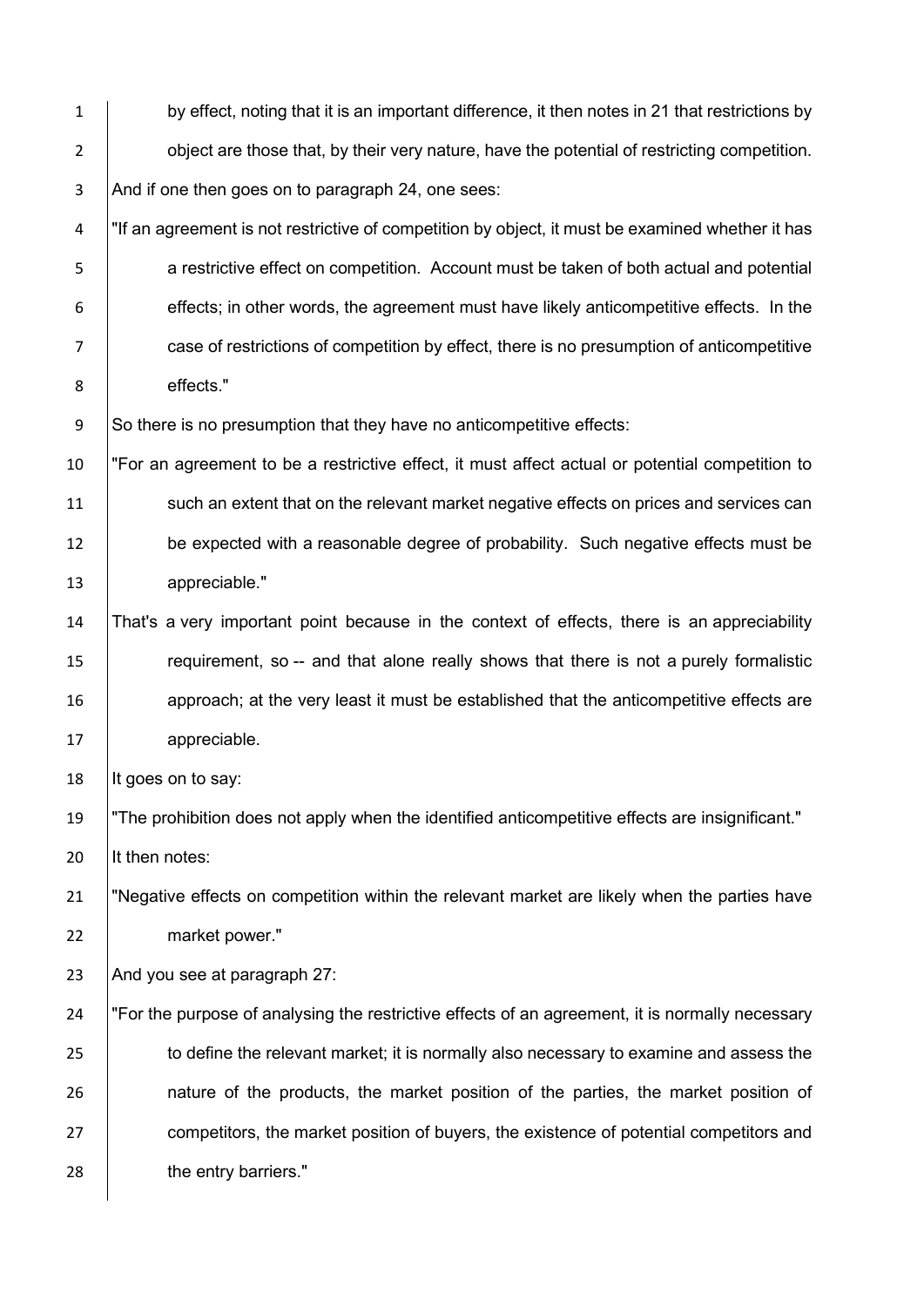by effect, noting that it is an important difference, it then notes in 21 that restrictions by object are those that, by their very nature, have the potential of restricting competition.

And if one then goes on to paragraph 24, one sees:

"If an agreement is not restrictive of competition by object, it must be examined whether it has a restrictive effect on competition. Account must be taken of both actual and potential effects; in other words, the agreement must have likely anticompetitive effects. In the case of restrictions of competition by effect, there is no presumption of anticompetitive effects."

So there is no presumption that they have no anticompetitive effects:

"For an agreement to be a restrictive effect, it must affect actual or potential competition to such an extent that on the relevant market negative effects on prices and services can be expected with a reasonable degree of probability. Such negative effects must be appreciable."

That's a very important point because in the context of effects, there is an appreciability requirement, so -- and that alone really shows that there is not a purely formalistic approach; at the very least it must be established that the anticompetitive effects are appreciable.

It goes on to say:

"The prohibition does not apply when the identified anticompetitive effects are insignificant."

It then notes:

"Negative effects on competition within the relevant market are likely when the parties have market power."

And you see at paragraph 27:

"For the purpose of analysing the restrictive effects of an agreement, it is normally necessary to define the relevant market; it is normally also necessary to examine and assess the nature of the products, the market position of the parties, the market position of competitors, the market position of buyers, the existence of potential competitors and the entry barriers."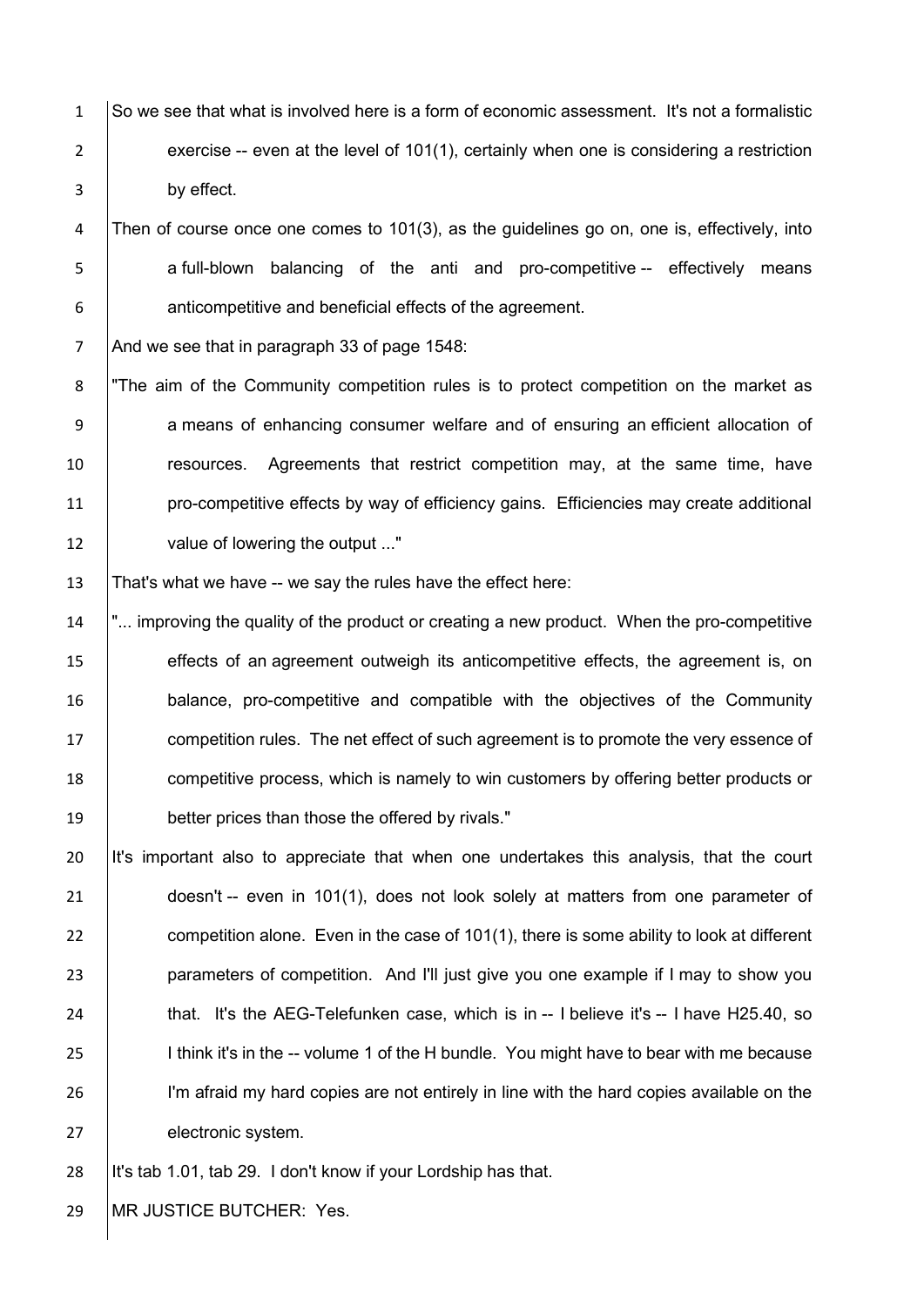So we see that what is involved here is a form of economic assessment. It's not a formalistic exercise -- even at the level of 101(1), certainly when one is considering a restriction by effect.

Then of course once one comes to 101(3), as the guidelines go on, one is, effectively, into a full-blown balancing of the anti and pro-competitive -- effectively means anticompetitive and beneficial effects of the agreement.

And we see that in paragraph 33 of page 1548:

"The aim of the Community competition rules is to protect competition on the market as a means of enhancing consumer welfare and of ensuring an efficient allocation of resources. Agreements that restrict competition may, at the same time, have pro-competitive effects by way of efficiency gains. Efficiencies may create additional value of lowering the output ..."

That's what we have -- we say the rules have the effect here:

"... improving the quality of the product or creating a new product. When the pro-competitive effects of an agreement outweigh its anticompetitive effects, the agreement is, on balance, pro-competitive and compatible with the objectives of the Community competition rules. The net effect of such agreement is to promote the very essence of competitive process, which is namely to win customers by offering better products or better prices than those the offered by rivals."

It's important also to appreciate that when one undertakes this analysis, that the court doesn't -- even in 101(1), does not look solely at matters from one parameter of competition alone. Even in the case of 101(1), there is some ability to look at different parameters of competition. And I'll just give you one example if I may to show you that. It's the AEG-Telefunken case, which is in -- I believe it's -- I have H25.40, so I think it's in the -- volume 1 of the H bundle. You might have to bear with me because I'm afraid my hard copies are not entirely in line with the hard copies available on the electronic system.

It's tab 1.01, tab 29. I don't know if your Lordship has that.

MR JUSTICE BUTCHER: Yes.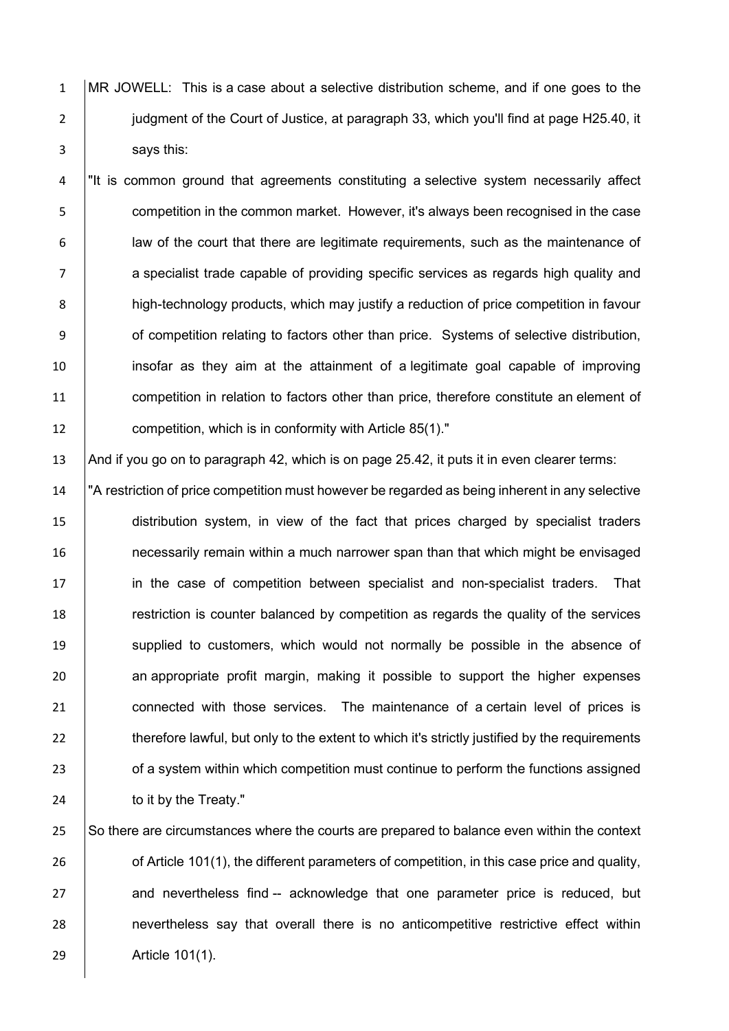MR JOWELL: This is a case about a selective distribution scheme, and if one goes to the judgment of the Court of Justice, at paragraph 33, which you'll find at page H25.40, it says this:

"It is common ground that agreements constituting a selective system necessarily affect competition in the common market. However, it's always been recognised in the case law of the court that there are legitimate requirements, such as the maintenance of a specialist trade capable of providing specific services as regards high quality and high-technology products, which may justify a reduction of price competition in favour of competition relating to factors other than price. Systems of selective distribution, insofar as they aim at the attainment of a legitimate goal capable of improving competition in relation to factors other than price, therefore constitute an element of competition, which is in conformity with Article 85(1)."

And if you go on to paragraph 42, which is on page 25.42, it puts it in even clearer terms:

"A restriction of price competition must however be regarded as being inherent in any selective distribution system, in view of the fact that prices charged by specialist traders necessarily remain within a much narrower span than that which might be envisaged in the case of competition between specialist and non-specialist traders. That restriction is counter balanced by competition as regards the quality of the services supplied to customers, which would not normally be possible in the absence of an appropriate profit margin, making it possible to support the higher expenses connected with those services. The maintenance of a certain level of prices is therefore lawful, but only to the extent to which it's strictly justified by the requirements of a system within which competition must continue to perform the functions assigned to it by the Treaty."

So there are circumstances where the courts are prepared to balance even within the context of Article 101(1), the different parameters of competition, in this case price and quality, and nevertheless find -- acknowledge that one parameter price is reduced, but nevertheless say that overall there is no anticompetitive restrictive effect within Article 101(1).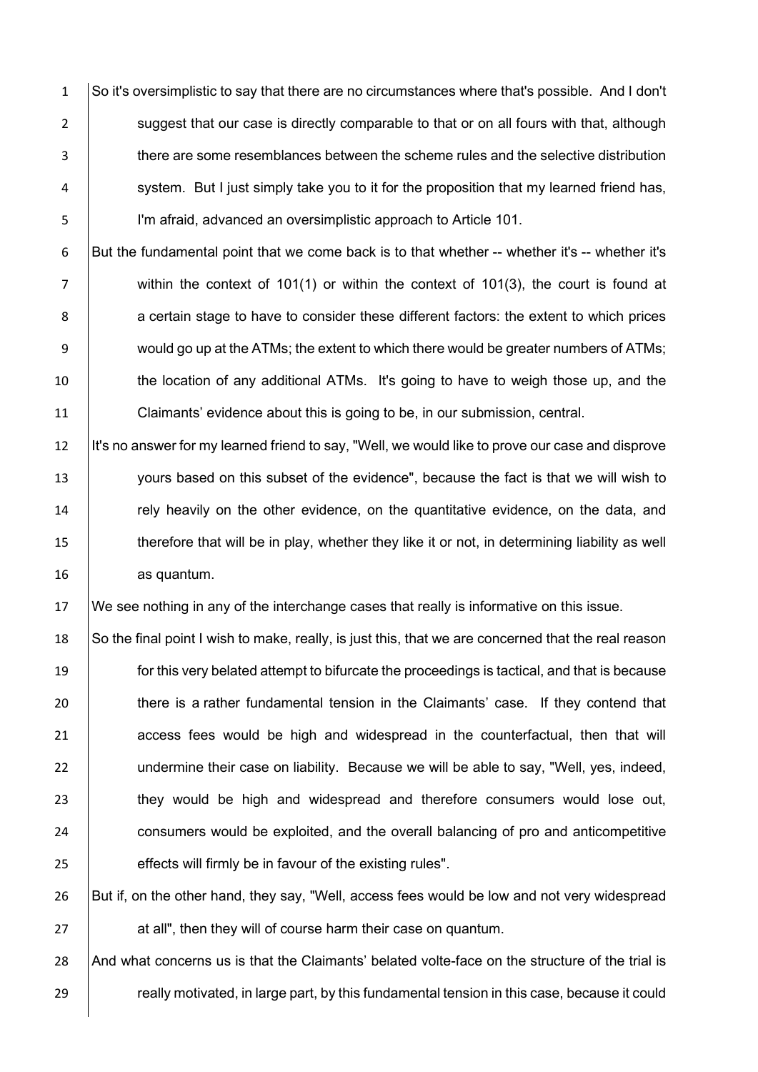So it's oversimplistic to say that there are no circumstances where that's possible. And I don't suggest that our case is directly comparable to that or on all fours with that, although there are some resemblances between the scheme rules and the selective distribution system. But I just simply take you to it for the proposition that my learned friend has, I'm afraid, advanced an oversimplistic approach to Article 101.

But the fundamental point that we come back is to that whether -- whether it's -- whether it's within the context of 101(1) or within the context of 101(3), the court is found at a certain stage to have to consider these different factors: the extent to which prices would go up at the ATMs; the extent to which there would be greater numbers of ATMs; the location of any additional ATMs. It's going to have to weigh those up, and the Claimants' evidence about this is going to be, in our submission, central.

It's no answer for my learned friend to say, "Well, we would like to prove our case and disprove yours based on this subset of the evidence", because the fact is that we will wish to rely heavily on the other evidence, on the quantitative evidence, on the data, and therefore that will be in play, whether they like it or not, in determining liability as well as quantum.

We see nothing in any of the interchange cases that really is informative on this issue.

So the final point I wish to make, really, is just this, that we are concerned that the real reason for this very belated attempt to bifurcate the proceedings is tactical, and that is because there is a rather fundamental tension in the Claimants' case. If they contend that access fees would be high and widespread in the counterfactual, then that will undermine their case on liability. Because we will be able to say, "Well, yes, indeed, they would be high and widespread and therefore consumers would lose out, consumers would be exploited, and the overall balancing of pro and anticompetitive effects will firmly be in favour of the existing rules".

But if, on the other hand, they say, "Well, access fees would be low and not very widespread at all", then they will of course harm their case on quantum.

And what concerns us is that the Claimants' belated volte-face on the structure of the trial is really motivated, in large part, by this fundamental tension in this case, because it could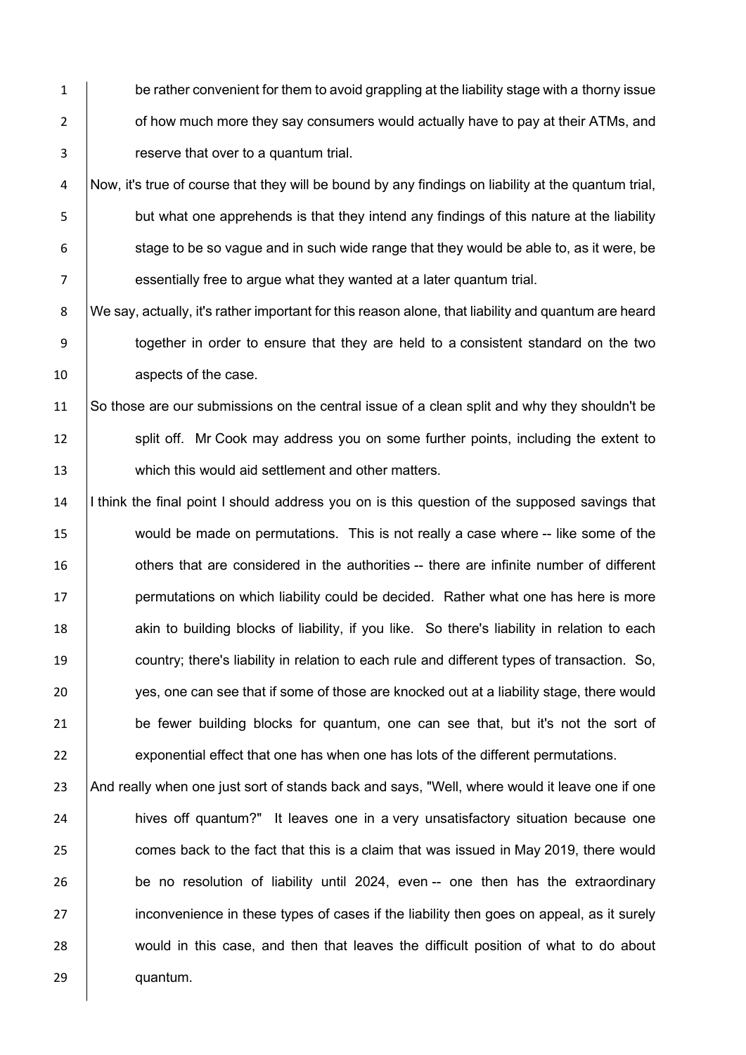be rather convenient for them to avoid grappling at the liability stage with a thorny issue of how much more they say consumers would actually have to pay at their ATMs, and reserve that over to a quantum trial.

Now, it's true of course that they will be bound by any findings on liability at the quantum trial, but what one apprehends is that they intend any findings of this nature at the liability stage to be so vague and in such wide range that they would be able to, as it were, be essentially free to argue what they wanted at a later quantum trial.

We say, actually, it's rather important for this reason alone, that liability and quantum are heard together in order to ensure that they are held to a consistent standard on the two aspects of the case.

So those are our submissions on the central issue of a clean split and why they shouldn't be split off. Mr Cook may address you on some further points, including the extent to which this would aid settlement and other matters.

I think the final point I should address you on is this question of the supposed savings that would be made on permutations. This is not really a case where -- like some of the others that are considered in the authorities -- there are infinite number of different permutations on which liability could be decided. Rather what one has here is more akin to building blocks of liability, if you like. So there's liability in relation to each country; there's liability in relation to each rule and different types of transaction. So, yes, one can see that if some of those are knocked out at a liability stage, there would be fewer building blocks for quantum, one can see that, but it's not the sort of exponential effect that one has when one has lots of the different permutations.

And really when one just sort of stands back and says, "Well, where would it leave one if one hives off quantum?" It leaves one in a very unsatisfactory situation because one comes back to the fact that this is a claim that was issued in May 2019, there would be no resolution of liability until 2024, even -- one then has the extraordinary inconvenience in these types of cases if the liability then goes on appeal, as it surely would in this case, and then that leaves the difficult position of what to do about quantum.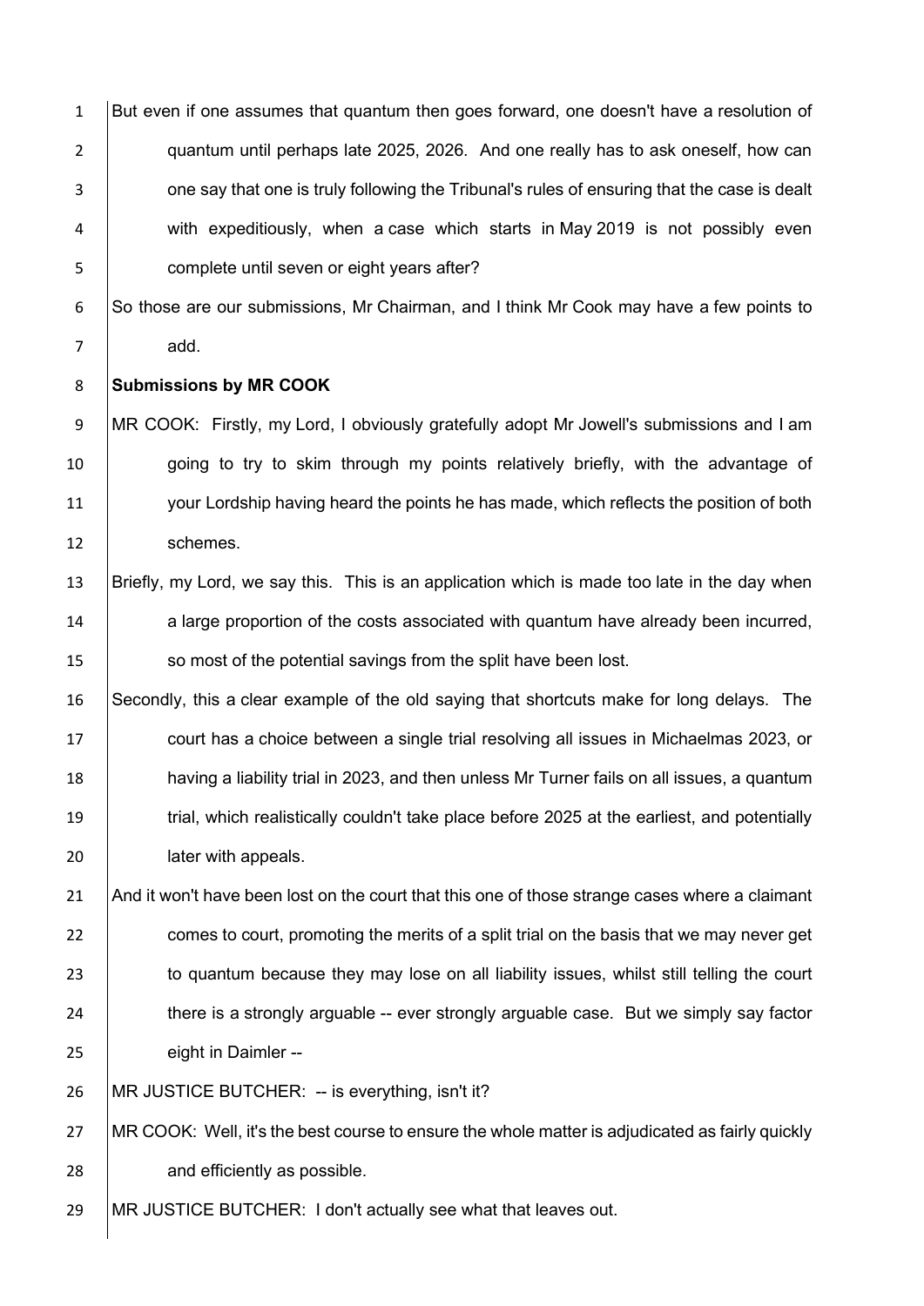But even if one assumes that quantum then goes forward, one doesn't have a resolution of quantum until perhaps late 2025, 2026. And one really has to ask oneself, how can one say that one is truly following the Tribunal's rules of ensuring that the case is dealt with expeditiously, when a case which starts in May 2019 is not possibly even complete until seven or eight years after?

So those are our submissions, Mr Chairman, and I think Mr Cook may have a few points to add.

**Submissions by MR COOK**

MR COOK: Firstly, my Lord, I obviously gratefully adopt Mr Jowell's submissions and I am going to try to skim through my points relatively briefly, with the advantage of your Lordship having heard the points he has made, which reflects the position of both schemes.

Briefly, my Lord, we say this. This is an application which is made too late in the day when a large proportion of the costs associated with quantum have already been incurred, so most of the potential savings from the split have been lost.

Secondly, this a clear example of the old saying that shortcuts make for long delays. The court has a choice between a single trial resolving all issues in Michaelmas 2023, or having a liability trial in 2023, and then unless Mr Turner fails on all issues, a quantum trial, which realistically couldn't take place before 2025 at the earliest, and potentially later with appeals.

And it won't have been lost on the court that this one of those strange cases where a claimant comes to court, promoting the merits of a split trial on the basis that we may never get to quantum because they may lose on all liability issues, whilst still telling the court there is a strongly arguable -- ever strongly arguable case. But we simply say factor eight in Daimler --

MR JUSTICE BUTCHER: -- is everything, isn't it?

MR COOK: Well, it's the best course to ensure the whole matter is adjudicated as fairly quickly and efficiently as possible.

MR JUSTICE BUTCHER: I don't actually see what that leaves out.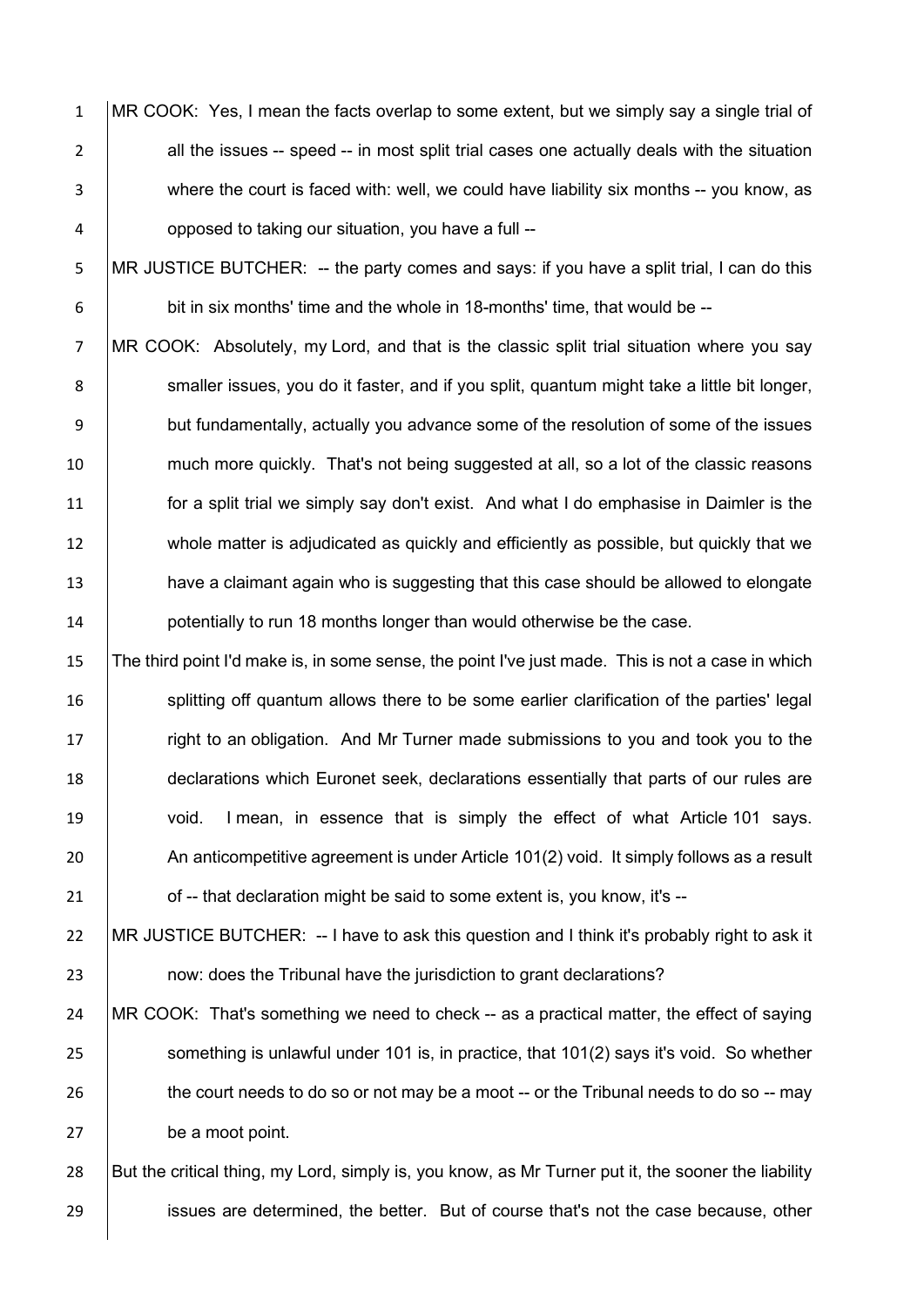MR COOK: Yes, I mean the facts overlap to some extent, but we simply say a single trial of all the issues -- speed -- in most split trial cases one actually deals with the situation where the court is faced with: well, we could have liability six months -- you know, as opposed to taking our situation, you have a full --

MR JUSTICE BUTCHER: -- the party comes and says: if you have a split trial, I can do this bit in six months' time and the whole in 18-months' time, that would be --

MR COOK: Absolutely, my Lord, and that is the classic split trial situation where you say smaller issues, you do it faster, and if you split, quantum might take a little bit longer, but fundamentally, actually you advance some of the resolution of some of the issues much more quickly. That's not being suggested at all, so a lot of the classic reasons for a split trial we simply say don't exist. And what I do emphasise in Daimler is the whole matter is adjudicated as quickly and efficiently as possible, but quickly that we have a claimant again who is suggesting that this case should be allowed to elongate potentially to run 18 months longer than would otherwise be the case.

The third point I'd make is, in some sense, the point I've just made. This is not a case in which splitting off quantum allows there to be some earlier clarification of the parties' legal right to an obligation. And Mr Turner made submissions to you and took you to the declarations which Euronet seek, declarations essentially that parts of our rules are void. I mean, in essence that is simply the effect of what Article 101 says. An anticompetitive agreement is under Article 101(2) void. It simply follows as a result of -- that declaration might be said to some extent is, you know, it's --

MR JUSTICE BUTCHER: -- I have to ask this question and I think it's probably right to ask it now: does the Tribunal have the jurisdiction to grant declarations?

MR COOK: That's something we need to check -- as a practical matter, the effect of saying something is unlawful under 101 is, in practice, that 101(2) says it's void. So whether the court needs to do so or not may be a moot -- or the Tribunal needs to do so -- may be a moot point.

But the critical thing, my Lord, simply is, you know, as Mr Turner put it, the sooner the liability issues are determined, the better. But of course that's not the case because, other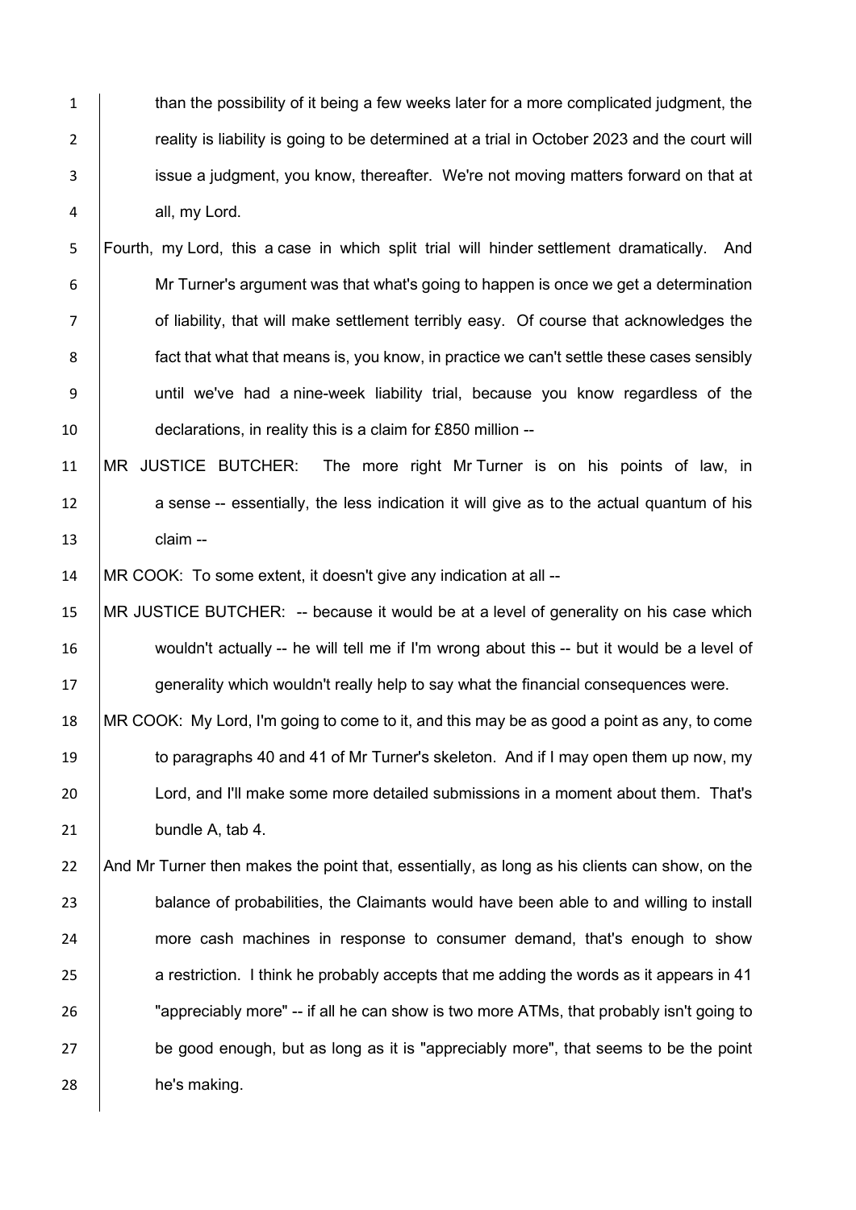than the possibility of it being a few weeks later for a more complicated judgment, the reality is liability is going to be determined at a trial in October 2023 and the court will issue a judgment, you know, thereafter. We're not moving matters forward on that at all, my Lord.

Fourth, my Lord, this a case in which split trial will hinder settlement dramatically. And Mr Turner's argument was that what's going to happen is once we get a determination of liability, that will make settlement terribly easy. Of course that acknowledges the fact that what that means is, you know, in practice we can't settle these cases sensibly until we've had a nine-week liability trial, because you know regardless of the declarations, in reality this is a claim for £850 million --

MR JUSTICE BUTCHER: The more right Mr Turner is on his points of law, in a sense -- essentially, the less indication it will give as to the actual quantum of his claim --

MR COOK: To some extent, it doesn't give any indication at all --

MR JUSTICE BUTCHER: -- because it would be at a level of generality on his case which wouldn't actually -- he will tell me if I'm wrong about this -- but it would be a level of generality which wouldn't really help to say what the financial consequences were.

MR COOK: My Lord, I'm going to come to it, and this may be as good a point as any, to come to paragraphs 40 and 41 of Mr Turner's skeleton. And if I may open them up now, my Lord, and I'll make some more detailed submissions in a moment about them. That's bundle A, tab 4.

And Mr Turner then makes the point that, essentially, as long as his clients can show, on the balance of probabilities, the Claimants would have been able to and willing to install more cash machines in response to consumer demand, that's enough to show a restriction. I think he probably accepts that me adding the words as it appears in 41 "appreciably more" -- if all he can show is two more ATMs, that probably isn't going to be good enough, but as long as it is "appreciably more", that seems to be the point he's making.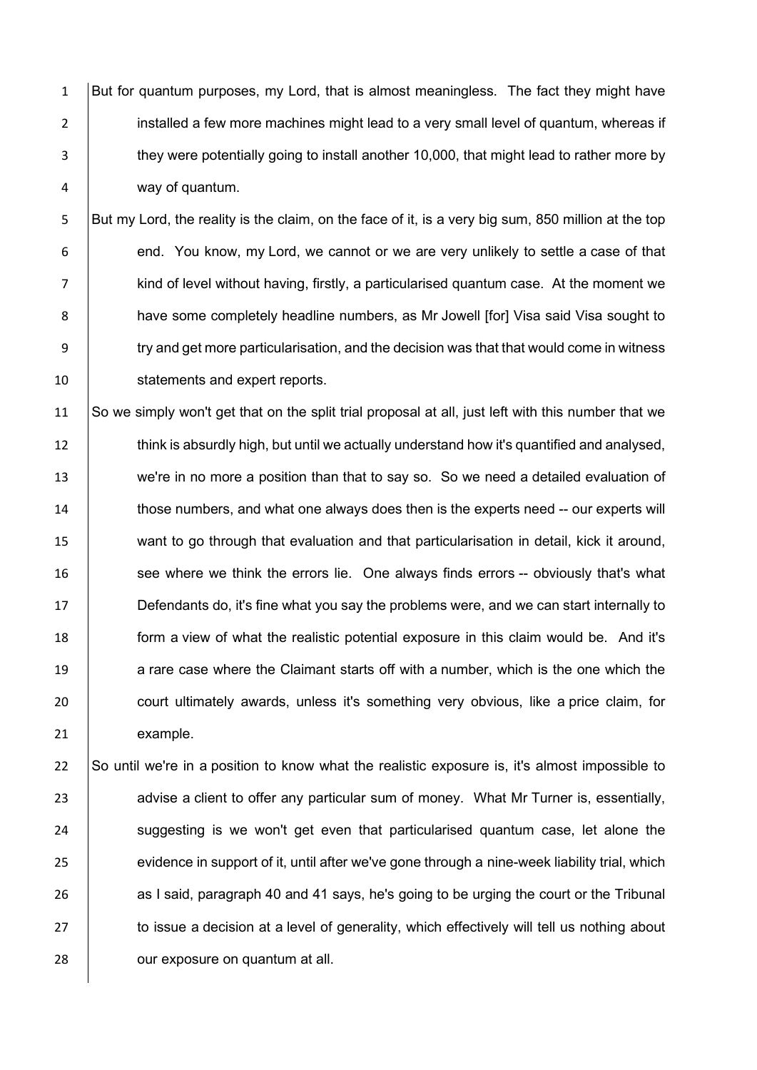But for quantum purposes, my Lord, that is almost meaningless. The fact they might have installed a few more machines might lead to a very small level of quantum, whereas if they were potentially going to install another 10,000, that might lead to rather more by way of quantum.

But my Lord, the reality is the claim, on the face of it, is a very big sum, 850 million at the top end. You know, my Lord, we cannot or we are very unlikely to settle a case of that kind of level without having, firstly, a particularised quantum case. At the moment we have some completely headline numbers, as Mr Jowell [for] Visa said Visa sought to try and get more particularisation, and the decision was that that would come in witness statements and expert reports.

So we simply won't get that on the split trial proposal at all, just left with this number that we think is absurdly high, but until we actually understand how it's quantified and analysed, we're in no more a position than that to say so. So we need a detailed evaluation of those numbers, and what one always does then is the experts need -- our experts will want to go through that evaluation and that particularisation in detail, kick it around, see where we think the errors lie. One always finds errors -- obviously that's what Defendants do, it's fine what you say the problems were, and we can start internally to form a view of what the realistic potential exposure in this claim would be. And it's a rare case where the Claimant starts off with a number, which is the one which the court ultimately awards, unless it's something very obvious, like a price claim, for example.

So until we're in a position to know what the realistic exposure is, it's almost impossible to advise a client to offer any particular sum of money. What Mr Turner is, essentially, suggesting is we won't get even that particularised quantum case, let alone the evidence in support of it, until after we've gone through a nine-week liability trial, which as I said, paragraph 40 and 41 says, he's going to be urging the court or the Tribunal to issue a decision at a level of generality, which effectively will tell us nothing about our exposure on quantum at all.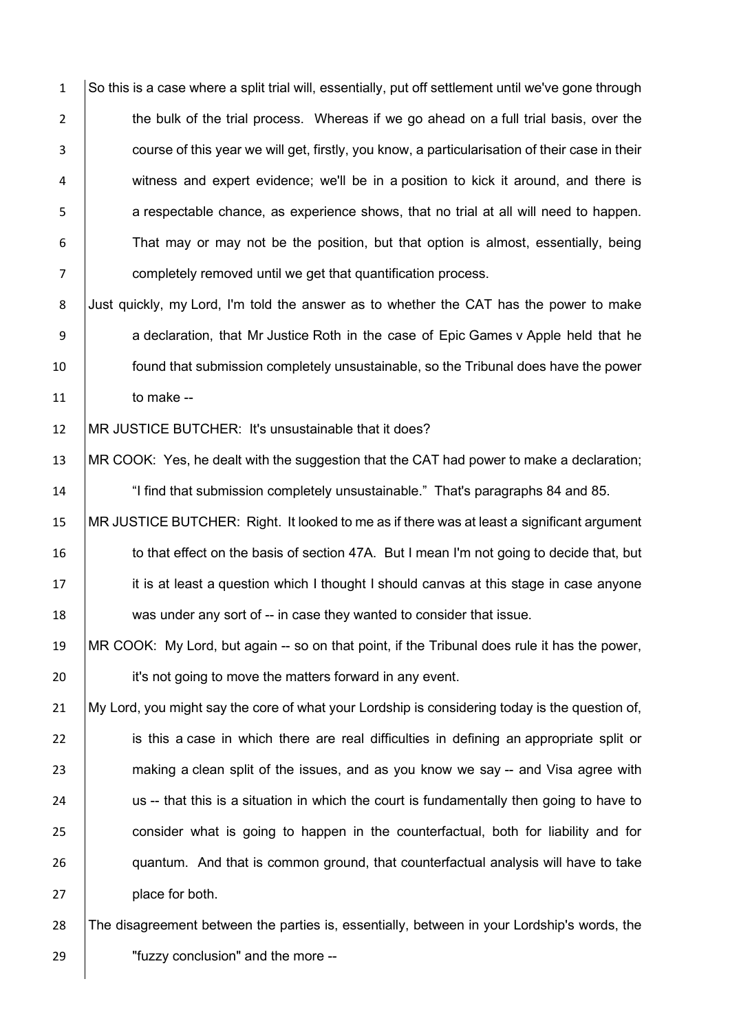So this is a case where a split trial will, essentially, put off settlement until we've gone through the bulk of the trial process. Whereas if we go ahead on a full trial basis, over the course of this year we will get, firstly, you know, a particularisation of their case in their witness and expert evidence; we'll be in a position to kick it around, and there is a respectable chance, as experience shows, that no trial at all will need to happen. That may or may not be the position, but that option is almost, essentially, being completely removed until we get that quantification process.

Just quickly, my Lord, I'm told the answer as to whether the CAT has the power to make a declaration, that Mr Justice Roth in the case of Epic Games v Apple held that he found that submission completely unsustainable, so the Tribunal does have the power to make --

MR JUSTICE BUTCHER: It's unsustainable that it does?

MR COOK: Yes, he dealt with the suggestion that the CAT had power to make a declaration; "I find that submission completely unsustainable." That's paragraphs 84 and 85.

MR JUSTICE BUTCHER: Right. It looked to me as if there was at least a significant argument to that effect on the basis of section 47A. But I mean I'm not going to decide that, but it is at least a question which I thought I should canvas at this stage in case anyone was under any sort of -- in case they wanted to consider that issue.

MR COOK: My Lord, but again -- so on that point, if the Tribunal does rule it has the power, it's not going to move the matters forward in any event.

My Lord, you might say the core of what your Lordship is considering today is the question of, is this a case in which there are real difficulties in defining an appropriate split or making a clean split of the issues, and as you know we say -- and Visa agree with us -- that this is a situation in which the court is fundamentally then going to have to consider what is going to happen in the counterfactual, both for liability and for quantum. And that is common ground, that counterfactual analysis will have to take place for both.

The disagreement between the parties is, essentially, between in your Lordship's words, the "fuzzy conclusion" and the more --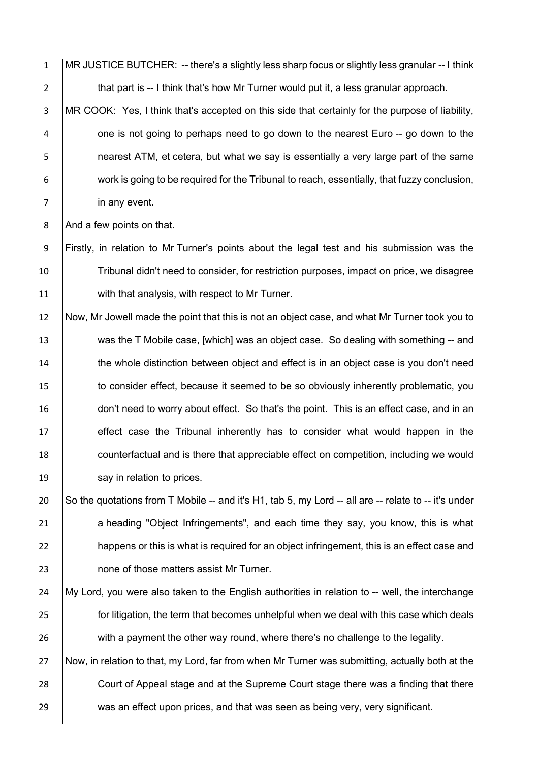MR JUSTICE BUTCHER: -- there's a slightly less sharp focus or slightly less granular -- I think that part is -- I think that's how Mr Turner would put it, a less granular approach.

MR COOK: Yes, I think that's accepted on this side that certainly for the purpose of liability, one is not going to perhaps need to go down to the nearest Euro -- go down to the nearest ATM, et cetera, but what we say is essentially a very large part of the same work is going to be required for the Tribunal to reach, essentially, that fuzzy conclusion, in any event.

And a few points on that.

Firstly, in relation to Mr Turner's points about the legal test and his submission was the Tribunal didn't need to consider, for restriction purposes, impact on price, we disagree with that analysis, with respect to Mr Turner.

Now, Mr Jowell made the point that this is not an object case, and what Mr Turner took you to was the T Mobile case, [which] was an object case. So dealing with something -- and the whole distinction between object and effect is in an object case is you don't need to consider effect, because it seemed to be so obviously inherently problematic, you don't need to worry about effect. So that's the point. This is an effect case, and in an effect case the Tribunal inherently has to consider what would happen in the counterfactual and is there that appreciable effect on competition, including we would say in relation to prices.

So the quotations from T Mobile -- and it's H1, tab 5, my Lord -- all are -- relate to -- it's under a heading "Object Infringements", and each time they say, you know, this is what happens or this is what is required for an object infringement, this is an effect case and none of those matters assist Mr Turner.

My Lord, you were also taken to the English authorities in relation to -- well, the interchange for litigation, the term that becomes unhelpful when we deal with this case which deals with a payment the other way round, where there's no challenge to the legality.

Now, in relation to that, my Lord, far from when Mr Turner was submitting, actually both at the Court of Appeal stage and at the Supreme Court stage there was a finding that there was an effect upon prices, and that was seen as being very, very significant.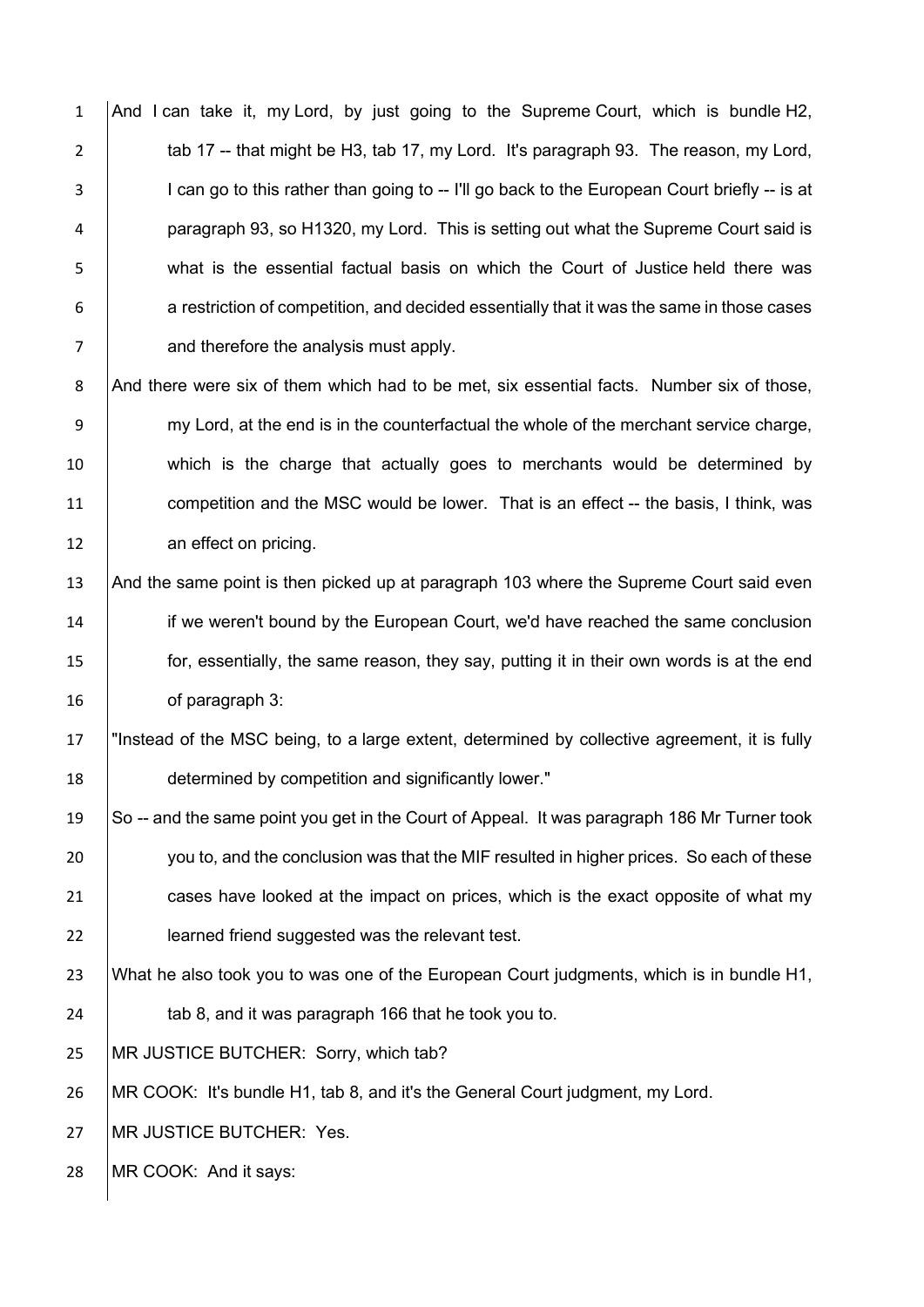And I can take it, my Lord, by just going to the Supreme Court, which is bundle H2, tab 17 -- that might be H3, tab 17, my Lord. It's paragraph 93. The reason, my Lord, I can go to this rather than going to -- I'll go back to the European Court briefly -- is at paragraph 93, so H1320, my Lord. This is setting out what the Supreme Court said is what is the essential factual basis on which the Court of Justice held there was a restriction of competition, and decided essentially that it was the same in those cases and therefore the analysis must apply.

And there were six of them which had to be met, six essential facts. Number six of those, my Lord, at the end is in the counterfactual the whole of the merchant service charge, which is the charge that actually goes to merchants would be determined by competition and the MSC would be lower. That is an effect -- the basis, I think, was an effect on pricing.

And the same point is then picked up at paragraph 103 where the Supreme Court said even if we weren't bound by the European Court, we'd have reached the same conclusion for, essentially, the same reason, they say, putting it in their own words is at the end of paragraph 3:

"Instead of the MSC being, to a large extent, determined by collective agreement, it is fully determined by competition and significantly lower."

So -- and the same point you get in the Court of Appeal. It was paragraph 186 Mr Turner took you to, and the conclusion was that the MIF resulted in higher prices. So each of these cases have looked at the impact on prices, which is the exact opposite of what my learned friend suggested was the relevant test.

What he also took you to was one of the European Court judgments, which is in bundle H1, tab 8, and it was paragraph 166 that he took you to.

MR JUSTICE BUTCHER: Sorry, which tab?

MR COOK: It's bundle H1, tab 8, and it's the General Court judgment, my Lord.

MR JUSTICE BUTCHER: Yes.

MR COOK: And it says: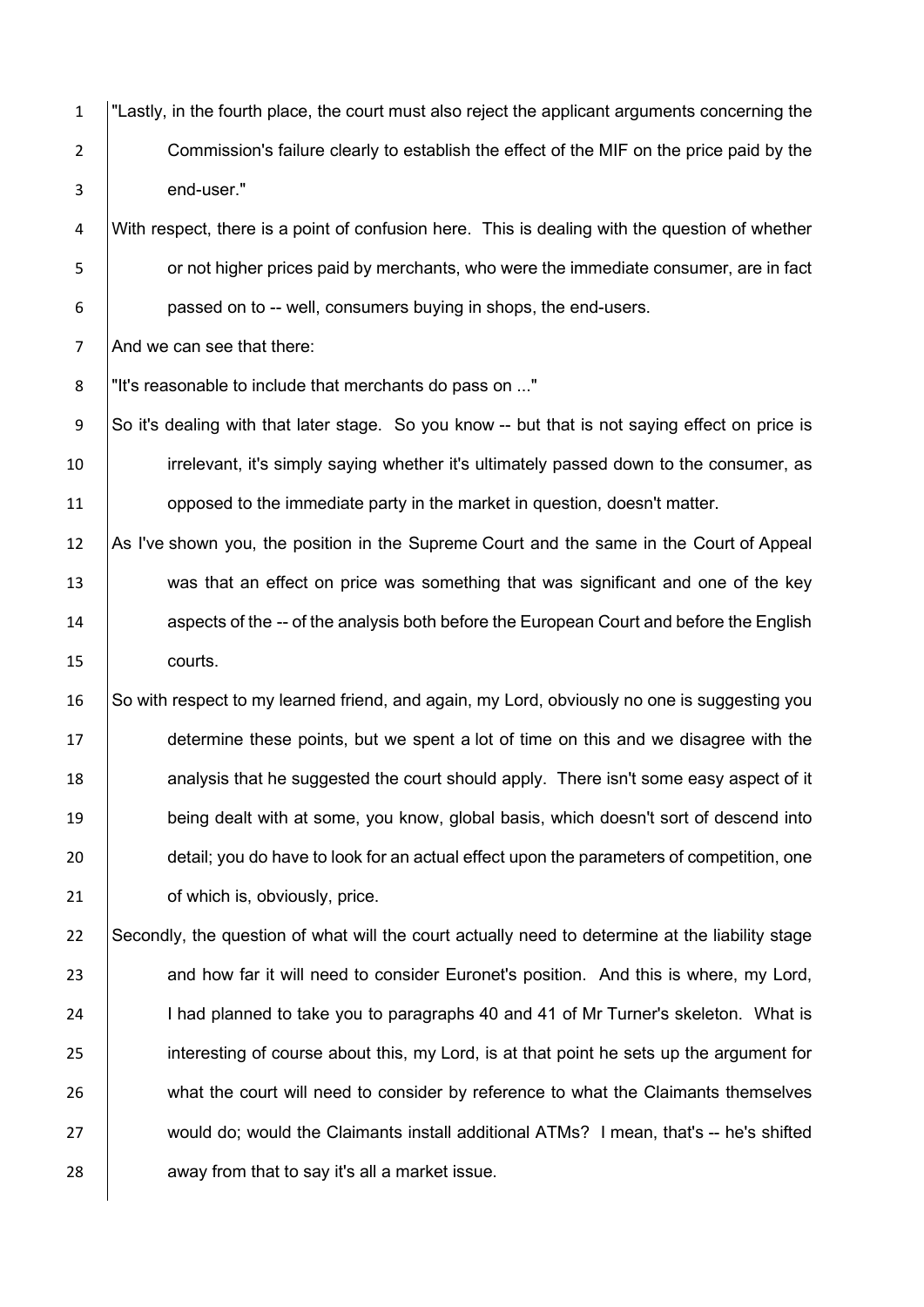"Lastly, in the fourth place, the court must also reject the applicant arguments concerning the Commission's failure clearly to establish the effect of the MIF on the price paid by the end-user."

With respect, there is a point of confusion here. This is dealing with the question of whether or not higher prices paid by merchants, who were the immediate consumer, are in fact passed on to -- well, consumers buying in shops, the end-users.

And we can see that there:

"It's reasonable to include that merchants do pass on ..."

So it's dealing with that later stage. So you know -- but that is not saying effect on price is irrelevant, it's simply saying whether it's ultimately passed down to the consumer, as opposed to the immediate party in the market in question, doesn't matter.

As I've shown you, the position in the Supreme Court and the same in the Court of Appeal was that an effect on price was something that was significant and one of the key aspects of the -- of the analysis both before the European Court and before the English courts.

So with respect to my learned friend, and again, my Lord, obviously no one is suggesting you determine these points, but we spent a lot of time on this and we disagree with the analysis that he suggested the court should apply. There isn't some easy aspect of it being dealt with at some, you know, global basis, which doesn't sort of descend into detail; you do have to look for an actual effect upon the parameters of competition, one of which is, obviously, price.

Secondly, the question of what will the court actually need to determine at the liability stage and how far it will need to consider Euronet's position. And this is where, my Lord, I had planned to take you to paragraphs 40 and 41 of Mr Turner's skeleton. What is interesting of course about this, my Lord, is at that point he sets up the argument for what the court will need to consider by reference to what the Claimants themselves would do; would the Claimants install additional ATMs? I mean, that's -- he's shifted away from that to say it's all a market issue.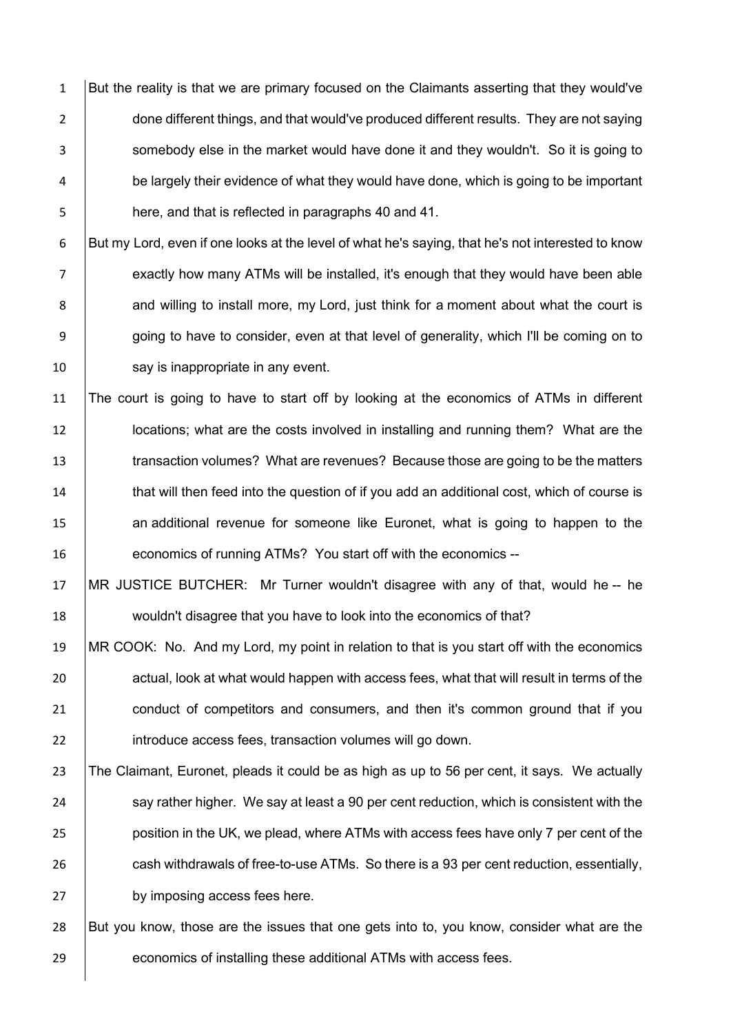But the reality is that we are primary focused on the Claimants asserting that they would've done different things, and that would've produced different results. They are not saying somebody else in the market would have done it and they wouldn't. So it is going to be largely their evidence of what they would have done, which is going to be important here, and that is reflected in paragraphs 40 and 41.

But my Lord, even if one looks at the level of what he's saying, that he's not interested to know exactly how many ATMs will be installed, it's enough that they would have been able and willing to install more, my Lord, just think for a moment about what the court is going to have to consider, even at that level of generality, which I'll be coming on to say is inappropriate in any event.

The court is going to have to start off by looking at the economics of ATMs in different locations; what are the costs involved in installing and running them? What are the transaction volumes? What are revenues? Because those are going to be the matters that will then feed into the question of if you add an additional cost, which of course is an additional revenue for someone like Euronet, what is going to happen to the economics of running ATMs? You start off with the economics --

MR JUSTICE BUTCHER: Mr Turner wouldn't disagree with any of that, would he -- he wouldn't disagree that you have to look into the economics of that?

MR COOK: No. And my Lord, my point in relation to that is you start off with the economics actual, look at what would happen with access fees, what that will result in terms of the conduct of competitors and consumers, and then it's common ground that if you introduce access fees, transaction volumes will go down.

The Claimant, Euronet, pleads it could be as high as up to 56 per cent, it says. We actually say rather higher. We say at least a 90 per cent reduction, which is consistent with the position in the UK, we plead, where ATMs with access fees have only 7 per cent of the cash withdrawals of free-to-use ATMs. So there is a 93 per cent reduction, essentially, by imposing access fees here.

But you know, those are the issues that one gets into to, you know, consider what are the economics of installing these additional ATMs with access fees.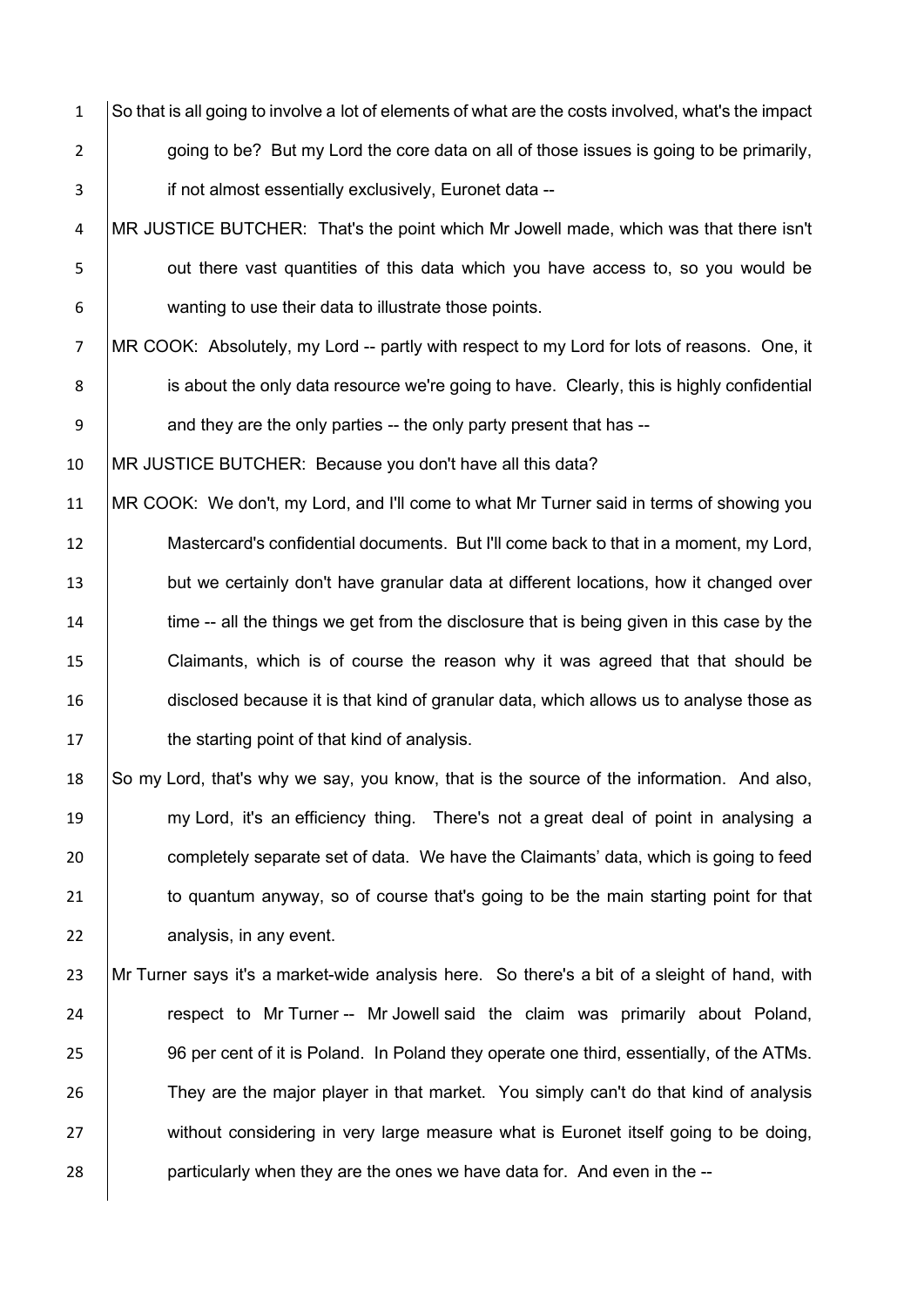So that is all going to involve a lot of elements of what are the costs involved, what's the impact going to be? But my Lord the core data on all of those issues is going to be primarily, if not almost essentially exclusively, Euronet data --

MR JUSTICE BUTCHER: That's the point which Mr Jowell made, which was that there isn't out there vast quantities of this data which you have access to, so you would be wanting to use their data to illustrate those points.

MR COOK: Absolutely, my Lord -- partly with respect to my Lord for lots of reasons. One, it is about the only data resource we're going to have. Clearly, this is highly confidential and they are the only parties -- the only party present that has --

MR JUSTICE BUTCHER: Because you don't have all this data?

MR COOK: We don't, my Lord, and I'll come to what Mr Turner said in terms of showing you Mastercard's confidential documents. But I'll come back to that in a moment, my Lord, but we certainly don't have granular data at different locations, how it changed over time -- all the things we get from the disclosure that is being given in this case by the Claimants, which is of course the reason why it was agreed that that should be disclosed because it is that kind of granular data, which allows us to analyse those as the starting point of that kind of analysis.

So my Lord, that's why we say, you know, that is the source of the information. And also, my Lord, it's an efficiency thing. There's not a great deal of point in analysing a completely separate set of data. We have the Claimants' data, which is going to feed to quantum anyway, so of course that's going to be the main starting point for that analysis, in any event.

Mr Turner says it's a market-wide analysis here. So there's a bit of a sleight of hand, with respect to Mr Turner -- Mr Jowell said the claim was primarily about Poland, 96 per cent of it is Poland. In Poland they operate one third, essentially, of the ATMs. They are the major player in that market. You simply can't do that kind of analysis without considering in very large measure what is Euronet itself going to be doing, particularly when they are the ones we have data for. And even in the --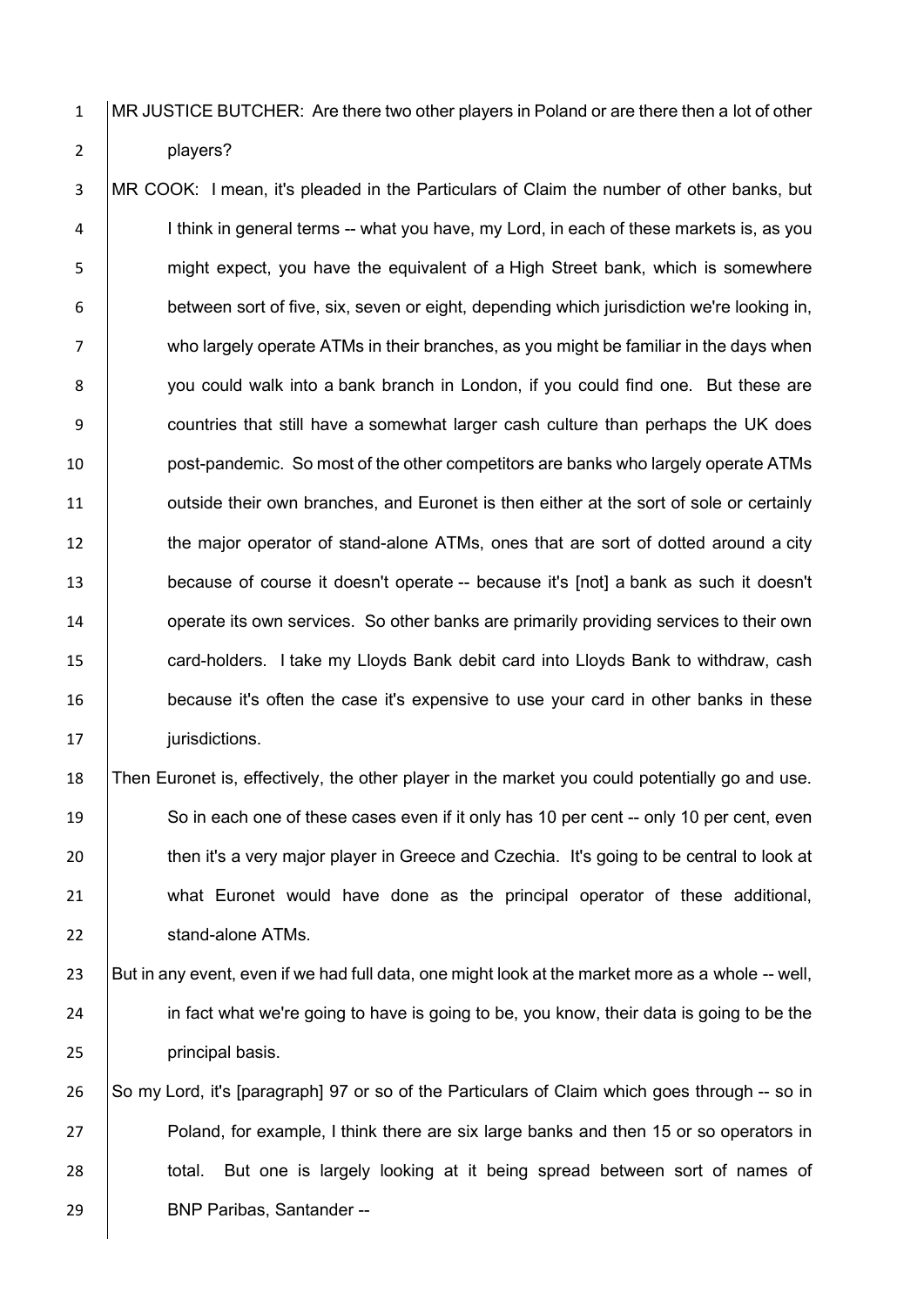MR JUSTICE BUTCHER: Are there two other players in Poland or are there then a lot of other players?

MR COOK: I mean, it's pleaded in the Particulars of Claim the number of other banks, but I think in general terms -- what you have, my Lord, in each of these markets is, as you might expect, you have the equivalent of a High Street bank, which is somewhere between sort of five, six, seven or eight, depending which jurisdiction we're looking in, who largely operate ATMs in their branches, as you might be familiar in the days when you could walk into a bank branch in London, if you could find one. But these are countries that still have a somewhat larger cash culture than perhaps the UK does post-pandemic. So most of the other competitors are banks who largely operate ATMs outside their own branches, and Euronet is then either at the sort of sole or certainly the major operator of stand-alone ATMs, ones that are sort of dotted around a city because of course it doesn't operate -- because it's [not] a bank as such it doesn't operate its own services. So other banks are primarily providing services to their own card-holders. I take my Lloyds Bank debit card into Lloyds Bank to withdraw, cash because it's often the case it's expensive to use your card in other banks in these jurisdictions.

Then Euronet is, effectively, the other player in the market you could potentially go and use. So in each one of these cases even if it only has 10 per cent -- only 10 per cent, even then it's a very major player in Greece and Czechia. It's going to be central to look at what Euronet would have done as the principal operator of these additional, stand-alone ATMs.

But in any event, even if we had full data, one might look at the market more as a whole -- well, in fact what we're going to have is going to be, you know, their data is going to be the principal basis.

So my Lord, it's [paragraph] 97 or so of the Particulars of Claim which goes through -- so in Poland, for example, I think there are six large banks and then 15 or so operators in total. But one is largely looking at it being spread between sort of names of BNP Paribas, Santander --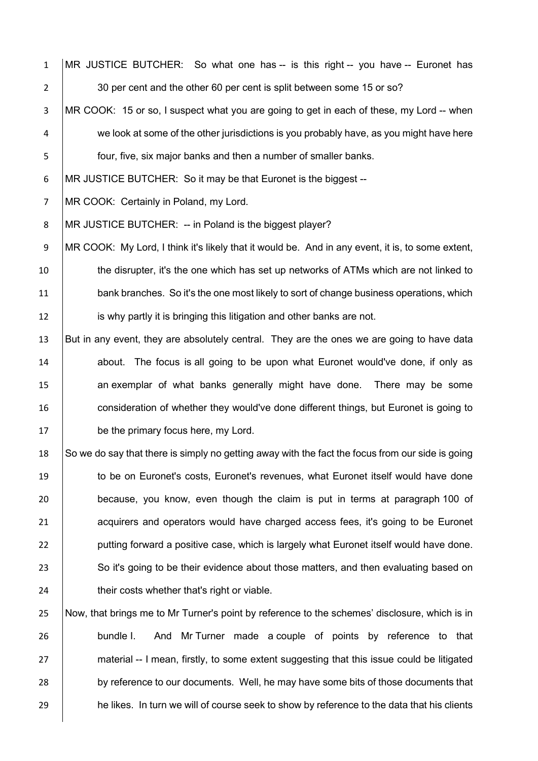MR JUSTICE BUTCHER: So what one has -- is this right -- you have -- Euronet has 30 per cent and the other 60 per cent is split between some 15 or so?

MR COOK: 15 or so, I suspect what you are going to get in each of these, my Lord -- when we look at some of the other jurisdictions is you probably have, as you might have here four, five, six major banks and then a number of smaller banks.

MR JUSTICE BUTCHER: So it may be that Euronet is the biggest --

MR COOK: Certainly in Poland, my Lord.

MR JUSTICE BUTCHER: -- in Poland is the biggest player?

MR COOK: My Lord, I think it's likely that it would be. And in any event, it is, to some extent, the disrupter, it's the one which has set up networks of ATMs which are not linked to bank branches. So it's the one most likely to sort of change business operations, which is why partly it is bringing this litigation and other banks are not.

But in any event, they are absolutely central. They are the ones we are going to have data about. The focus is all going to be upon what Euronet would've done, if only as an exemplar of what banks generally might have done. There may be some consideration of whether they would've done different things, but Euronet is going to be the primary focus here, my Lord.

So we do say that there is simply no getting away with the fact the focus from our side is going to be on Euronet's costs, Euronet's revenues, what Euronet itself would have done because, you know, even though the claim is put in terms at paragraph 100 of acquirers and operators would have charged access fees, it's going to be Euronet putting forward a positive case, which is largely what Euronet itself would have done. So it's going to be their evidence about those matters, and then evaluating based on their costs whether that's right or viable.

Now, that brings me to Mr Turner's point by reference to the schemes' disclosure, which is in bundle I. And Mr Turner made a couple of points by reference to that material -- I mean, firstly, to some extent suggesting that this issue could be litigated by reference to our documents. Well, he may have some bits of those documents that he likes. In turn we will of course seek to show by reference to the data that his clients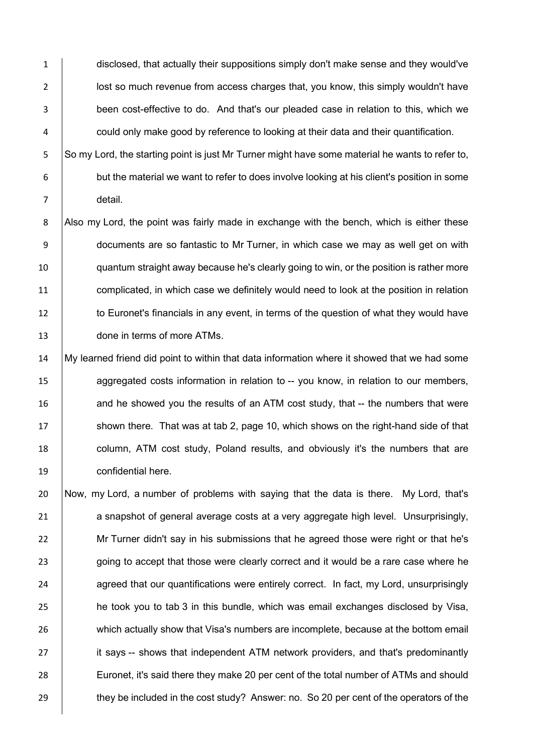disclosed, that actually their suppositions simply don't make sense and they would've lost so much revenue from access charges that, you know, this simply wouldn't have been cost-effective to do. And that's our pleaded case in relation to this, which we could only make good by reference to looking at their data and their quantification.

So my Lord, the starting point is just Mr Turner might have some material he wants to refer to, but the material we want to refer to does involve looking at his client's position in some detail.

Also my Lord, the point was fairly made in exchange with the bench, which is either these documents are so fantastic to Mr Turner, in which case we may as well get on with quantum straight away because he's clearly going to win, or the position is rather more complicated, in which case we definitely would need to look at the position in relation to Euronet's financials in any event, in terms of the question of what they would have done in terms of more ATMs.

My learned friend did point to within that data information where it showed that we had some aggregated costs information in relation to -- you know, in relation to our members, and he showed you the results of an ATM cost study, that -- the numbers that were shown there. That was at tab 2, page 10, which shows on the right-hand side of that column, ATM cost study, Poland results, and obviously it's the numbers that are confidential here.

Now, my Lord, a number of problems with saying that the data is there. My Lord, that's a snapshot of general average costs at a very aggregate high level. Unsurprisingly, Mr Turner didn't say in his submissions that he agreed those were right or that he's going to accept that those were clearly correct and it would be a rare case where he agreed that our quantifications were entirely correct. In fact, my Lord, unsurprisingly he took you to tab 3 in this bundle, which was email exchanges disclosed by Visa, which actually show that Visa's numbers are incomplete, because at the bottom email it says -- shows that independent ATM network providers, and that's predominantly Euronet, it's said there they make 20 per cent of the total number of ATMs and should they be included in the cost study? Answer: no. So 20 per cent of the operators of the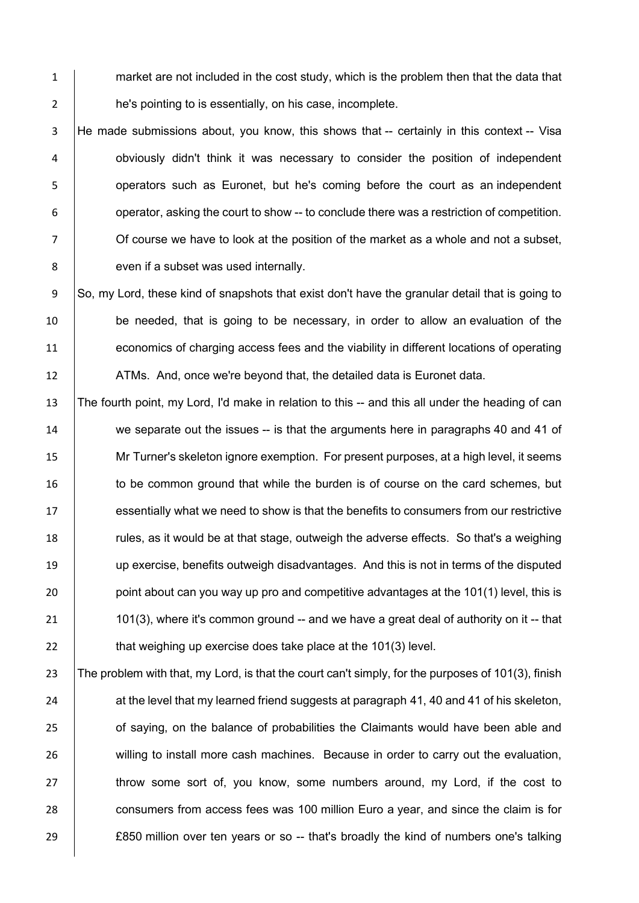market are not included in the cost study, which is the problem then that the data that he's pointing to is essentially, on his case, incomplete.

He made submissions about, you know, this shows that -- certainly in this context -- Visa obviously didn't think it was necessary to consider the position of independent operators such as Euronet, but he's coming before the court as an independent operator, asking the court to show -- to conclude there was a restriction of competition. Of course we have to look at the position of the market as a whole and not a subset, even if a subset was used internally.

So, my Lord, these kind of snapshots that exist don't have the granular detail that is going to be needed, that is going to be necessary, in order to allow an evaluation of the economics of charging access fees and the viability in different locations of operating ATMs. And, once we're beyond that, the detailed data is Euronet data.

The fourth point, my Lord, I'd make in relation to this -- and this all under the heading of can we separate out the issues -- is that the arguments here in paragraphs 40 and 41 of Mr Turner's skeleton ignore exemption. For present purposes, at a high level, it seems to be common ground that while the burden is of course on the card schemes, but essentially what we need to show is that the benefits to consumers from our restrictive rules, as it would be at that stage, outweigh the adverse effects. So that's a weighing up exercise, benefits outweigh disadvantages. And this is not in terms of the disputed point about can you way up pro and competitive advantages at the 101(1) level, this is 101(3), where it's common ground -- and we have a great deal of authority on it -- that that weighing up exercise does take place at the 101(3) level.

The problem with that, my Lord, is that the court can't simply, for the purposes of 101(3), finish at the level that my learned friend suggests at paragraph 41, 40 and 41 of his skeleton, of saying, on the balance of probabilities the Claimants would have been able and willing to install more cash machines. Because in order to carry out the evaluation, throw some sort of, you know, some numbers around, my Lord, if the cost to consumers from access fees was 100 million Euro a year, and since the claim is for £850 million over ten years or so -- that's broadly the kind of numbers one's talking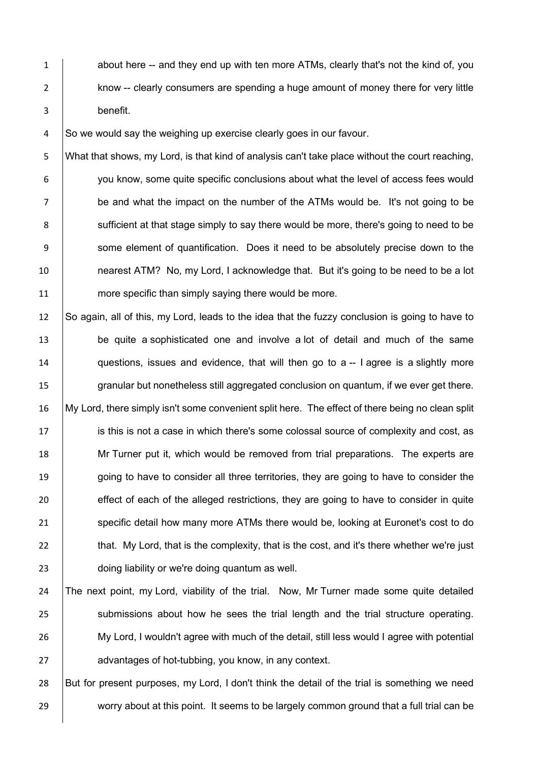about here -- and they end up with ten more ATMs, clearly that's not the kind of, you know -- clearly consumers are spending a huge amount of money there for very little benefit.

So we would say the weighing up exercise clearly goes in our favour.

What that shows, my Lord, is that kind of analysis can't take place without the court reaching, you know, some quite specific conclusions about what the level of access fees would be and what the impact on the number of the ATMs would be. It's not going to be sufficient at that stage simply to say there would be more, there's going to need to be some element of quantification. Does it need to be absolutely precise down to the nearest ATM? No, my Lord, I acknowledge that. But it's going to be need to be a lot more specific than simply saying there would be more.

So again, all of this, my Lord, leads to the idea that the fuzzy conclusion is going to have to be quite a sophisticated one and involve a lot of detail and much of the same questions, issues and evidence, that will then go to a -- I agree is a slightly more granular but nonetheless still aggregated conclusion on quantum, if we ever get there.

My Lord, there simply isn't some convenient split here. The effect of there being no clean split is this is not a case in which there's some colossal source of complexity and cost, as Mr Turner put it, which would be removed from trial preparations. The experts are going to have to consider all three territories, they are going to have to consider the effect of each of the alleged restrictions, they are going to have to consider in quite specific detail how many more ATMs there would be, looking at Euronet's cost to do that. My Lord, that is the complexity, that is the cost, and it's there whether we're just doing liability or we're doing quantum as well.

The next point, my Lord, viability of the trial. Now, Mr Turner made some quite detailed submissions about how he sees the trial length and the trial structure operating. My Lord, I wouldn't agree with much of the detail, still less would I agree with potential advantages of hot-tubbing, you know, in any context.

But for present purposes, my Lord, I don't think the detail of the trial is something we need worry about at this point. It seems to be largely common ground that a full trial can be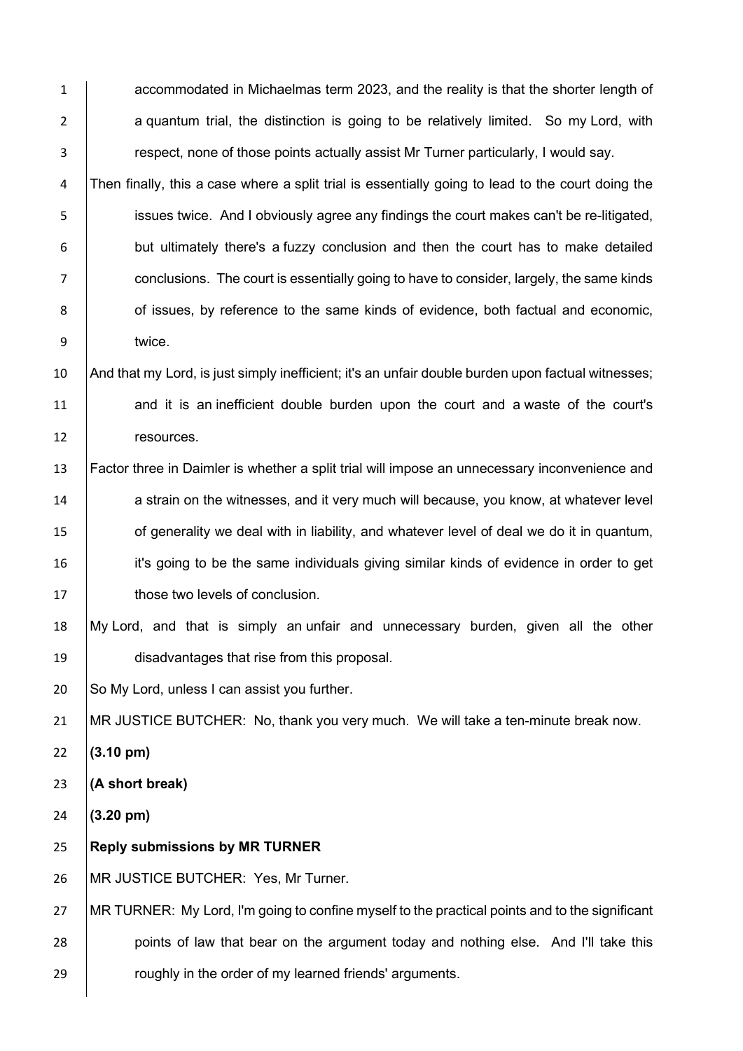accommodated in Michaelmas term 2023, and the reality is that the shorter length of a quantum trial, the distinction is going to be relatively limited. So my Lord, with respect, none of those points actually assist Mr Turner particularly, I would say.

Then finally, this a case where a split trial is essentially going to lead to the court doing the issues twice. And I obviously agree any findings the court makes can't be re-litigated, but ultimately there's a fuzzy conclusion and then the court has to make detailed conclusions. The court is essentially going to have to consider, largely, the same kinds of issues, by reference to the same kinds of evidence, both factual and economic, twice.

And that my Lord, is just simply inefficient; it's an unfair double burden upon factual witnesses; and it is an inefficient double burden upon the court and a waste of the court's resources.

Factor three in Daimler is whether a split trial will impose an unnecessary inconvenience and a strain on the witnesses, and it very much will because, you know, at whatever level of generality we deal with in liability, and whatever level of deal we do it in quantum, it's going to be the same individuals giving similar kinds of evidence in order to get those two levels of conclusion.

My Lord, and that is simply an unfair and unnecessary burden, given all the other disadvantages that rise from this proposal.

So My Lord, unless I can assist you further.

MR JUSTICE BUTCHER: No, thank you very much. We will take a ten-minute break now.

**(3.10 pm)**

**(A short break)**

**(3.20 pm)**

**Reply submissions by MR TURNER**

MR JUSTICE BUTCHER: Yes, Mr Turner.

MR TURNER: My Lord, I'm going to confine myself to the practical points and to the significant points of law that bear on the argument today and nothing else. And I'll take this roughly in the order of my learned friends' arguments.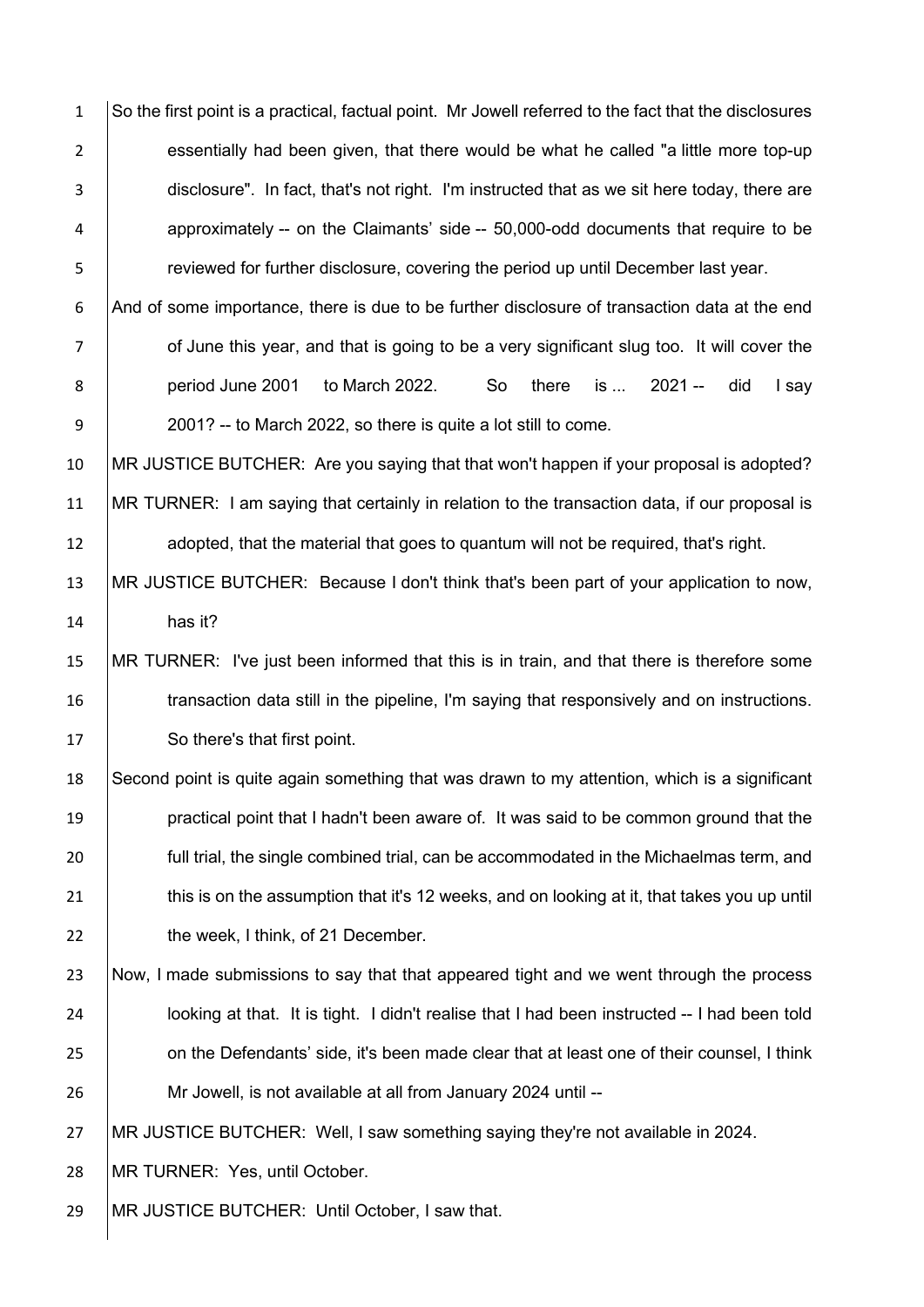So the first point is a practical, factual point. Mr Jowell referred to the fact that the disclosures essentially had been given, that there would be what he called "a little more top-up disclosure". In fact, that's not right. I'm instructed that as we sit here today, there are approximately -- on the Claimants' side -- 50,000-odd documents that require to be reviewed for further disclosure, covering the period up until December last year.

And of some importance, there is due to be further disclosure of transaction data at the end of June this year, and that is going to be a very significant slug too. It will cover the period June 2001 to March 2022. So there is ... 2021 -- did I say 2001? -- to March 2022, so there is quite a lot still to come.

MR JUSTICE BUTCHER: Are you saying that that won't happen if your proposal is adopted?

MR TURNER: I am saying that certainly in relation to the transaction data, if our proposal is adopted, that the material that goes to quantum will not be required, that's right.

MR JUSTICE BUTCHER: Because I don't think that's been part of your application to now, has it?

MR TURNER: I've just been informed that this is in train, and that there is therefore some transaction data still in the pipeline, I'm saying that responsively and on instructions. So there's that first point.

Second point is quite again something that was drawn to my attention, which is a significant practical point that I hadn't been aware of. It was said to be common ground that the full trial, the single combined trial, can be accommodated in the Michaelmas term, and this is on the assumption that it's 12 weeks, and on looking at it, that takes you up until the week, I think, of 21 December.

Now, I made submissions to say that that appeared tight and we went through the process looking at that. It is tight. I didn't realise that I had been instructed -- I had been told on the Defendants' side, it's been made clear that at least one of their counsel, I think Mr Jowell, is not available at all from January 2024 until --

MR JUSTICE BUTCHER: Well, I saw something saying they're not available in 2024.

MR TURNER: Yes, until October.

MR JUSTICE BUTCHER: Until October, I saw that.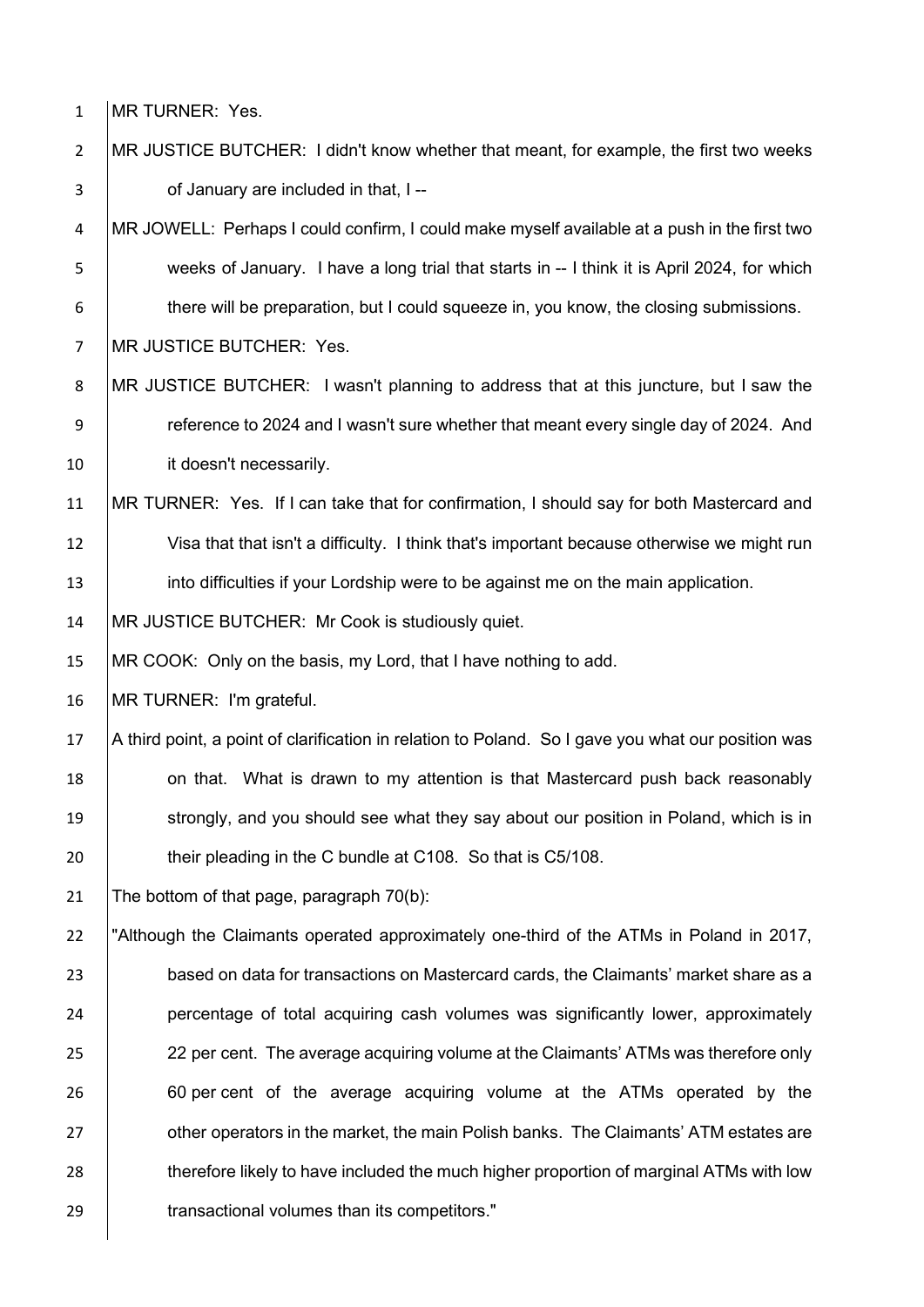MR TURNER: Yes.

MR JUSTICE BUTCHER: I didn't know whether that meant, for example, the first two weeks of January are included in that, I --

MR JOWELL: Perhaps I could confirm, I could make myself available at a push in the first two weeks of January. I have a long trial that starts in -- I think it is April 2024, for which there will be preparation, but I could squeeze in, you know, the closing submissions.

MR JUSTICE BUTCHER: Yes.

MR JUSTICE BUTCHER: I wasn't planning to address that at this juncture, but I saw the reference to 2024 and I wasn't sure whether that meant every single day of 2024. And it doesn't necessarily.

MR TURNER: Yes. If I can take that for confirmation, I should say for both Mastercard and Visa that that isn't a difficulty. I think that's important because otherwise we might run into difficulties if your Lordship were to be against me on the main application.

MR JUSTICE BUTCHER: Mr Cook is studiously quiet.

MR COOK: Only on the basis, my Lord, that I have nothing to add.

MR TURNER: I'm grateful.

A third point, a point of clarification in relation to Poland. So I gave you what our position was on that. What is drawn to my attention is that Mastercard push back reasonably strongly, and you should see what they say about our position in Poland, which is in their pleading in the C bundle at C108. So that is C5/108.

The bottom of that page, paragraph 70(b):

"Although the Claimants operated approximately one-third of the ATMs in Poland in 2017, based on data for transactions on Mastercard cards, the Claimants' market share as a percentage of total acquiring cash volumes was significantly lower, approximately 22 per cent. The average acquiring volume at the Claimants' ATMs was therefore only 60 per cent of the average acquiring volume at the ATMs operated by the other operators in the market, the main Polish banks. The Claimants' ATM estates are therefore likely to have included the much higher proportion of marginal ATMs with low transactional volumes than its competitors."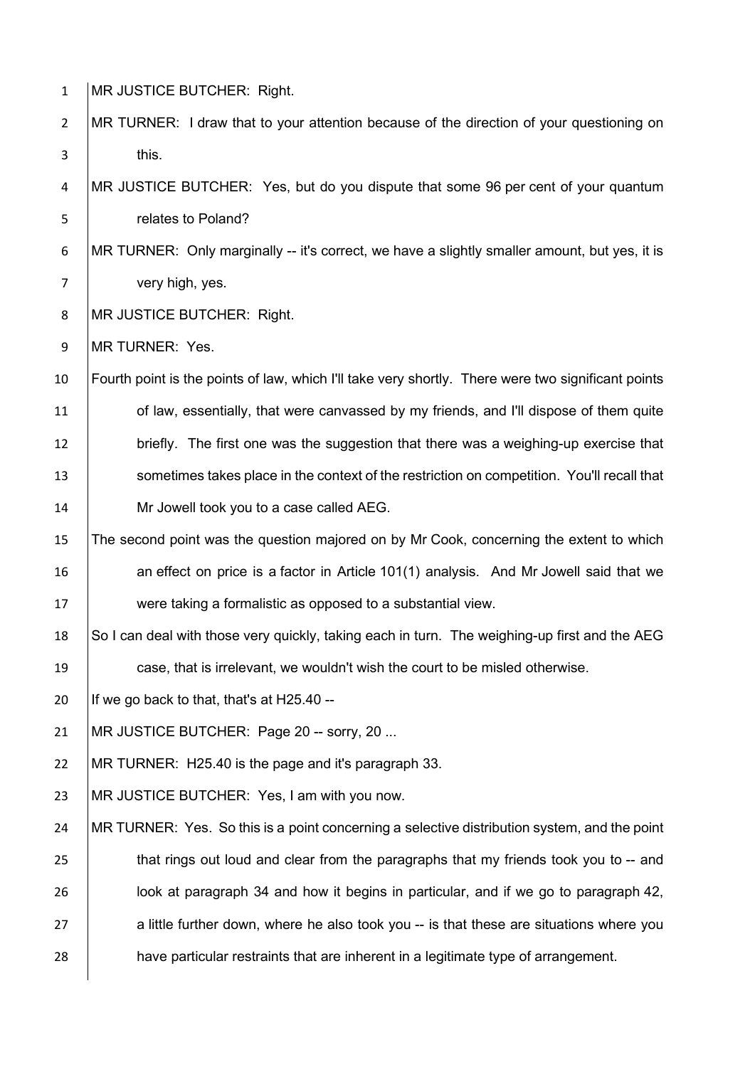MR JUSTICE BUTCHER: Right.

MR TURNER: I draw that to your attention because of the direction of your questioning on this.

MR JUSTICE BUTCHER: Yes, but do you dispute that some 96 per cent of your quantum relates to Poland?

MR TURNER: Only marginally -- it's correct, we have a slightly smaller amount, but yes, it is very high, yes.

MR JUSTICE BUTCHER: Right.

MR TURNER: Yes.

Fourth point is the points of law, which I'll take very shortly. There were two significant points of law, essentially, that were canvassed by my friends, and I'll dispose of them quite briefly. The first one was the suggestion that there was a weighing-up exercise that sometimes takes place in the context of the restriction on competition. You'll recall that Mr Jowell took you to a case called AEG.

The second point was the question majored on by Mr Cook, concerning the extent to which an effect on price is a factor in Article 101(1) analysis. And Mr Jowell said that we were taking a formalistic as opposed to a substantial view.

So I can deal with those very quickly, taking each in turn. The weighing-up first and the AEG case, that is irrelevant, we wouldn't wish the court to be misled otherwise.

If we go back to that, that's at H25.40 --

MR JUSTICE BUTCHER: Page 20 -- sorry, 20 ...

MR TURNER: H25.40 is the page and it's paragraph 33.

MR JUSTICE BUTCHER: Yes, I am with you now.

MR TURNER: Yes. So this is a point concerning a selective distribution system, and the point that rings out loud and clear from the paragraphs that my friends took you to -- and look at paragraph 34 and how it begins in particular, and if we go to paragraph 42, a little further down, where he also took you -- is that these are situations where you have particular restraints that are inherent in a legitimate type of arrangement.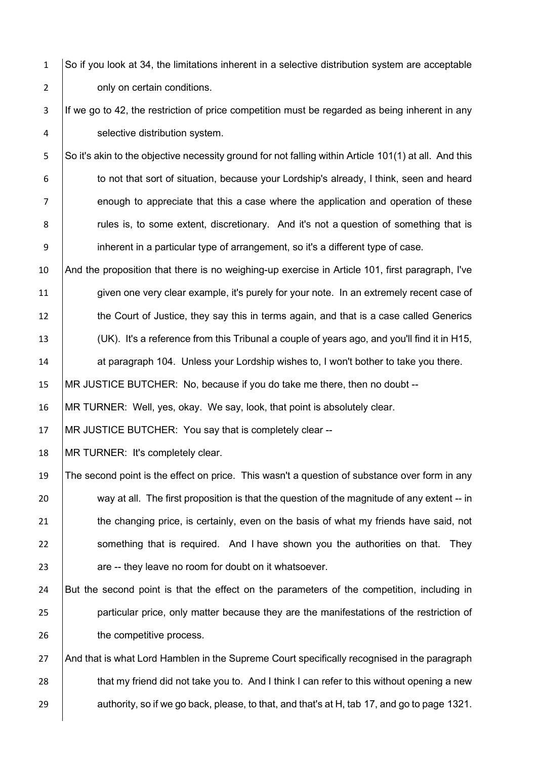So if you look at 34, the limitations inherent in a selective distribution system are acceptable only on certain conditions.

If we go to 42, the restriction of price competition must be regarded as being inherent in any selective distribution system.

So it's akin to the objective necessity ground for not falling within Article 101(1) at all. And this to not that sort of situation, because your Lordship's already, I think, seen and heard enough to appreciate that this a case where the application and operation of these rules is, to some extent, discretionary. And it's not a question of something that is inherent in a particular type of arrangement, so it's a different type of case.

And the proposition that there is no weighing-up exercise in Article 101, first paragraph, I've given one very clear example, it's purely for your note. In an extremely recent case of the Court of Justice, they say this in terms again, and that is a case called Generics (UK). It's a reference from this Tribunal a couple of years ago, and you'll find it in H15, at paragraph 104. Unless your Lordship wishes to, I won't bother to take you there.

MR JUSTICE BUTCHER: No, because if you do take me there, then no doubt --

MR TURNER: Well, yes, okay. We say, look, that point is absolutely clear.

MR JUSTICE BUTCHER: You say that is completely clear --

MR TURNER: It's completely clear.

The second point is the effect on price. This wasn't a question of substance over form in any way at all. The first proposition is that the question of the magnitude of any extent -- in the changing price, is certainly, even on the basis of what my friends have said, not something that is required. And I have shown you the authorities on that. They are -- they leave no room for doubt on it whatsoever.

But the second point is that the effect on the parameters of the competition, including in particular price, only matter because they are the manifestations of the restriction of the competitive process.

And that is what Lord Hamblen in the Supreme Court specifically recognised in the paragraph that my friend did not take you to. And I think I can refer to this without opening a new authority, so if we go back, please, to that, and that's at H, tab 17, and go to page 1321.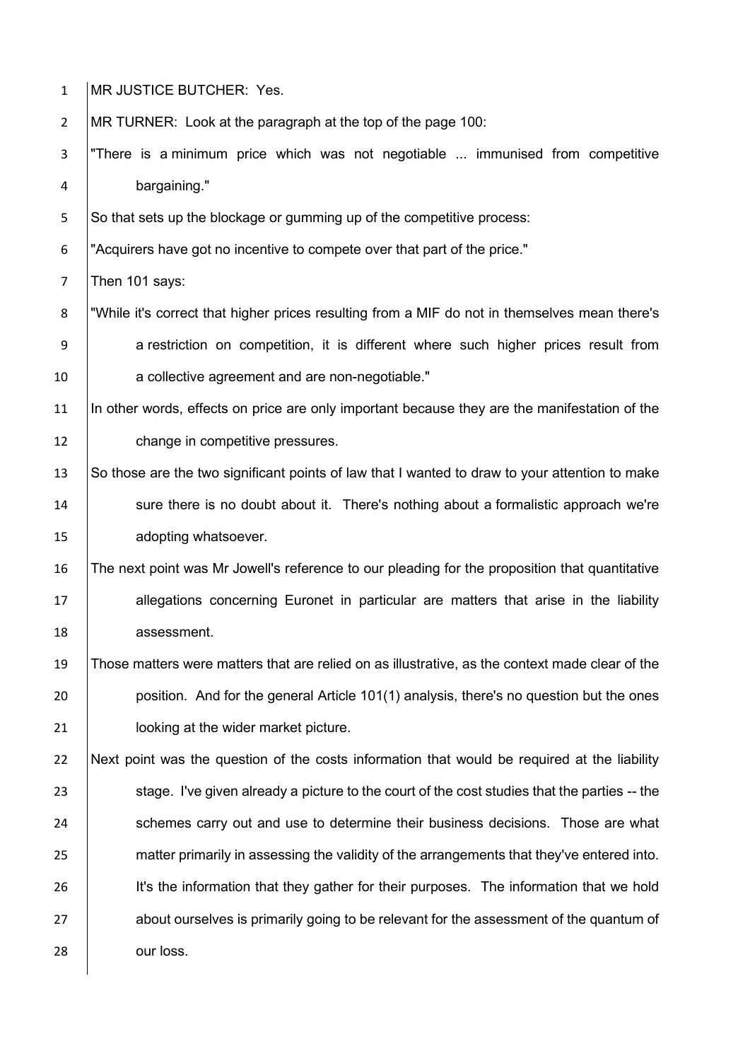MR JUSTICE BUTCHER: Yes.

MR TURNER: Look at the paragraph at the top of the page 100:

"There is a minimum price which was not negotiable ... immunised from competitive bargaining."

So that sets up the blockage or gumming up of the competitive process:

"Acquirers have got no incentive to compete over that part of the price."

Then 101 says:

"While it's correct that higher prices resulting from a MIF do not in themselves mean there's a restriction on competition, it is different where such higher prices result from a collective agreement and are non-negotiable."

In other words, effects on price are only important because they are the manifestation of the change in competitive pressures.

So those are the two significant points of law that I wanted to draw to your attention to make sure there is no doubt about it. There's nothing about a formalistic approach we're adopting whatsoever.

The next point was Mr Jowell's reference to our pleading for the proposition that quantitative allegations concerning Euronet in particular are matters that arise in the liability assessment.

Those matters were matters that are relied on as illustrative, as the context made clear of the position. And for the general Article 101(1) analysis, there's no question but the ones looking at the wider market picture.

Next point was the question of the costs information that would be required at the liability stage. I've given already a picture to the court of the cost studies that the parties -- the schemes carry out and use to determine their business decisions. Those are what matter primarily in assessing the validity of the arrangements that they've entered into. It's the information that they gather for their purposes. The information that we hold about ourselves is primarily going to be relevant for the assessment of the quantum of our loss.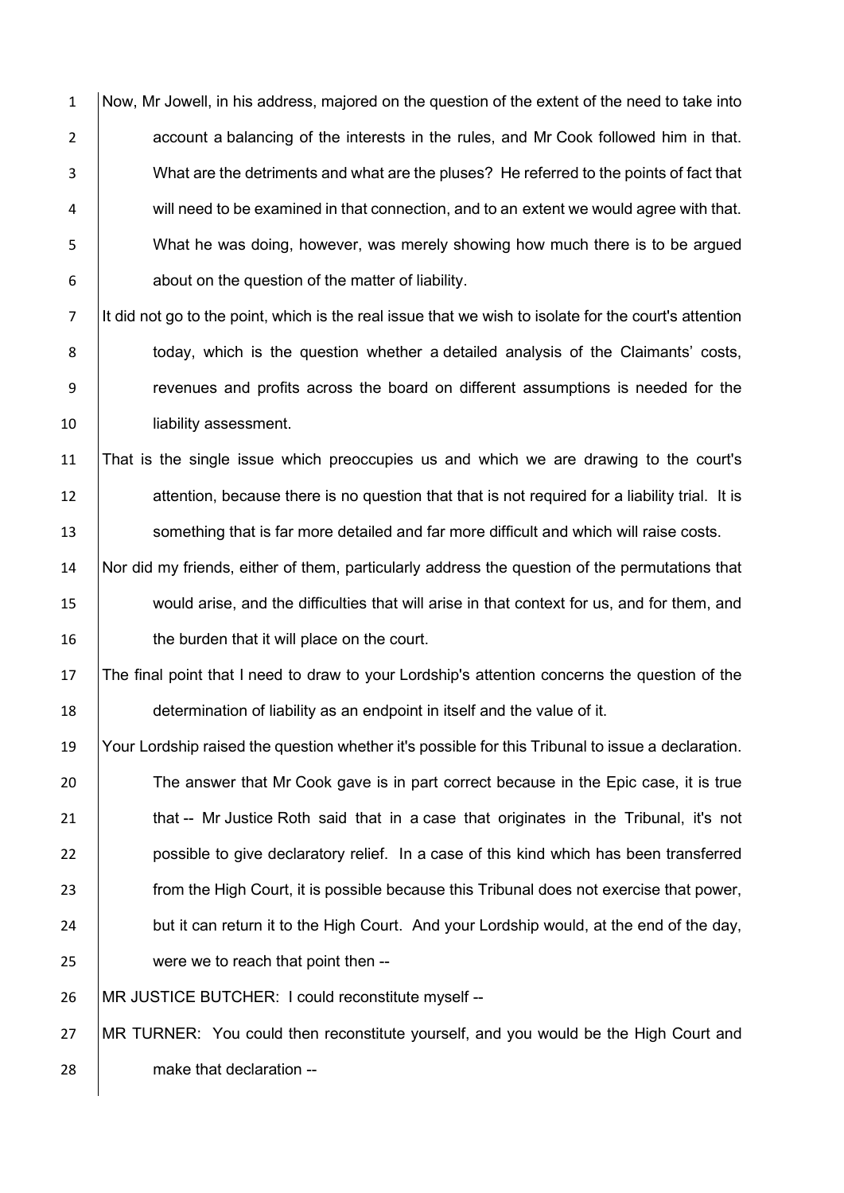Now, Mr Jowell, in his address, majored on the question of the extent of the need to take into account a balancing of the interests in the rules, and Mr Cook followed him in that. What are the detriments and what are the pluses? He referred to the points of fact that will need to be examined in that connection, and to an extent we would agree with that. What he was doing, however, was merely showing how much there is to be argued about on the question of the matter of liability.

It did not go to the point, which is the real issue that we wish to isolate for the court's attention today, which is the question whether a detailed analysis of the Claimants' costs, revenues and profits across the board on different assumptions is needed for the liability assessment.

That is the single issue which preoccupies us and which we are drawing to the court's attention, because there is no question that that is not required for a liability trial. It is something that is far more detailed and far more difficult and which will raise costs.

Nor did my friends, either of them, particularly address the question of the permutations that would arise, and the difficulties that will arise in that context for us, and for them, and the burden that it will place on the court.

The final point that I need to draw to your Lordship's attention concerns the question of the determination of liability as an endpoint in itself and the value of it.

Your Lordship raised the question whether it's possible for this Tribunal to issue a declaration. The answer that Mr Cook gave is in part correct because in the Epic case, it is true that -- Mr Justice Roth said that in a case that originates in the Tribunal, it's not possible to give declaratory relief. In a case of this kind which has been transferred from the High Court, it is possible because this Tribunal does not exercise that power, but it can return it to the High Court. And your Lordship would, at the end of the day, were we to reach that point then --

MR JUSTICE BUTCHER: I could reconstitute myself --

MR TURNER: You could then reconstitute yourself, and you would be the High Court and make that declaration --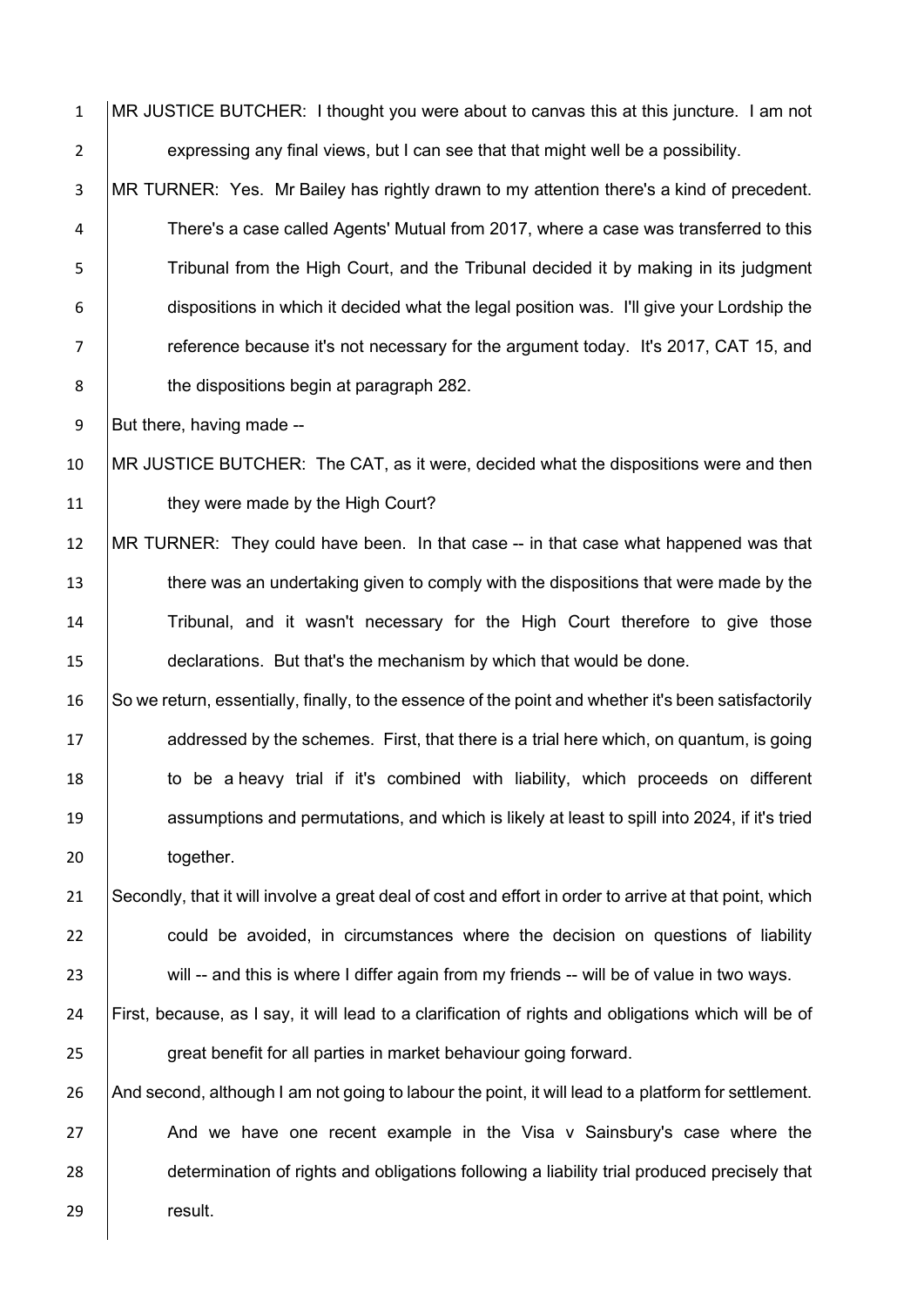MR JUSTICE BUTCHER: I thought you were about to canvas this at this juncture. I am not expressing any final views, but I can see that that might well be a possibility.

MR TURNER: Yes. Mr Bailey has rightly drawn to my attention there's a kind of precedent. There's a case called Agents' Mutual from 2017, where a case was transferred to this Tribunal from the High Court, and the Tribunal decided it by making in its judgment dispositions in which it decided what the legal position was. I'll give your Lordship the reference because it's not necessary for the argument today. It's 2017, CAT 15, and the dispositions begin at paragraph 282.

But there, having made --

MR JUSTICE BUTCHER: The CAT, as it were, decided what the dispositions were and then they were made by the High Court?

MR TURNER: They could have been. In that case -- in that case what happened was that there was an undertaking given to comply with the dispositions that were made by the Tribunal, and it wasn't necessary for the High Court therefore to give those declarations. But that's the mechanism by which that would be done.

So we return, essentially, finally, to the essence of the point and whether it's been satisfactorily addressed by the schemes. First, that there is a trial here which, on quantum, is going to be a heavy trial if it's combined with liability, which proceeds on different assumptions and permutations, and which is likely at least to spill into 2024, if it's tried together.

Secondly, that it will involve a great deal of cost and effort in order to arrive at that point, which could be avoided, in circumstances where the decision on questions of liability will -- and this is where I differ again from my friends -- will be of value in two ways.

First, because, as I say, it will lead to a clarification of rights and obligations which will be of great benefit for all parties in market behaviour going forward.

And second, although I am not going to labour the point, it will lead to a platform for settlement. And we have one recent example in the Visa v Sainsbury's case where the determination of rights and obligations following a liability trial produced precisely that result.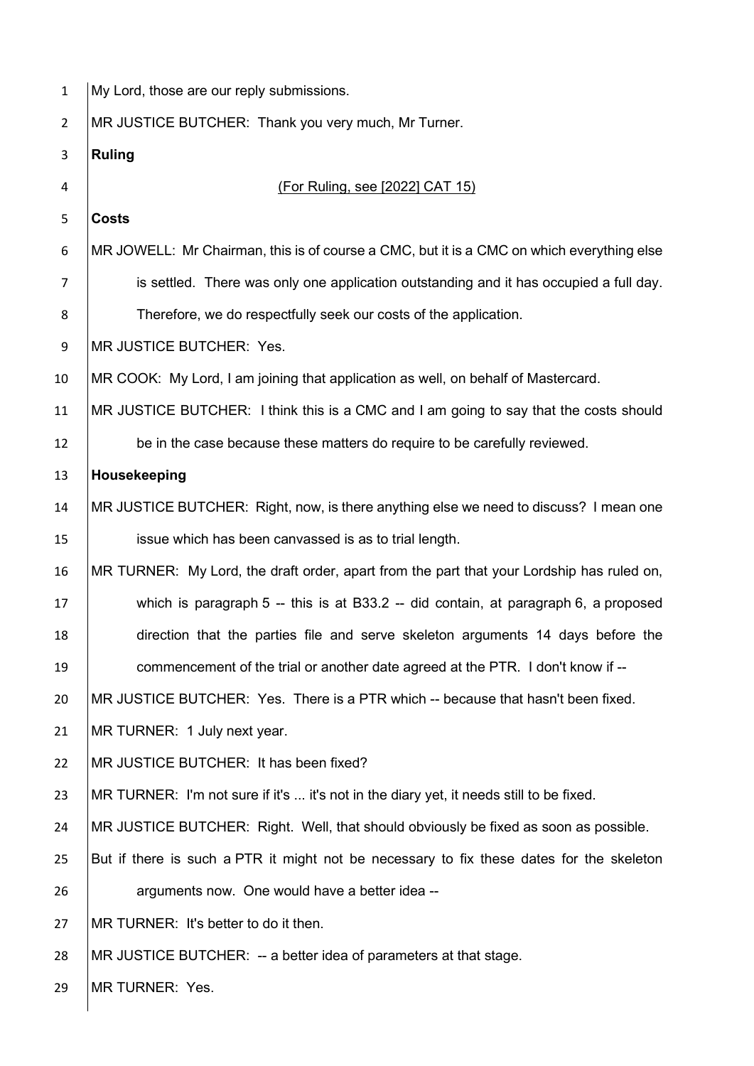My Lord, those are our reply submissions.

MR JUSTICE BUTCHER: Thank you very much, Mr Turner.

**Ruling**

(For Ruling, see [2022] CAT 15)

**Costs**

MR JOWELL: Mr Chairman, this is of course a CMC, but it is a CMC on which everything else is settled. There was only one application outstanding and it has occupied a full day. Therefore, we do respectfully seek our costs of the application.

MR JUSTICE BUTCHER: Yes.

MR COOK: My Lord, I am joining that application as well, on behalf of Mastercard.

MR JUSTICE BUTCHER: I think this is a CMC and I am going to say that the costs should be in the case because these matters do require to be carefully reviewed.

**Housekeeping**

MR JUSTICE BUTCHER: Right, now, is there anything else we need to discuss? I mean one issue which has been canvassed is as to trial length.

MR TURNER: My Lord, the draft order, apart from the part that your Lordship has ruled on, which is paragraph 5 -- this is at B33.2 -- did contain, at paragraph 6, a proposed direction that the parties file and serve skeleton arguments 14 days before the commencement of the trial or another date agreed at the PTR. I don't know if --

MR JUSTICE BUTCHER: Yes. There is a PTR which -- because that hasn't been fixed.

MR TURNER: 1 July next year.

MR JUSTICE BUTCHER: It has been fixed?

MR TURNER: I'm not sure if it's ... it's not in the diary yet, it needs still to be fixed.

MR JUSTICE BUTCHER: Right. Well, that should obviously be fixed as soon as possible. But if there is such a PTR it might not be necessary to fix these dates for the skeleton arguments now. One would have a better idea --

MR TURNER: It's better to do it then.

MR JUSTICE BUTCHER: -- a better idea of parameters at that stage.

MR TURNER: Yes.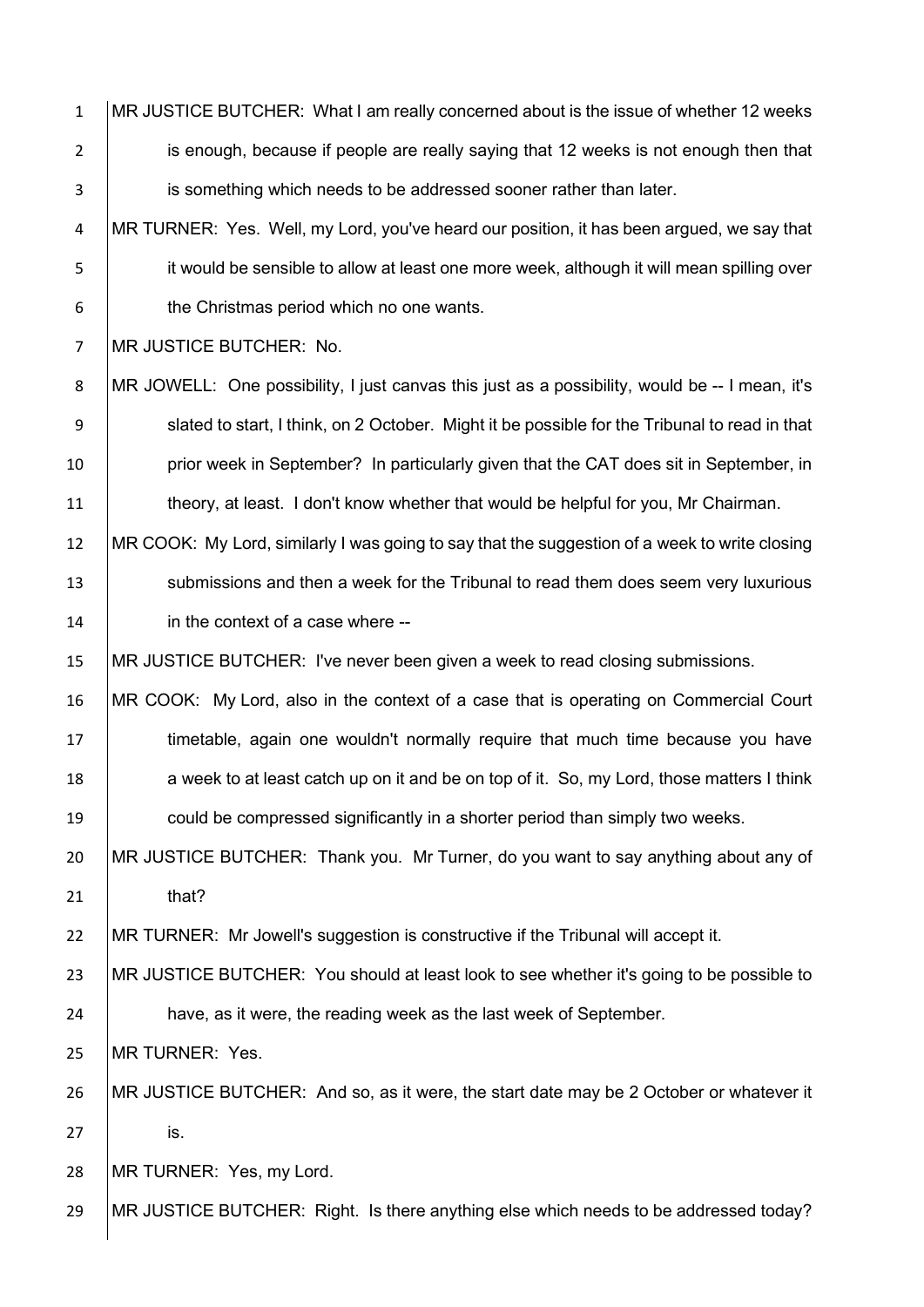MR JUSTICE BUTCHER: What I am really concerned about is the issue of whether 12 weeks is enough, because if people are really saying that 12 weeks is not enough then that is something which needs to be addressed sooner rather than later.

MR TURNER: Yes. Well, my Lord, you've heard our position, it has been argued, we say that it would be sensible to allow at least one more week, although it will mean spilling over the Christmas period which no one wants.

MR JUSTICE BUTCHER: No.

MR JOWELL: One possibility, I just canvas this just as a possibility, would be -- I mean, it's slated to start, I think, on 2 October. Might it be possible for the Tribunal to read in that prior week in September? In particularly given that the CAT does sit in September, in theory, at least. I don't know whether that would be helpful for you, Mr Chairman.

MR COOK: My Lord, similarly I was going to say that the suggestion of a week to write closing submissions and then a week for the Tribunal to read them does seem very luxurious in the context of a case where --

MR JUSTICE BUTCHER: I've never been given a week to read closing submissions.

MR COOK: My Lord, also in the context of a case that is operating on Commercial Court timetable, again one wouldn't normally require that much time because you have a week to at least catch up on it and be on top of it. So, my Lord, those matters I think could be compressed significantly in a shorter period than simply two weeks.

MR JUSTICE BUTCHER: Thank you. Mr Turner, do you want to say anything about any of that?

MR TURNER: Mr Jowell's suggestion is constructive if the Tribunal will accept it.

MR JUSTICE BUTCHER: You should at least look to see whether it's going to be possible to have, as it were, the reading week as the last week of September.

MR TURNER: Yes.

MR JUSTICE BUTCHER: And so, as it were, the start date may be 2 October or whatever it is.

MR TURNER: Yes, my Lord.

MR JUSTICE BUTCHER: Right. Is there anything else which needs to be addressed today?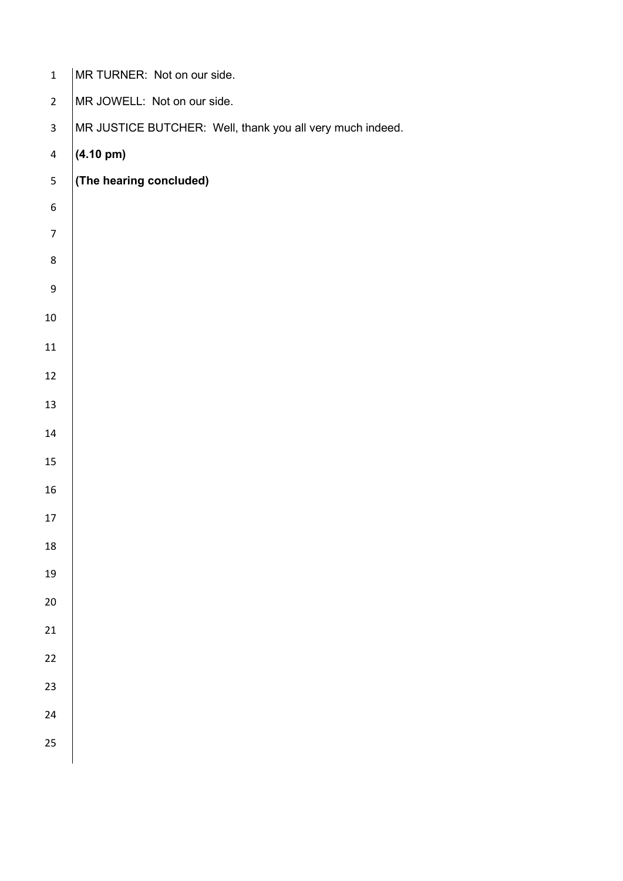MR TURNER: Not on our side.

MR JOWELL: Not on our side.

MR JUSTICE BUTCHER: Well, thank you all very much indeed.

**(4.10 pm)**

**(The hearing concluded)**